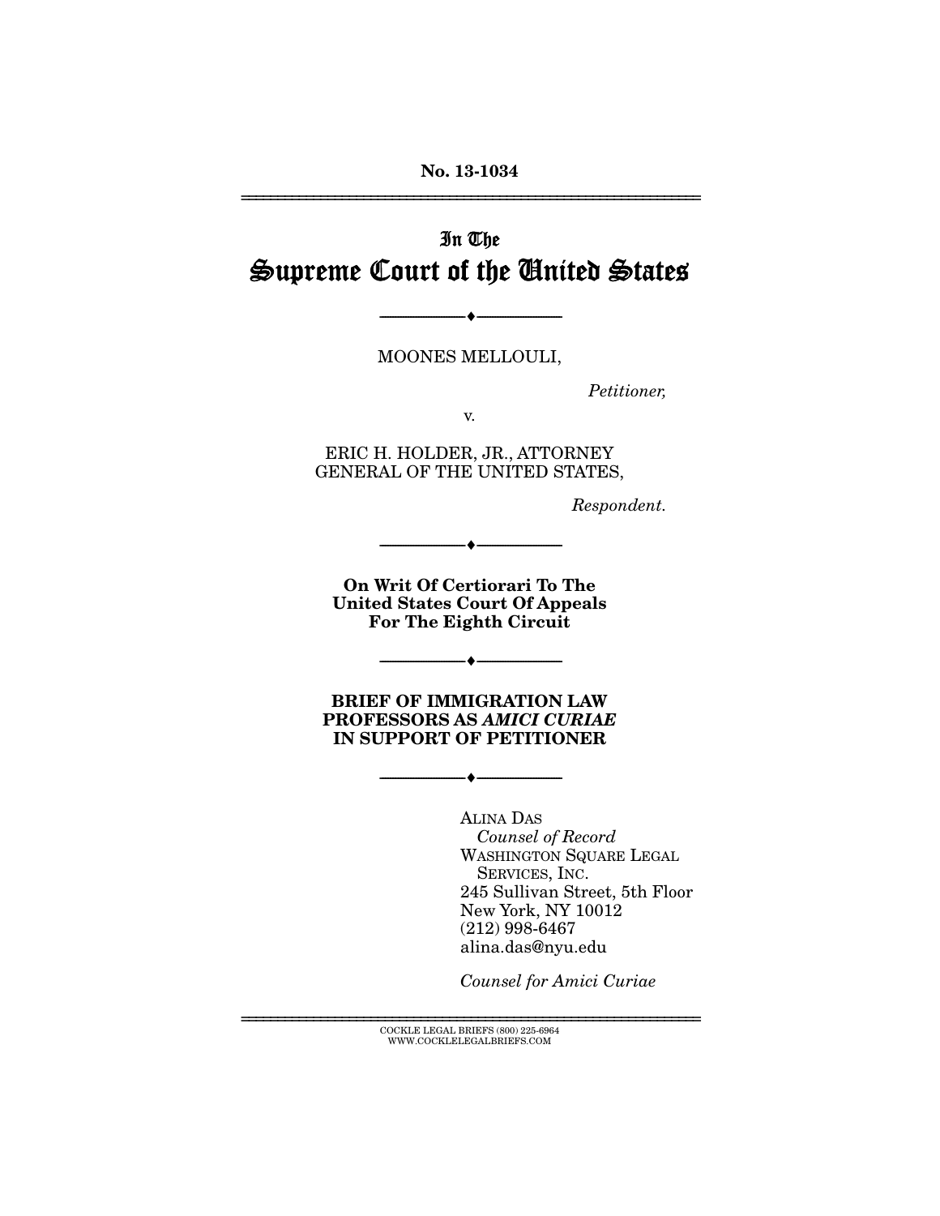No. 13-1034

---

# In The Supreme Court of the United States

---

MOONES MELLOULI,

*Petitioner,*

v.

ERIC H. HOLDER, JR., ATTORNEY GENERAL OF THE UNITED STATES,

*Respondent.*

---

**On Writ Of Certiorari To The United States Court Of Appeals For The Eighth Circuit**

---

**BRIEF OF IMMIGRATION LAW PROFESSORS AS *AMICI CURIAE* IN SUPPORT OF PETITIONER**

---

ALINA DAS
*Counsel of Record*
WASHINGTON SQUARE LEGAL SERVICES, INC.
245 Sullivan Street, 5th Floor
New York, NY 10012
(212) 998-6467
alina.das@nyu.edu

*Counsel for Amici Curiae*

---

COCKLE LEGAL BRIEFS (800) 225-6964
WWW.COCKLELEGALBRIEFS.COM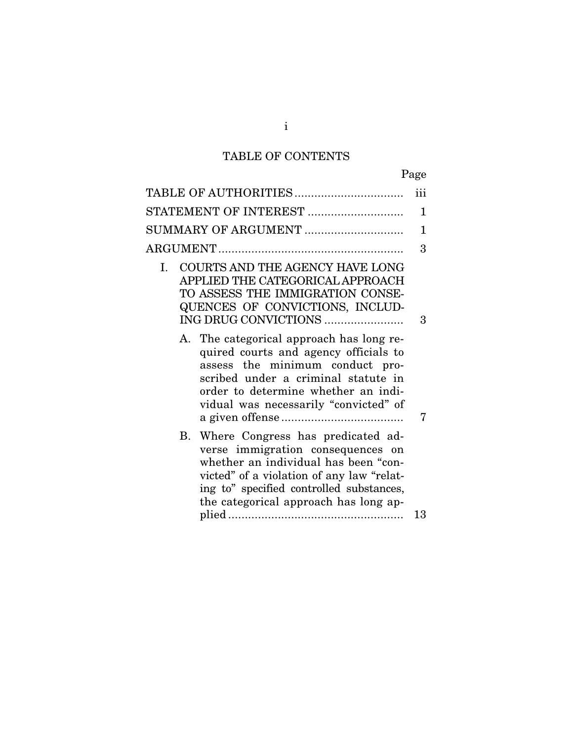# TABLE OF CONTENTS

| | Page |
|---|---|
| TABLE OF AUTHORITIES | iii |
| STATEMENT OF INTEREST | 1 |
| SUMMARY OF ARGUMENT | 1 |
| ARGUMENT | 3 |
| I. COURTS AND THE AGENCY HAVE LONG APPLIED THE CATEGORICAL APPROACH TO ASSESS THE IMMIGRATION CONSEQUENCES OF CONVICTIONS, INCLUDING DRUG CONVICTIONS | 3 |
| A. The categorical approach has long required courts and agency officials to assess the minimum conduct proscribed under a criminal statute in order to determine whether an individual was necessarily "convicted" of a given offense | 7 |
| B. Where Congress has predicated adverse immigration consequences on whether an individual has been "convicted" of a violation of any law "relating to" specified controlled substances, the categorical approach has long applied | 13 |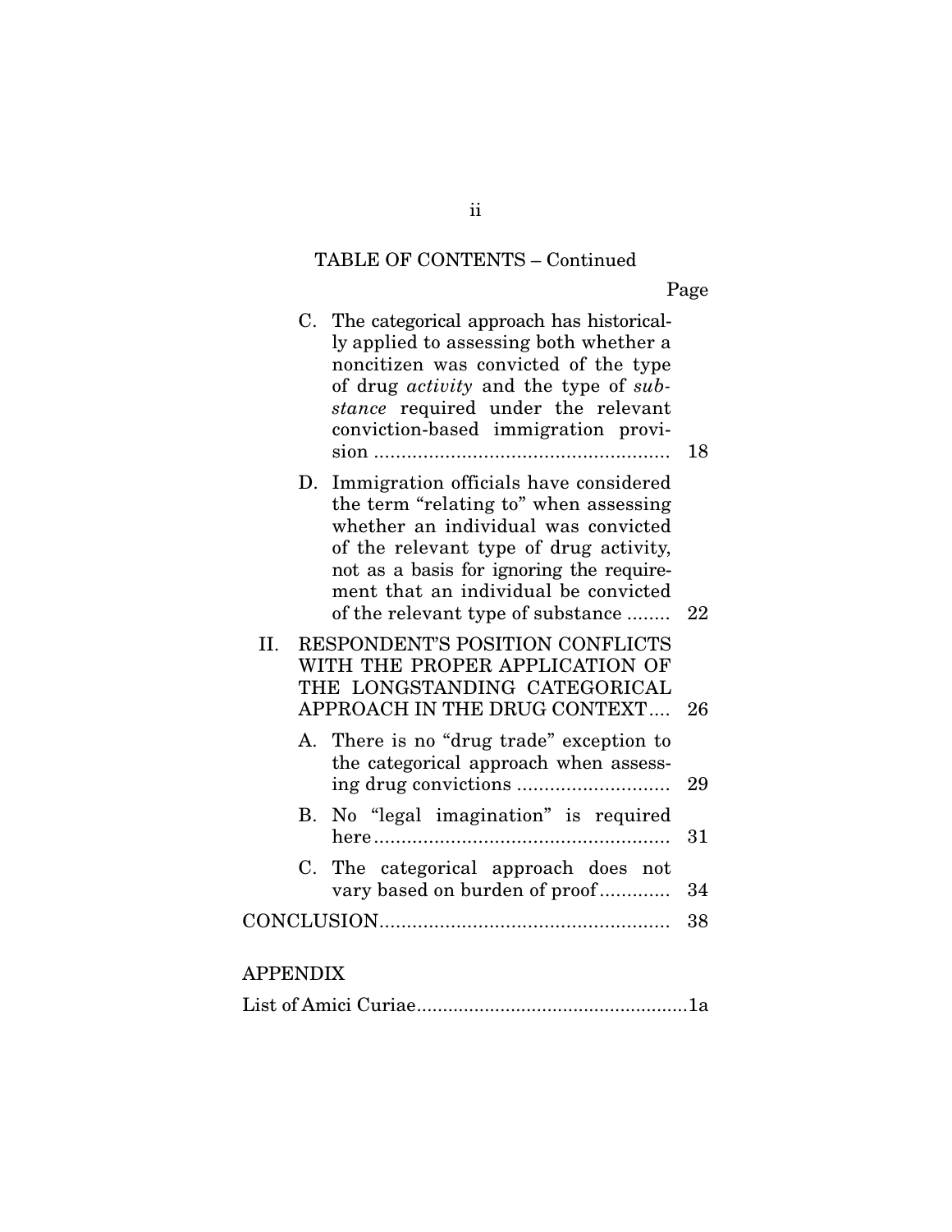TABLE OF CONTENTS – Continued

| | Page |
|---|---|
| C. The categorical approach has historically applied to assessing both whether a noncitizen was convicted of the type of drug *activity* and the type of *substance* required under the relevant conviction-based immigration provision | 18 |
| D. Immigration officials have considered the term "relating to" when assessing whether an individual was convicted of the relevant type of drug activity, not as a basis for ignoring the requirement that an individual be convicted of the relevant type of substance | 22 |
| II. RESPONDENT'S POSITION CONFLICTS WITH THE PROPER APPLICATION OF THE LONGSTANDING CATEGORICAL APPROACH IN THE DRUG CONTEXT | 26 |
| A. There is no "drug trade" exception to the categorical approach when assessing drug convictions | 29 |
| B. No "legal imagination" is required here | 31 |
| C. The categorical approach does not vary based on burden of proof | 34 |
| CONCLUSION | 38 |

APPENDIX

| | |
|---|---|
| List of Amici Curiae | 1a |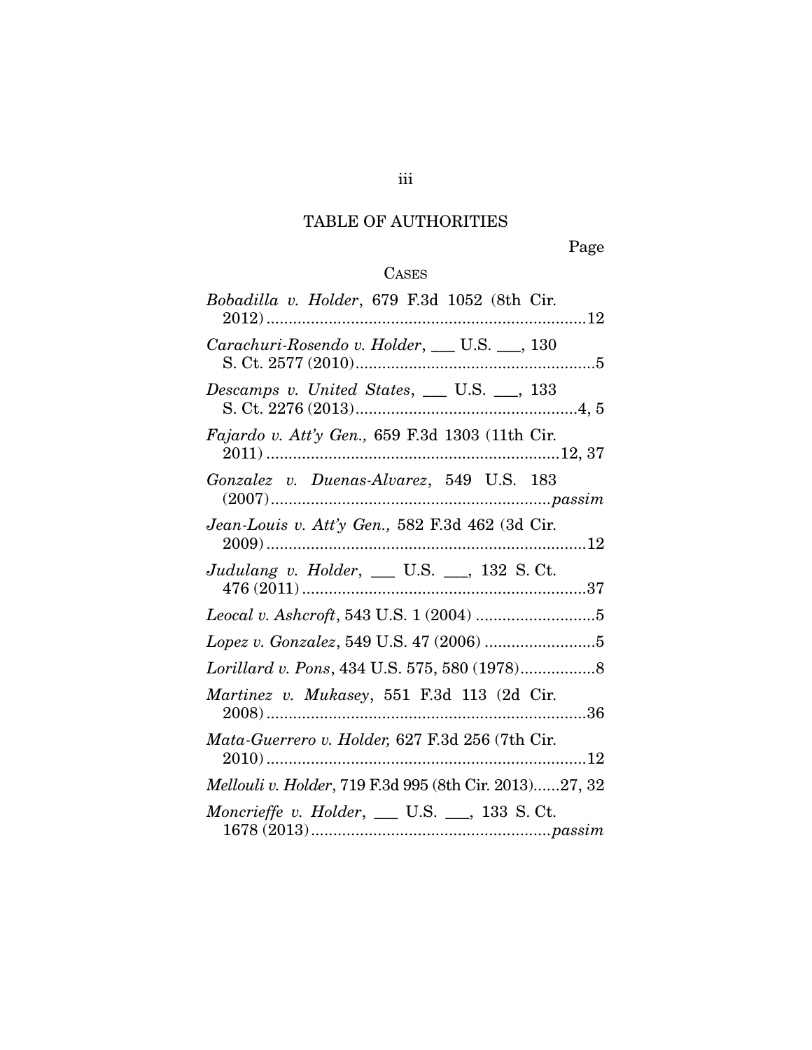# TABLE OF AUTHORITIES

Page

## CASES

*Bobadilla v. Holder*, 679 F.3d 1052 (8th Cir. 2012) ........................................................................12

*Carachuri-Rosendo v. Holder*, ___ U.S. ___, 130 S. Ct. 2577 (2010) ......................................................5

*Descamps v. United States*, ___ U.S. ___, 133 S. Ct. 2276 (2013) ..................................................4, 5

*Fajardo v. Att'y Gen.,* 659 F.3d 1303 (11th Cir. 2011) ..................................................................12, 37

*Gonzalez v. Duenas-Alvarez*, 549 U.S. 183 (2007) ..............................................................*passim*

*Jean-Louis v. Att'y Gen.,* 582 F.3d 462 (3d Cir. 2009) ........................................................................12

*Judulang v. Holder*, ___ U.S. ___, 132 S. Ct. 476 (2011) ................................................................37

*Leocal v. Ashcroft*, 543 U.S. 1 (2004) ...........................5

*Lopez v. Gonzalez*, 549 U.S. 47 (2006) .........................5

*Lorillard v. Pons*, 434 U.S. 575, 580 (1978).................8

*Martinez v. Mukasey*, 551 F.3d 113 (2d Cir. 2008) ........................................................................36

*Mata-Guerrero v. Holder,* 627 F.3d 256 (7th Cir. 2010) ........................................................................12

*Mellouli v. Holder*, 719 F.3d 995 (8th Cir. 2013)......27, 32

*Moncrieffe v. Holder*, ___ U.S. ___, 133 S. Ct. 1678 (2013) ......................................................*passim*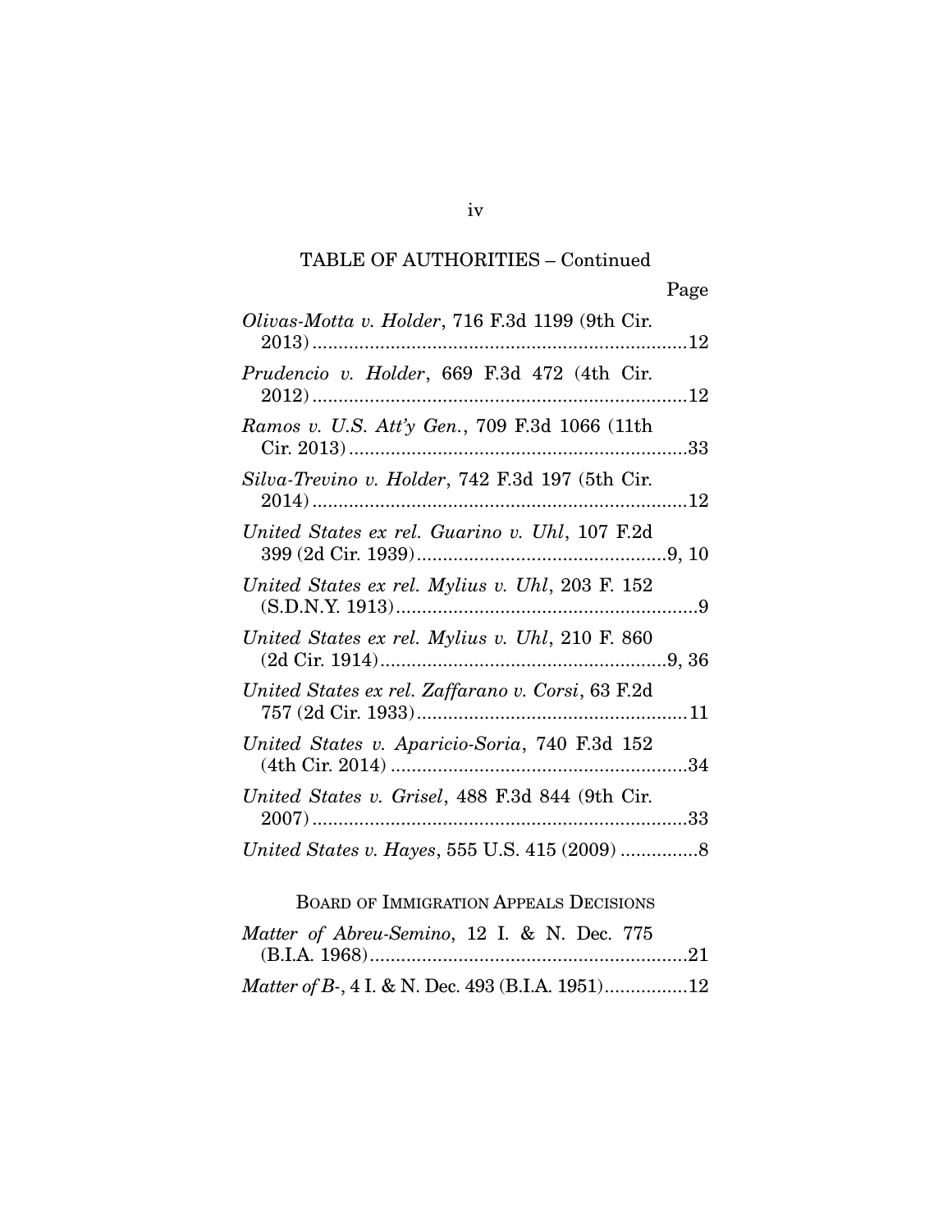TABLE OF AUTHORITIES – Continued

Page

*Olivas-Motta v. Holder*, 716 F.3d 1199 (9th Cir. 2013)........................................................................12

*Prudencio v. Holder*, 669 F.3d 472 (4th Cir. 2012)........................................................................12

*Ramos v. U.S. Att'y Gen.*, 709 F.3d 1066 (11th Cir. 2013)................................................................33

*Silva-Trevino v. Holder*, 742 F.3d 197 (5th Cir. 2014)........................................................................12

*United States ex rel. Guarino v. Uhl*, 107 F.2d 399 (2d Cir. 1939)................................................9, 10

*United States ex rel. Mylius v. Uhl*, 203 F. 152 (S.D.N.Y. 1913)..........................................................9

*United States ex rel. Mylius v. Uhl*, 210 F. 860 (2d Cir. 1914).......................................................9, 36

*United States ex rel. Zaffarano v. Corsi*, 63 F.2d 757 (2d Cir. 1933)....................................................11

*United States v. Aparicio-Soria*, 740 F.3d 152 (4th Cir. 2014) .........................................................34

*United States v. Grisel*, 488 F.3d 844 (9th Cir. 2007)........................................................................33

*United States v. Hayes*, 555 U.S. 415 (2009) ...............8

BOARD OF IMMIGRATION APPEALS DECISIONS

*Matter of Abreu-Semino*, 12 I. & N. Dec. 775 (B.I.A. 1968)............................................................21

*Matter of B-*, 4 I. & N. Dec. 493 (B.I.A. 1951)................12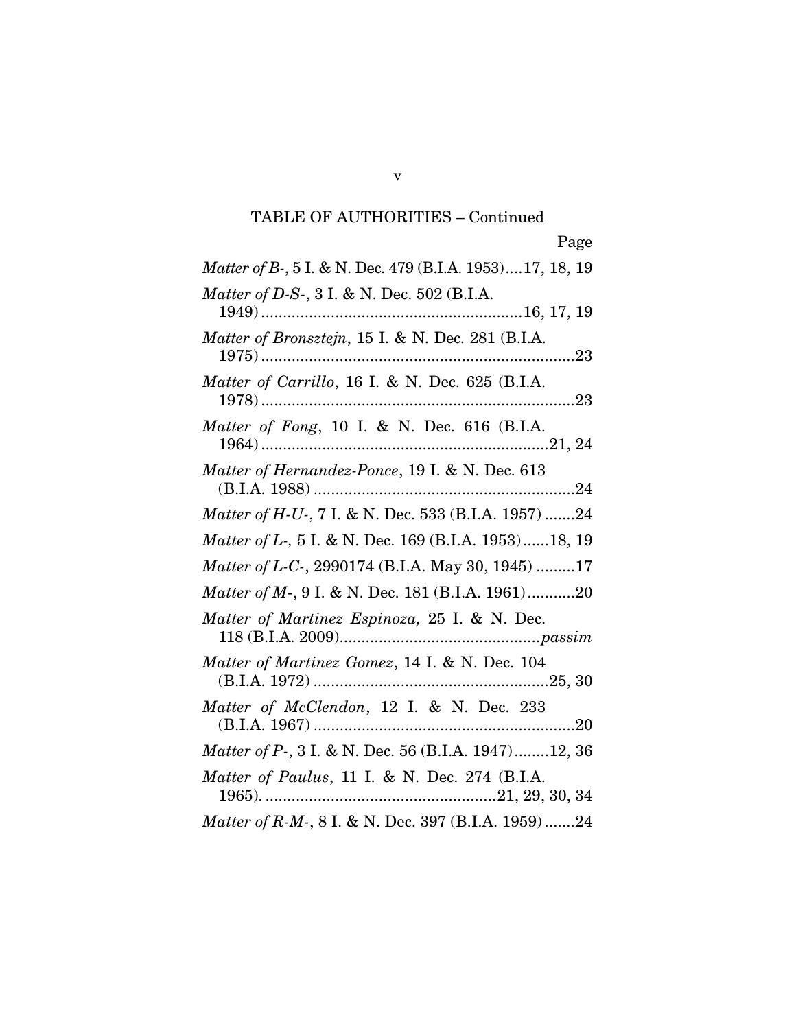TABLE OF AUTHORITIES – Continued

Page

*Matter of B-*, 5 I. & N. Dec. 479 (B.I.A. 1953)....17, 18, 19

*Matter of D-S-*, 3 I. & N. Dec. 502 (B.I.A. 1949)............................................................16, 17, 19

*Matter of Bronsztejn*, 15 I. & N. Dec. 281 (B.I.A. 1975).........................................................................23

*Matter of Carrillo*, 16 I. & N. Dec. 625 (B.I.A. 1978).........................................................................23

*Matter of Fong*, 10 I. & N. Dec. 616 (B.I.A. 1964)..................................................................21, 24

*Matter of Hernandez-Ponce*, 19 I. & N. Dec. 613 (B.I.A. 1988) ............................................................24

*Matter of H-U-*, 7 I. & N. Dec. 533 (B.I.A. 1957) .......24

*Matter of L-,* 5 I. & N. Dec. 169 (B.I.A. 1953)......18, 19

*Matter of L-C-*, 2990174 (B.I.A. May 30, 1945) .........17

*Matter of M-*, 9 I. & N. Dec. 181 (B.I.A. 1961)...........20

*Matter of Martinez Espinoza,* 25 I. & N. Dec. 118 (B.I.A. 2009)..............................................*passim*

*Matter of Martinez Gomez*, 14 I. & N. Dec. 104 (B.I.A. 1972) ......................................................25, 30

*Matter of McClendon*, 12 I. & N. Dec. 233 (B.I.A. 1967) ............................................................20

*Matter of P-*, 3 I. & N. Dec. 56 (B.I.A. 1947)........12, 36

*Matter of Paulus*, 11 I. & N. Dec. 274 (B.I.A. 1965). .....................................................21, 29, 30, 34

*Matter of R-M-*, 8 I. & N. Dec. 397 (B.I.A. 1959).......24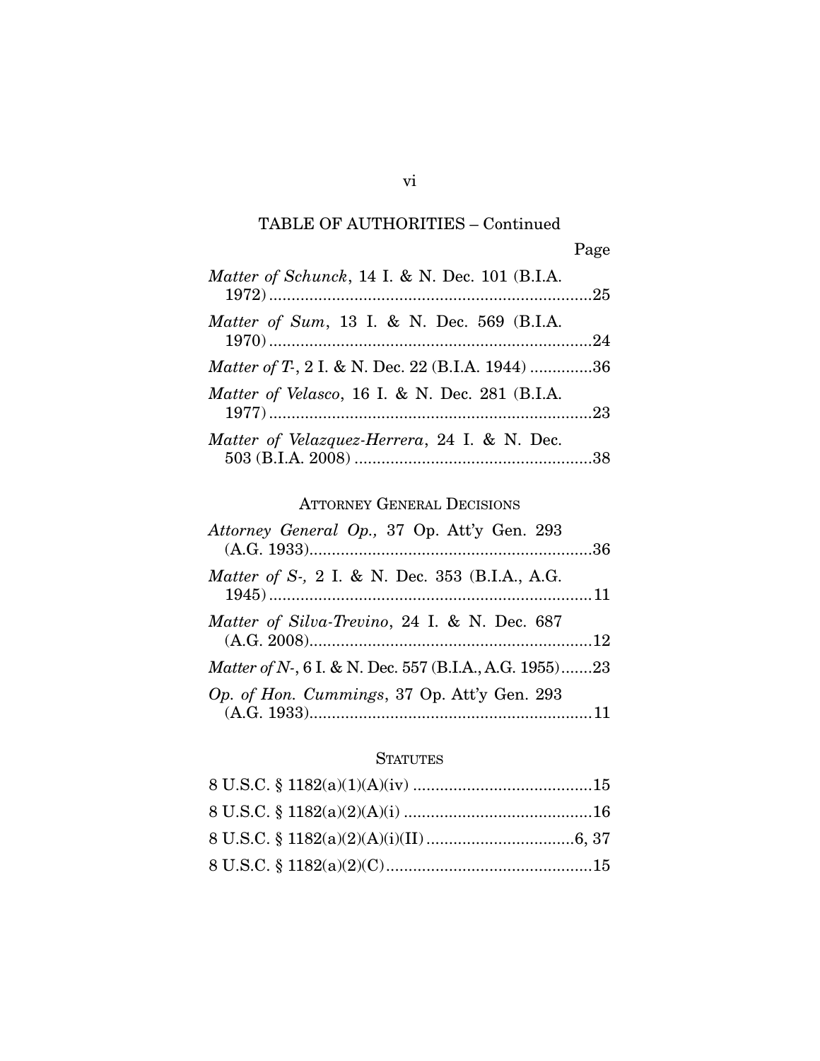TABLE OF AUTHORITIES – Continued

Page

*Matter of Schunck*, 14 I. & N. Dec. 101 (B.I.A. 1972) ........................................................................25

*Matter of Sum*, 13 I. & N. Dec. 569 (B.I.A. 1970) ........................................................................24

*Matter of T-*, 2 I. & N. Dec. 22 (B.I.A. 1944) ..............36

*Matter of Velasco*, 16 I. & N. Dec. 281 (B.I.A. 1977) ........................................................................23

*Matter of Velazquez-Herrera*, 24 I. & N. Dec. 503 (B.I.A. 2008) .....................................................38

ATTORNEY GENERAL DECISIONS

*Attorney General Op.,* 37 Op. Att'y Gen. 293 (A.G. 1933)...............................................................36

*Matter of S-,* 2 I. & N. Dec. 353 (B.I.A., A.G. 1945) ........................................................................11

*Matter of Silva-Trevino*, 24 I. & N. Dec. 687 (A.G. 2008)...............................................................12

*Matter of N-*, 6 I. & N. Dec. 557 (B.I.A., A.G. 1955).......23

*Op. of Hon. Cummings*, 37 Op. Att'y Gen. 293 (A.G. 1933)...............................................................11

STATUTES

8 U.S.C. § 1182(a)(1)(A)(iv) ........................................15

8 U.S.C. § 1182(a)(2)(A)(i) ..........................................16

8 U.S.C. § 1182(a)(2)(A)(i)(II) .................................6, 37

8 U.S.C. § 1182(a)(2)(C)..............................................15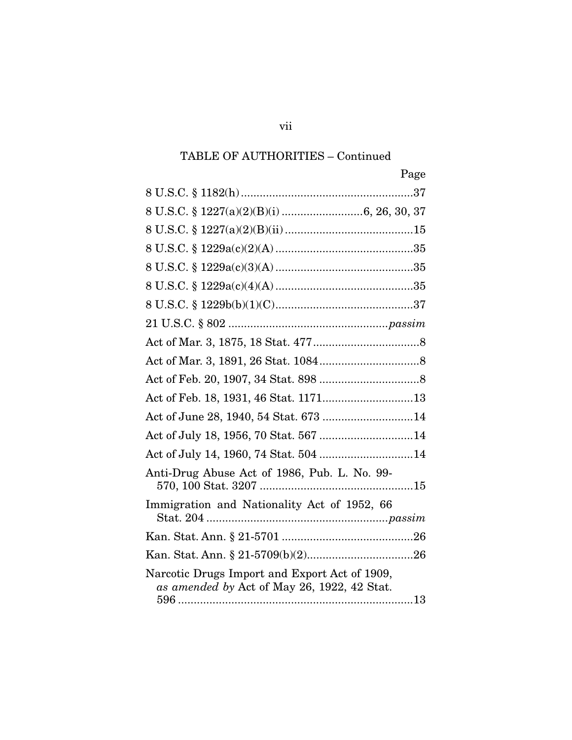TABLE OF AUTHORITIES – Continued

| | Page |
|---|---|
| 8 U.S.C. § 1182(h) | 37 |
| 8 U.S.C. § 1227(a)(2)(B)(i) | 6, 26, 30, 37 |
| 8 U.S.C. § 1227(a)(2)(B)(ii) | 15 |
| 8 U.S.C. § 1229a(c)(2)(A) | 35 |
| 8 U.S.C. § 1229a(c)(3)(A) | 35 |
| 8 U.S.C. § 1229a(c)(4)(A) | 35 |
| 8 U.S.C. § 1229b(b)(1)(C) | 37 |
| 21 U.S.C. § 802 | *passim* |
| Act of Mar. 3, 1875, 18 Stat. 477 | 8 |
| Act of Mar. 3, 1891, 26 Stat. 1084 | 8 |
| Act of Feb. 20, 1907, 34 Stat. 898 | 8 |
| Act of Feb. 18, 1931, 46 Stat. 1171 | 13 |
| Act of June 28, 1940, 54 Stat. 673 | 14 |
| Act of July 18, 1956, 70 Stat. 567 | 14 |
| Act of July 14, 1960, 74 Stat. 504 | 14 |
| Anti-Drug Abuse Act of 1986, Pub. L. No. 99-570, 100 Stat. 3207 | 15 |
| Immigration and Nationality Act of 1952, 66 Stat. 204 | *passim* |
| Kan. Stat. Ann. § 21-5701 | 26 |
| Kan. Stat. Ann. § 21-5709(b)(2) | 26 |
| Narcotic Drugs Import and Export Act of 1909, *as amended by* Act of May 26, 1922, 42 Stat. 596 | 13 |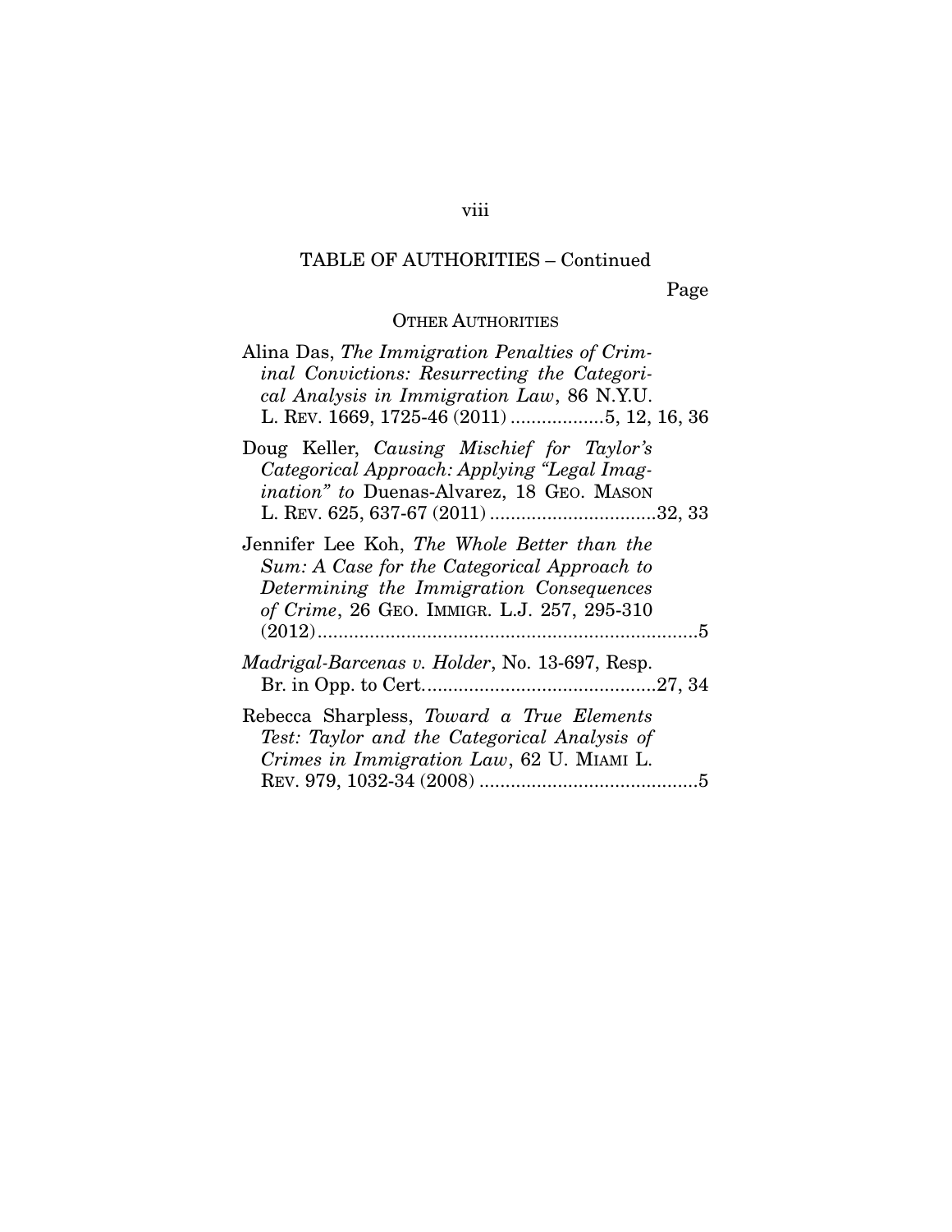TABLE OF AUTHORITIES – Continued

Page

OTHER AUTHORITIES

Alina Das, *The Immigration Penalties of Criminal Convictions: Resurrecting the Categorical Analysis in Immigration Law*, 86 N.Y.U. L. REV. 1669, 1725-46 (2011) ..................5, 12, 16, 36

Doug Keller, *Causing Mischief for Taylor's Categorical Approach: Applying "Legal Imagination" to* Duenas-Alvarez, 18 GEO. MASON L. REV. 625, 637-67 (2011) ................................32, 33

Jennifer Lee Koh, *The Whole Better than the Sum: A Case for the Categorical Approach to Determining the Immigration Consequences of Crime*, 26 GEO. IMMIGR. L.J. 257, 295-310 (2012).........................................................................5

*Madrigal-Barcenas v. Holder*, No. 13-697, Resp. Br. in Opp. to Cert.............................................27, 34

Rebecca Sharpless, *Toward a True Elements Test: Taylor and the Categorical Analysis of Crimes in Immigration Law*, 62 U. MIAMI L. REV. 979, 1032-34 (2008) ..........................................5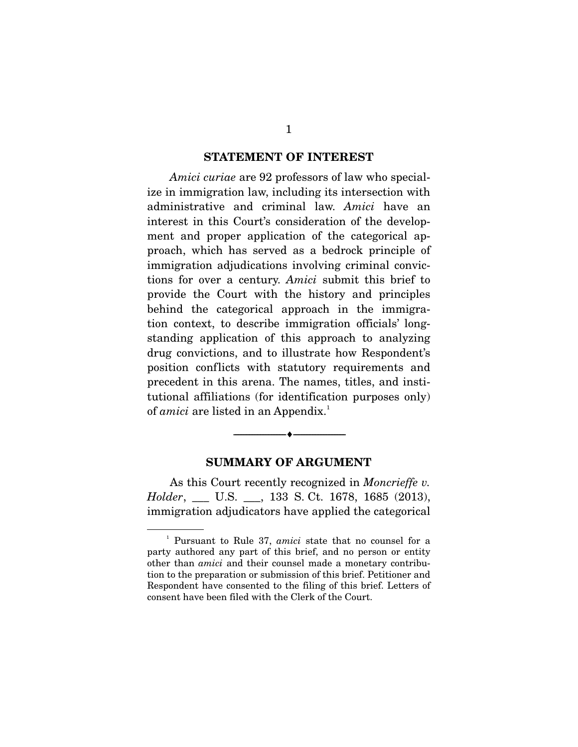## STATEMENT OF INTEREST

*Amici curiae* are 92 professors of law who specialize in immigration law, including its intersection with administrative and criminal law. *Amici* have an interest in this Court's consideration of the development and proper application of the categorical approach, which has served as a bedrock principle of immigration adjudications involving criminal convictions for over a century. *Amici* submit this brief to provide the Court with the history and principles behind the categorical approach in the immigration context, to describe immigration officials' longstanding application of this approach to analyzing drug convictions, and to illustrate how Respondent's position conflicts with statutory requirements and precedent in this arena. The names, titles, and institutional affiliations (for identification purposes only) of *amici* are listed in an Appendix.[1]

---

## SUMMARY OF ARGUMENT

As this Court recently recognized in *Moncrieffe v. Holder*, ___ U.S. ___, 133 S. Ct. 1678, 1685 (2013), immigration adjudicators have applied the categorical

---

[1] Pursuant to Rule 37, *amici* state that no counsel for a party authored any part of this brief, and no person or entity other than *amici* and their counsel made a monetary contribution to the preparation or submission of this brief. Petitioner and Respondent have consented to the filing of this brief. Letters of consent have been filed with the Clerk of the Court.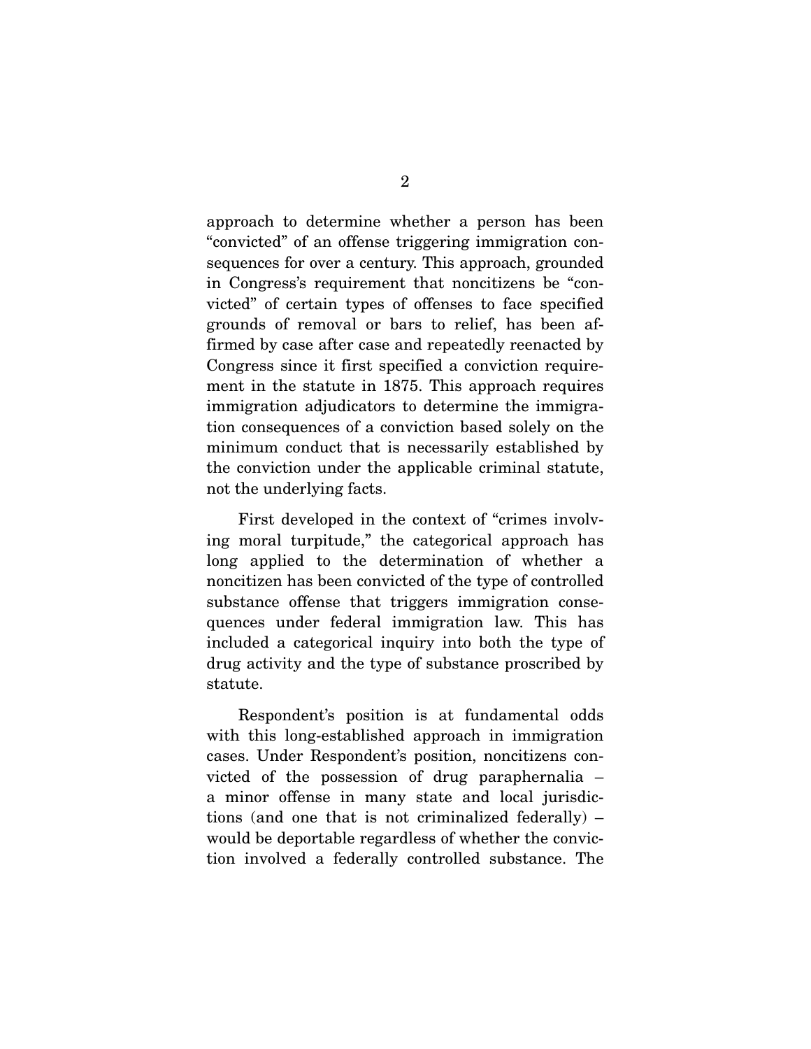approach to determine whether a person has been "convicted" of an offense triggering immigration consequences for over a century. This approach, grounded in Congress's requirement that noncitizens be "convicted" of certain types of offenses to face specified grounds of removal or bars to relief, has been affirmed by case after case and repeatedly reenacted by Congress since it first specified a conviction requirement in the statute in 1875. This approach requires immigration adjudicators to determine the immigration consequences of a conviction based solely on the minimum conduct that is necessarily established by the conviction under the applicable criminal statute, not the underlying facts.

First developed in the context of "crimes involving moral turpitude," the categorical approach has long applied to the determination of whether a noncitizen has been convicted of the type of controlled substance offense that triggers immigration consequences under federal immigration law. This has included a categorical inquiry into both the type of drug activity and the type of substance proscribed by statute.

Respondent's position is at fundamental odds with this long-established approach in immigration cases. Under Respondent's position, noncitizens convicted of the possession of drug paraphernalia – a minor offense in many state and local jurisdictions (and one that is not criminalized federally) – would be deportable regardless of whether the conviction involved a federally controlled substance. The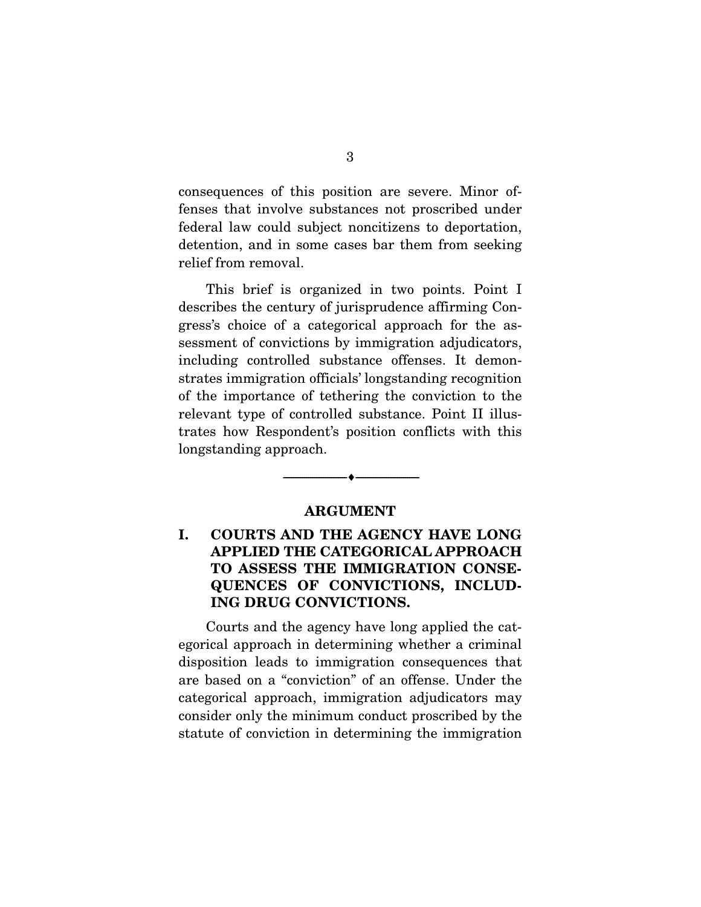consequences of this position are severe. Minor offenses that involve substances not proscribed under federal law could subject noncitizens to deportation, detention, and in some cases bar them from seeking relief from removal.

This brief is organized in two points. Point I describes the century of jurisprudence affirming Congress's choice of a categorical approach for the assessment of convictions by immigration adjudicators, including controlled substance offenses. It demonstrates immigration officials' longstanding recognition of the importance of tethering the conviction to the relevant type of controlled substance. Point II illustrates how Respondent's position conflicts with this longstanding approach.

---

## ARGUMENT

### I. COURTS AND THE AGENCY HAVE LONG APPLIED THE CATEGORICAL APPROACH TO ASSESS THE IMMIGRATION CONSEQUENCES OF CONVICTIONS, INCLUDING DRUG CONVICTIONS.

Courts and the agency have long applied the categorical approach in determining whether a criminal disposition leads to immigration consequences that are based on a "conviction" of an offense. Under the categorical approach, immigration adjudicators may consider only the minimum conduct proscribed by the statute of conviction in determining the immigration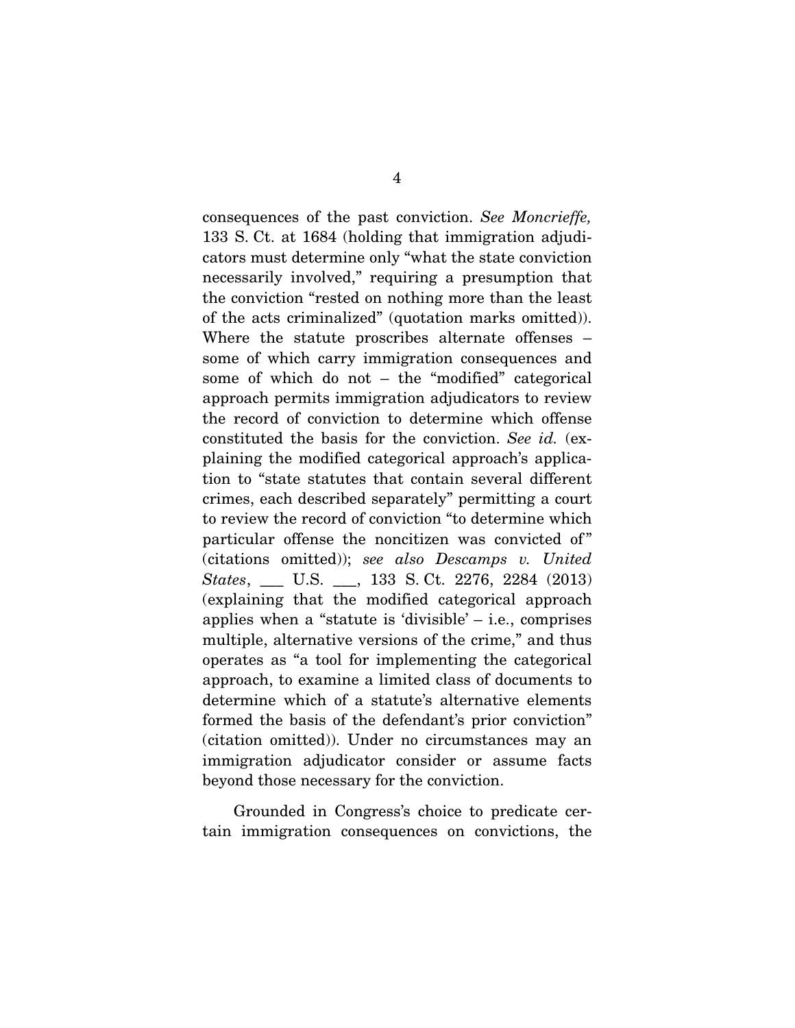consequences of the past conviction. *See Moncrieffe,* 133 S. Ct. at 1684 (holding that immigration adjudicators must determine only "what the state conviction necessarily involved," requiring a presumption that the conviction "rested on nothing more than the least of the acts criminalized" (quotation marks omitted)). Where the statute proscribes alternate offenses – some of which carry immigration consequences and some of which do not – the "modified" categorical approach permits immigration adjudicators to review the record of conviction to determine which offense constituted the basis for the conviction. *See id.* (explaining the modified categorical approach's application to "state statutes that contain several different crimes, each described separately" permitting a court to review the record of conviction "to determine which particular offense the noncitizen was convicted of" (citations omitted)); *see also Descamps v. United States*, ___ U.S. ___, 133 S. Ct. 2276, 2284 (2013) (explaining that the modified categorical approach applies when a "statute is 'divisible' – i.e., comprises multiple, alternative versions of the crime," and thus operates as "a tool for implementing the categorical approach, to examine a limited class of documents to determine which of a statute's alternative elements formed the basis of the defendant's prior conviction" (citation omitted)). Under no circumstances may an immigration adjudicator consider or assume facts beyond those necessary for the conviction.

Grounded in Congress's choice to predicate certain immigration consequences on convictions, the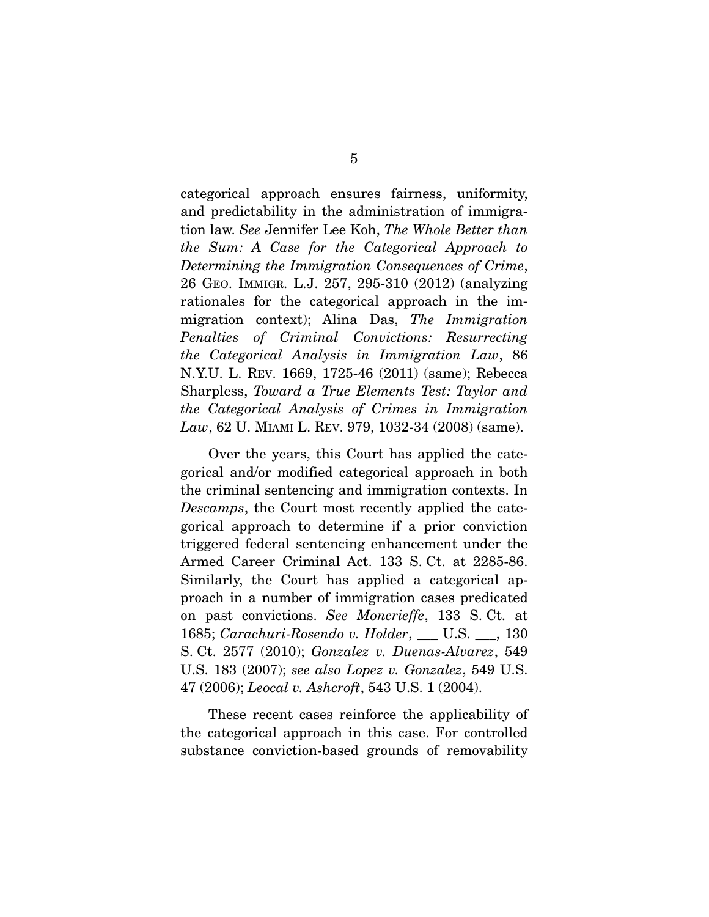categorical approach ensures fairness, uniformity, and predictability in the administration of immigration law. *See* Jennifer Lee Koh, *The Whole Better than the Sum: A Case for the Categorical Approach to Determining the Immigration Consequences of Crime*, 26 GEO. IMMIGR. L.J. 257, 295-310 (2012) (analyzing rationales for the categorical approach in the immigration context); Alina Das, *The Immigration Penalties of Criminal Convictions: Resurrecting the Categorical Analysis in Immigration Law*, 86 N.Y.U. L. REV. 1669, 1725-46 (2011) (same); Rebecca Sharpless, *Toward a True Elements Test: Taylor and the Categorical Analysis of Crimes in Immigration Law*, 62 U. MIAMI L. REV. 979, 1032-34 (2008) (same).

Over the years, this Court has applied the categorical and/or modified categorical approach in both the criminal sentencing and immigration contexts. In *Descamps*, the Court most recently applied the categorical approach to determine if a prior conviction triggered federal sentencing enhancement under the Armed Career Criminal Act. 133 S. Ct. at 2285-86. Similarly, the Court has applied a categorical approach in a number of immigration cases predicated on past convictions. *See Moncrieffe*, 133 S. Ct. at 1685; *Carachuri-Rosendo v. Holder*, ___ U.S. ___, 130 S. Ct. 2577 (2010); *Gonzalez v. Duenas-Alvarez*, 549 U.S. 183 (2007); *see also Lopez v. Gonzalez*, 549 U.S. 47 (2006); *Leocal v. Ashcroft*, 543 U.S. 1 (2004).

These recent cases reinforce the applicability of the categorical approach in this case. For controlled substance conviction-based grounds of removability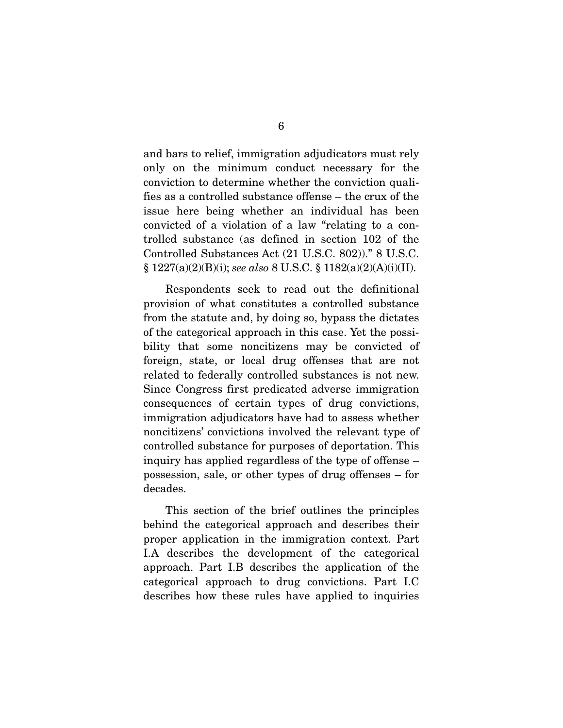and bars to relief, immigration adjudicators must rely only on the minimum conduct necessary for the conviction to determine whether the conviction qualifies as a controlled substance offense – the crux of the issue here being whether an individual has been convicted of a violation of a law "relating to a controlled substance (as defined in section 102 of the Controlled Substances Act (21 U.S.C. 802))." 8 U.S.C. § 1227(a)(2)(B)(i); *see also* 8 U.S.C. § 1182(a)(2)(A)(i)(II).

Respondents seek to read out the definitional provision of what constitutes a controlled substance from the statute and, by doing so, bypass the dictates of the categorical approach in this case. Yet the possibility that some noncitizens may be convicted of foreign, state, or local drug offenses that are not related to federally controlled substances is not new. Since Congress first predicated adverse immigration consequences of certain types of drug convictions, immigration adjudicators have had to assess whether noncitizens' convictions involved the relevant type of controlled substance for purposes of deportation. This inquiry has applied regardless of the type of offense – possession, sale, or other types of drug offenses – for decades.

This section of the brief outlines the principles behind the categorical approach and describes their proper application in the immigration context. Part I.A describes the development of the categorical approach. Part I.B describes the application of the categorical approach to drug convictions. Part I.C describes how these rules have applied to inquiries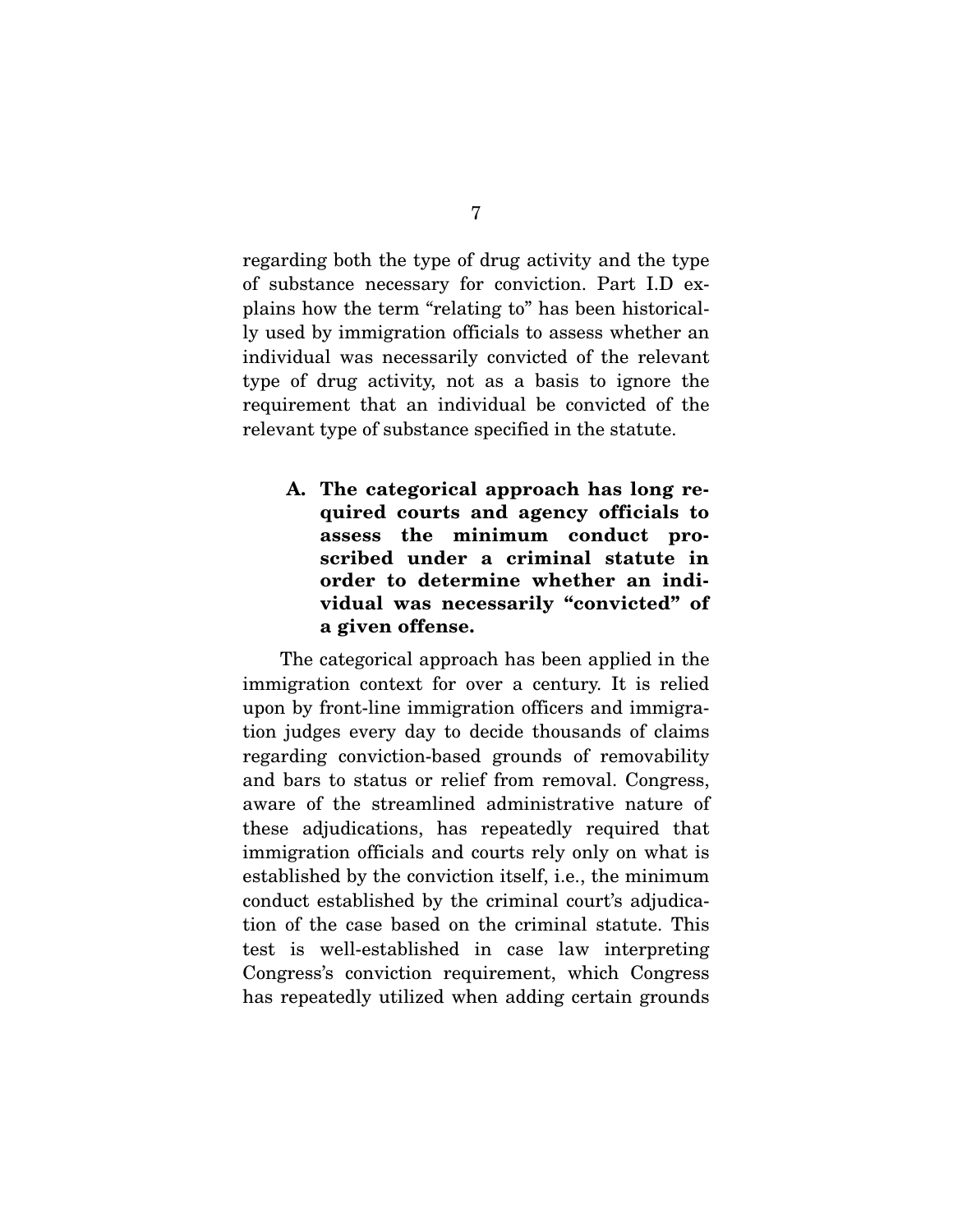regarding both the type of drug activity and the type of substance necessary for conviction. Part I.D explains how the term "relating to" has been historically used by immigration officials to assess whether an individual was necessarily convicted of the relevant type of drug activity, not as a basis to ignore the requirement that an individual be convicted of the relevant type of substance specified in the statute.

### A. The categorical approach has long required courts and agency officials to assess the minimum conduct proscribed under a criminal statute in order to determine whether an individual was necessarily "convicted" of a given offense.

The categorical approach has been applied in the immigration context for over a century. It is relied upon by front-line immigration officers and immigration judges every day to decide thousands of claims regarding conviction-based grounds of removability and bars to status or relief from removal. Congress, aware of the streamlined administrative nature of these adjudications, has repeatedly required that immigration officials and courts rely only on what is established by the conviction itself, i.e., the minimum conduct established by the criminal court's adjudication of the case based on the criminal statute. This test is well-established in case law interpreting Congress's conviction requirement, which Congress has repeatedly utilized when adding certain grounds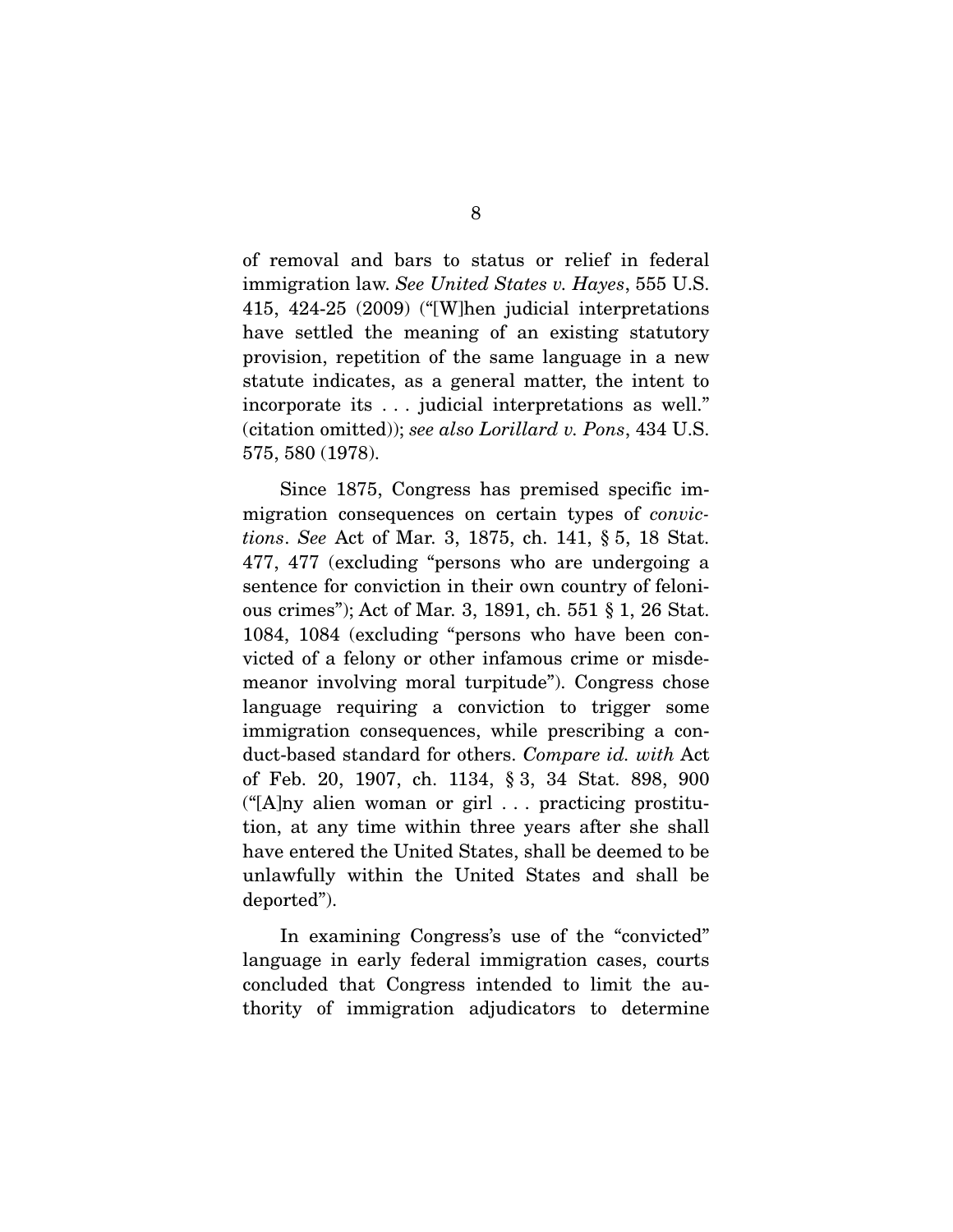of removal and bars to status or relief in federal immigration law. *See United States v. Hayes*, 555 U.S. 415, 424-25 (2009) ("[W]hen judicial interpretations have settled the meaning of an existing statutory provision, repetition of the same language in a new statute indicates, as a general matter, the intent to incorporate its . . . judicial interpretations as well." (citation omitted)); *see also Lorillard v. Pons*, 434 U.S. 575, 580 (1978).

Since 1875, Congress has premised specific immigration consequences on certain types of *convictions*. *See* Act of Mar. 3, 1875, ch. 141, § 5, 18 Stat. 477, 477 (excluding "persons who are undergoing a sentence for conviction in their own country of felonious crimes"); Act of Mar. 3, 1891, ch. 551 § 1, 26 Stat. 1084, 1084 (excluding "persons who have been convicted of a felony or other infamous crime or misdemeanor involving moral turpitude"). Congress chose language requiring a conviction to trigger some immigration consequences, while prescribing a conduct-based standard for others. *Compare id. with* Act of Feb. 20, 1907, ch. 1134, § 3, 34 Stat. 898, 900 ("[A]ny alien woman or girl . . . practicing prostitution, at any time within three years after she shall have entered the United States, shall be deemed to be unlawfully within the United States and shall be deported").

In examining Congress's use of the "convicted" language in early federal immigration cases, courts concluded that Congress intended to limit the authority of immigration adjudicators to determine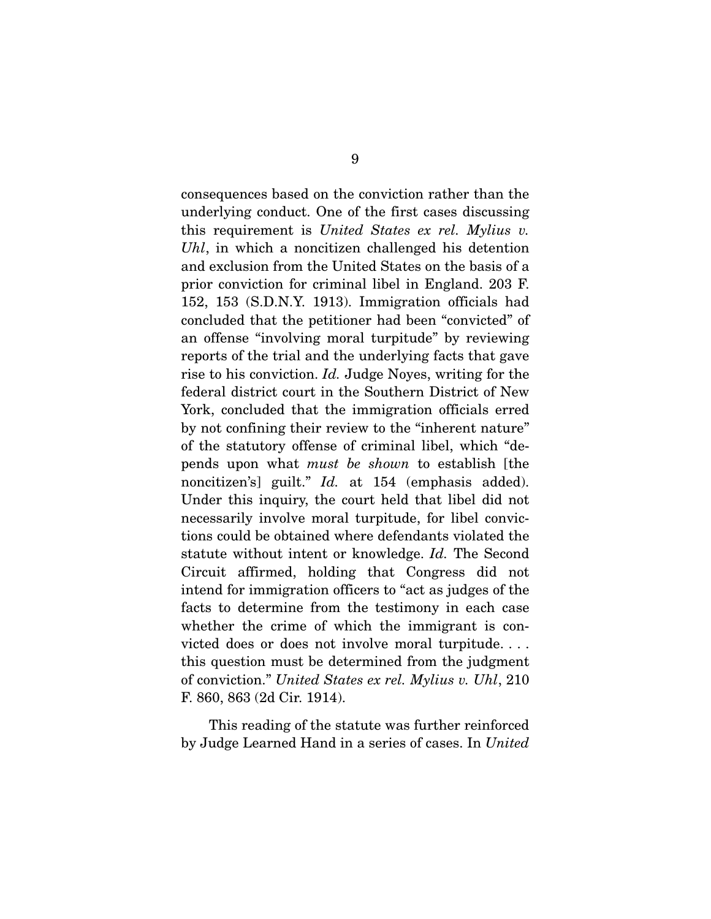consequences based on the conviction rather than the underlying conduct. One of the first cases discussing this requirement is *United States ex rel. Mylius v. Uhl*, in which a noncitizen challenged his detention and exclusion from the United States on the basis of a prior conviction for criminal libel in England. 203 F. 152, 153 (S.D.N.Y. 1913). Immigration officials had concluded that the petitioner had been "convicted" of an offense "involving moral turpitude" by reviewing reports of the trial and the underlying facts that gave rise to his conviction. *Id.* Judge Noyes, writing for the federal district court in the Southern District of New York, concluded that the immigration officials erred by not confining their review to the "inherent nature" of the statutory offense of criminal libel, which "depends upon what *must be shown* to establish [the noncitizen's] guilt." *Id.* at 154 (emphasis added). Under this inquiry, the court held that libel did not necessarily involve moral turpitude, for libel convictions could be obtained where defendants violated the statute without intent or knowledge. *Id.* The Second Circuit affirmed, holding that Congress did not intend for immigration officers to "act as judges of the facts to determine from the testimony in each case whether the crime of which the immigrant is convicted does or does not involve moral turpitude. . . . this question must be determined from the judgment of conviction." *United States ex rel. Mylius v. Uhl*, 210 F. 860, 863 (2d Cir. 1914).

This reading of the statute was further reinforced by Judge Learned Hand in a series of cases. In *United*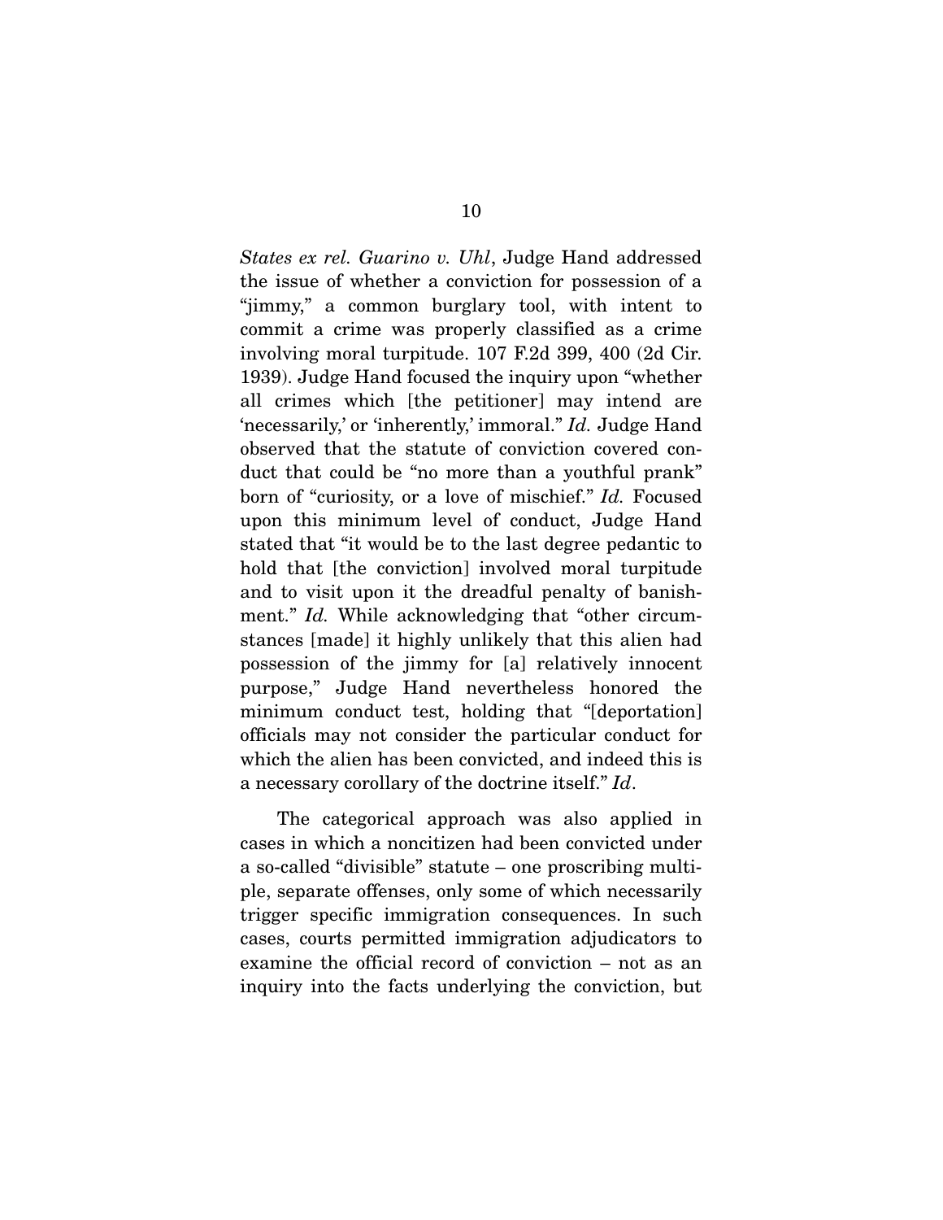*States ex rel. Guarino v. Uhl*, Judge Hand addressed the issue of whether a conviction for possession of a "jimmy," a common burglary tool, with intent to commit a crime was properly classified as a crime involving moral turpitude. 107 F.2d 399, 400 (2d Cir. 1939). Judge Hand focused the inquiry upon "whether all crimes which [the petitioner] may intend are 'necessarily,' or 'inherently,' immoral." *Id.* Judge Hand observed that the statute of conviction covered conduct that could be "no more than a youthful prank" born of "curiosity, or a love of mischief." *Id.* Focused upon this minimum level of conduct, Judge Hand stated that "it would be to the last degree pedantic to hold that [the conviction] involved moral turpitude and to visit upon it the dreadful penalty of banishment." *Id.* While acknowledging that "other circumstances [made] it highly unlikely that this alien had possession of the jimmy for [a] relatively innocent purpose," Judge Hand nevertheless honored the minimum conduct test, holding that "[deportation] officials may not consider the particular conduct for which the alien has been convicted, and indeed this is a necessary corollary of the doctrine itself." *Id*.

The categorical approach was also applied in cases in which a noncitizen had been convicted under a so-called "divisible" statute – one proscribing multiple, separate offenses, only some of which necessarily trigger specific immigration consequences. In such cases, courts permitted immigration adjudicators to examine the official record of conviction – not as an inquiry into the facts underlying the conviction, but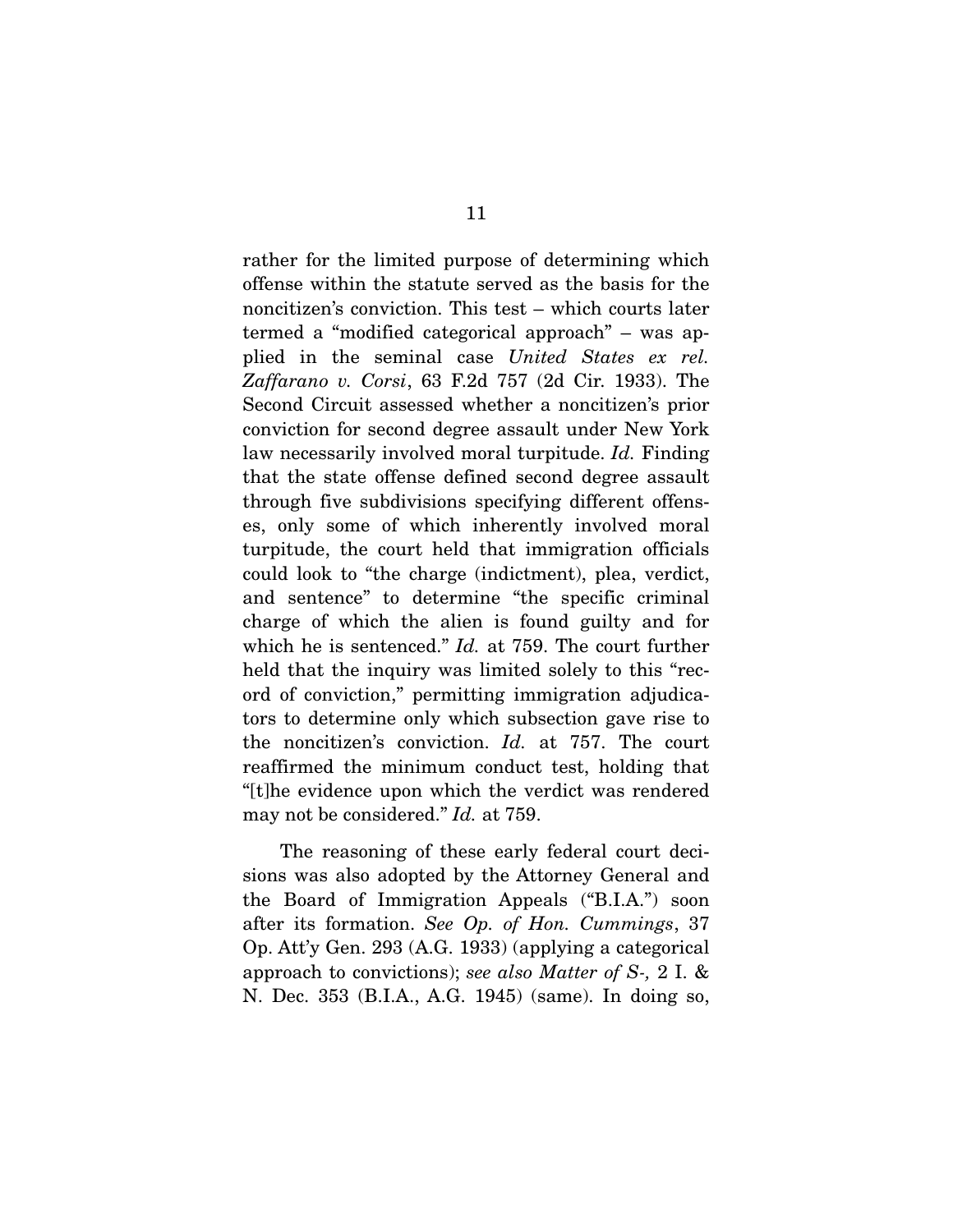rather for the limited purpose of determining which offense within the statute served as the basis for the noncitizen's conviction. This test – which courts later termed a "modified categorical approach" – was applied in the seminal case *United States ex rel. Zaffarano v. Corsi*, 63 F.2d 757 (2d Cir. 1933). The Second Circuit assessed whether a noncitizen's prior conviction for second degree assault under New York law necessarily involved moral turpitude. *Id.* Finding that the state offense defined second degree assault through five subdivisions specifying different offenses, only some of which inherently involved moral turpitude, the court held that immigration officials could look to "the charge (indictment), plea, verdict, and sentence" to determine "the specific criminal charge of which the alien is found guilty and for which he is sentenced." *Id.* at 759. The court further held that the inquiry was limited solely to this "record of conviction," permitting immigration adjudicators to determine only which subsection gave rise to the noncitizen's conviction. *Id.* at 757. The court reaffirmed the minimum conduct test, holding that "[t]he evidence upon which the verdict was rendered may not be considered." *Id.* at 759.

The reasoning of these early federal court decisions was also adopted by the Attorney General and the Board of Immigration Appeals ("B.I.A.") soon after its formation. *See Op. of Hon. Cummings*, 37 Op. Att'y Gen. 293 (A.G. 1933) (applying a categorical approach to convictions); *see also Matter of S-,* 2 I. & N. Dec. 353 (B.I.A., A.G. 1945) (same). In doing so,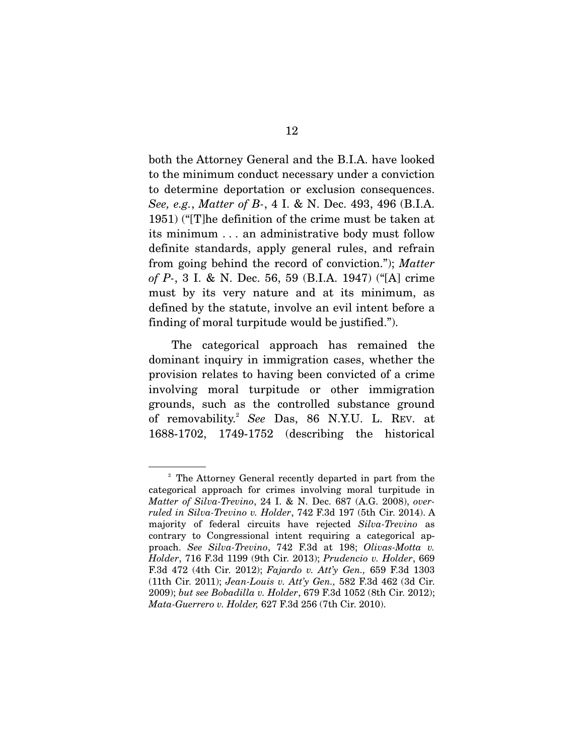both the Attorney General and the B.I.A. have looked to the minimum conduct necessary under a conviction to determine deportation or exclusion consequences. *See, e.g.*, *Matter of B-*, 4 I. & N. Dec. 493, 496 (B.I.A. 1951) ("[T]he definition of the crime must be taken at its minimum . . . an administrative body must follow definite standards, apply general rules, and refrain from going behind the record of conviction."); *Matter of P-*, 3 I. & N. Dec. 56, 59 (B.I.A. 1947) ("[A] crime must by its very nature and at its minimum, as defined by the statute, involve an evil intent before a finding of moral turpitude would be justified.").

The categorical approach has remained the dominant inquiry in immigration cases, whether the provision relates to having been convicted of a crime involving moral turpitude or other immigration grounds, such as the controlled substance ground of removability.[2] *See* Das, 86 N.Y.U. L. REV. at 1688-1702, 1749-1752 (describing the historical

---

[2] The Attorney General recently departed in part from the categorical approach for crimes involving moral turpitude in *Matter of Silva-Trevino*, 24 I. & N. Dec. 687 (A.G. 2008), *overruled in Silva-Trevino v. Holder*, 742 F.3d 197 (5th Cir. 2014). A majority of federal circuits have rejected *Silva-Trevino* as contrary to Congressional intent requiring a categorical approach. *See Silva-Trevino*, 742 F.3d at 198; *Olivas-Motta v. Holder*, 716 F.3d 1199 (9th Cir. 2013); *Prudencio v. Holder*, 669 F.3d 472 (4th Cir. 2012); *Fajardo v. Att'y Gen.,* 659 F.3d 1303 (11th Cir. 2011); *Jean-Louis v. Att'y Gen.,* 582 F.3d 462 (3d Cir. 2009); *but see Bobadilla v. Holder*, 679 F.3d 1052 (8th Cir. 2012); *Mata-Guerrero v. Holder,* 627 F.3d 256 (7th Cir. 2010).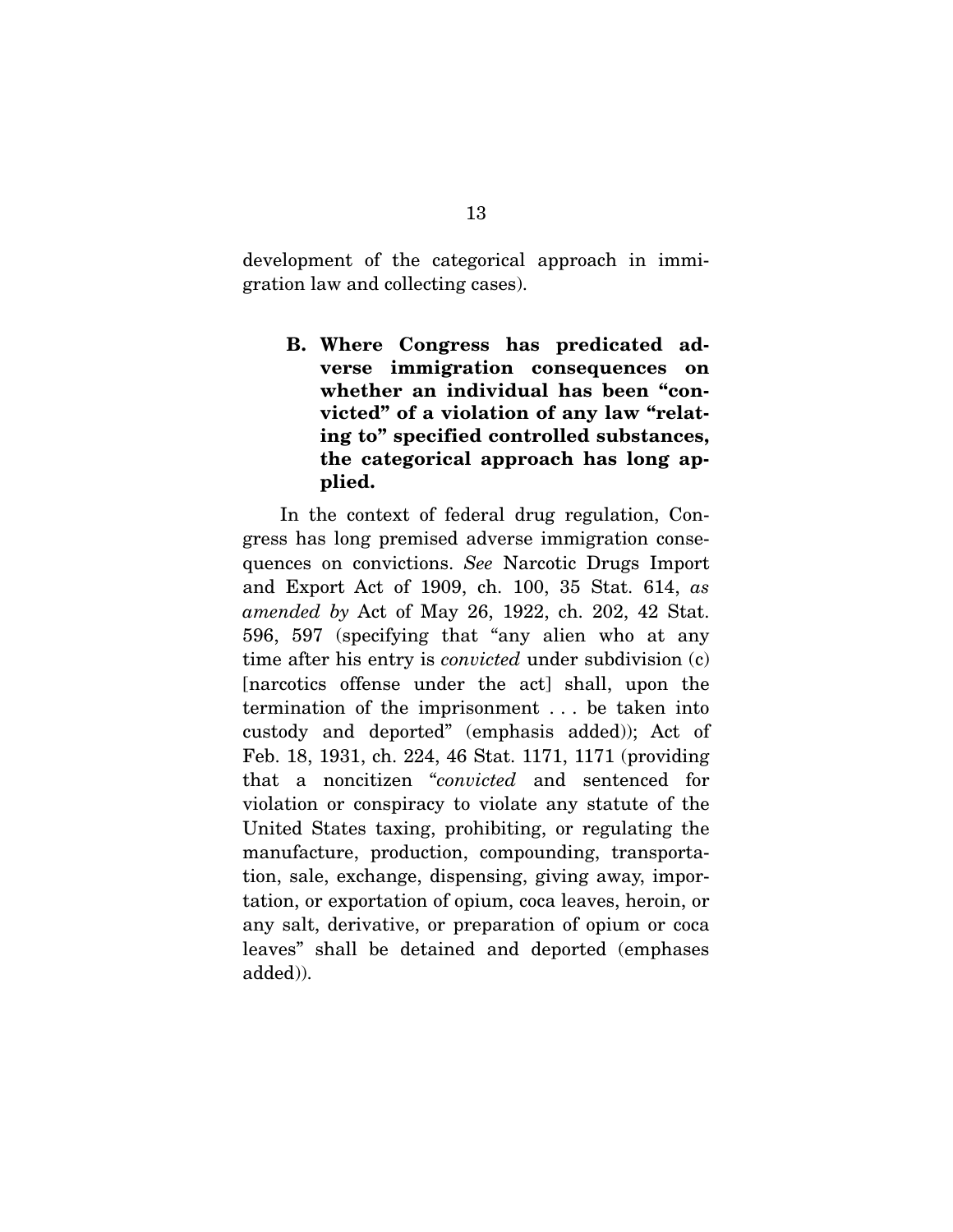development of the categorical approach in immigration law and collecting cases).

### B. Where Congress has predicated adverse immigration consequences on whether an individual has been "convicted" of a violation of any law "relating to" specified controlled substances, the categorical approach has long applied.

In the context of federal drug regulation, Congress has long premised adverse immigration consequences on convictions. *See* Narcotic Drugs Import and Export Act of 1909, ch. 100, 35 Stat. 614, *as amended by* Act of May 26, 1922, ch. 202, 42 Stat. 596, 597 (specifying that "any alien who at any time after his entry is *convicted* under subdivision (c) [narcotics offense under the act] shall, upon the termination of the imprisonment . . . be taken into custody and deported" (emphasis added)); Act of Feb. 18, 1931, ch. 224, 46 Stat. 1171, 1171 (providing that a noncitizen "*convicted* and sentenced for violation or conspiracy to violate any statute of the United States taxing, prohibiting, or regulating the manufacture, production, compounding, transportation, sale, exchange, dispensing, giving away, importation, or exportation of opium, coca leaves, heroin, or any salt, derivative, or preparation of opium or coca leaves" shall be detained and deported (emphases added)).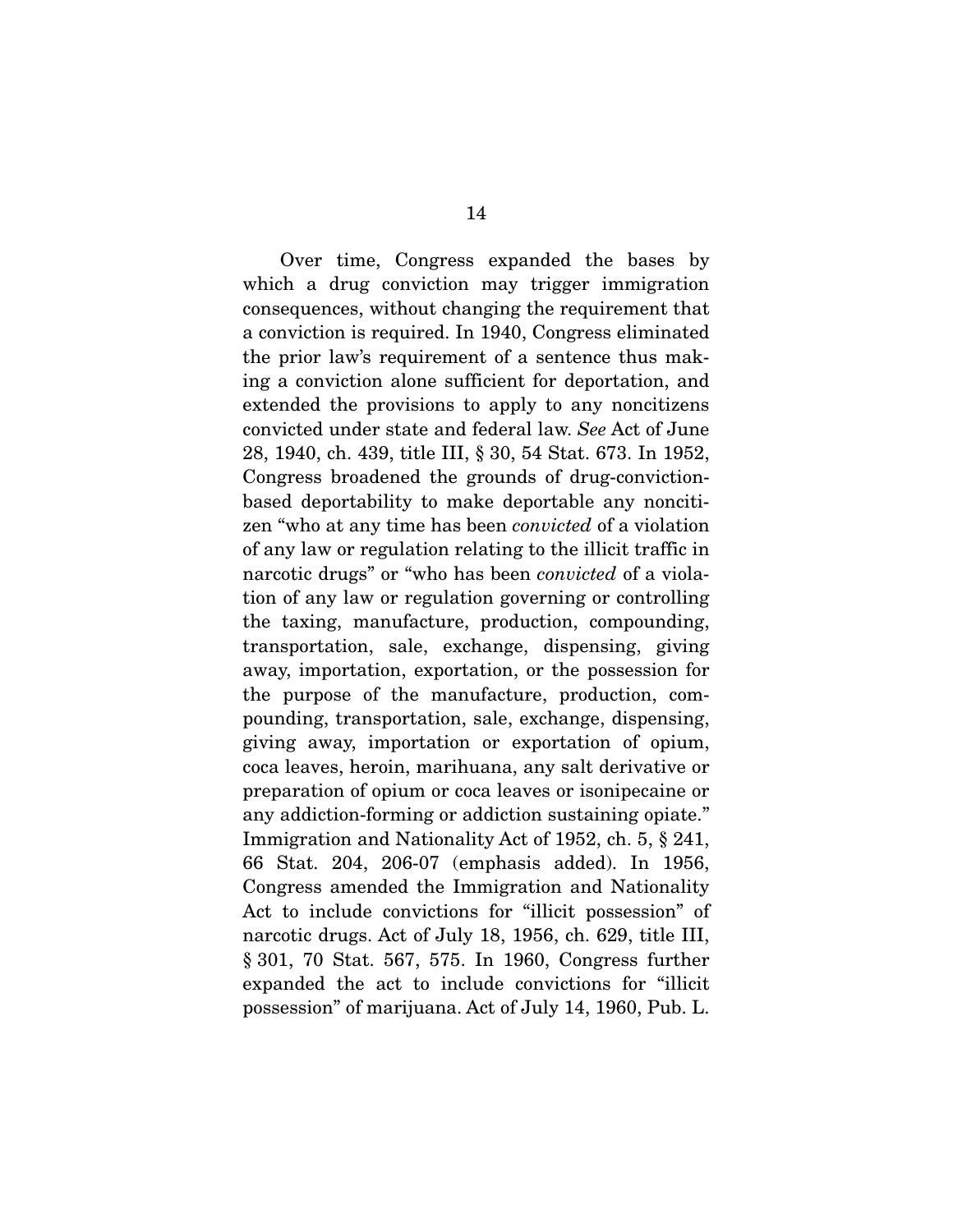Over time, Congress expanded the bases by which a drug conviction may trigger immigration consequences, without changing the requirement that a conviction is required. In 1940, Congress eliminated the prior law's requirement of a sentence thus making a conviction alone sufficient for deportation, and extended the provisions to apply to any noncitizens convicted under state and federal law. *See* Act of June 28, 1940, ch. 439, title III, § 30, 54 Stat. 673. In 1952, Congress broadened the grounds of drug-conviction-based deportability to make deportable any noncitizen "who at any time has been *convicted* of a violation of any law or regulation relating to the illicit traffic in narcotic drugs" or "who has been *convicted* of a violation of any law or regulation governing or controlling the taxing, manufacture, production, compounding, transportation, sale, exchange, dispensing, giving away, importation, exportation, or the possession for the purpose of the manufacture, production, compounding, transportation, sale, exchange, dispensing, giving away, importation or exportation of opium, coca leaves, heroin, marihuana, any salt derivative or preparation of opium or coca leaves or isonipecaine or any addiction-forming or addiction sustaining opiate." Immigration and Nationality Act of 1952, ch. 5, § 241, 66 Stat. 204, 206-07 (emphasis added). In 1956, Congress amended the Immigration and Nationality Act to include convictions for "illicit possession" of narcotic drugs. Act of July 18, 1956, ch. 629, title III, § 301, 70 Stat. 567, 575. In 1960, Congress further expanded the act to include convictions for "illicit possession" of marijuana. Act of July 14, 1960, Pub. L.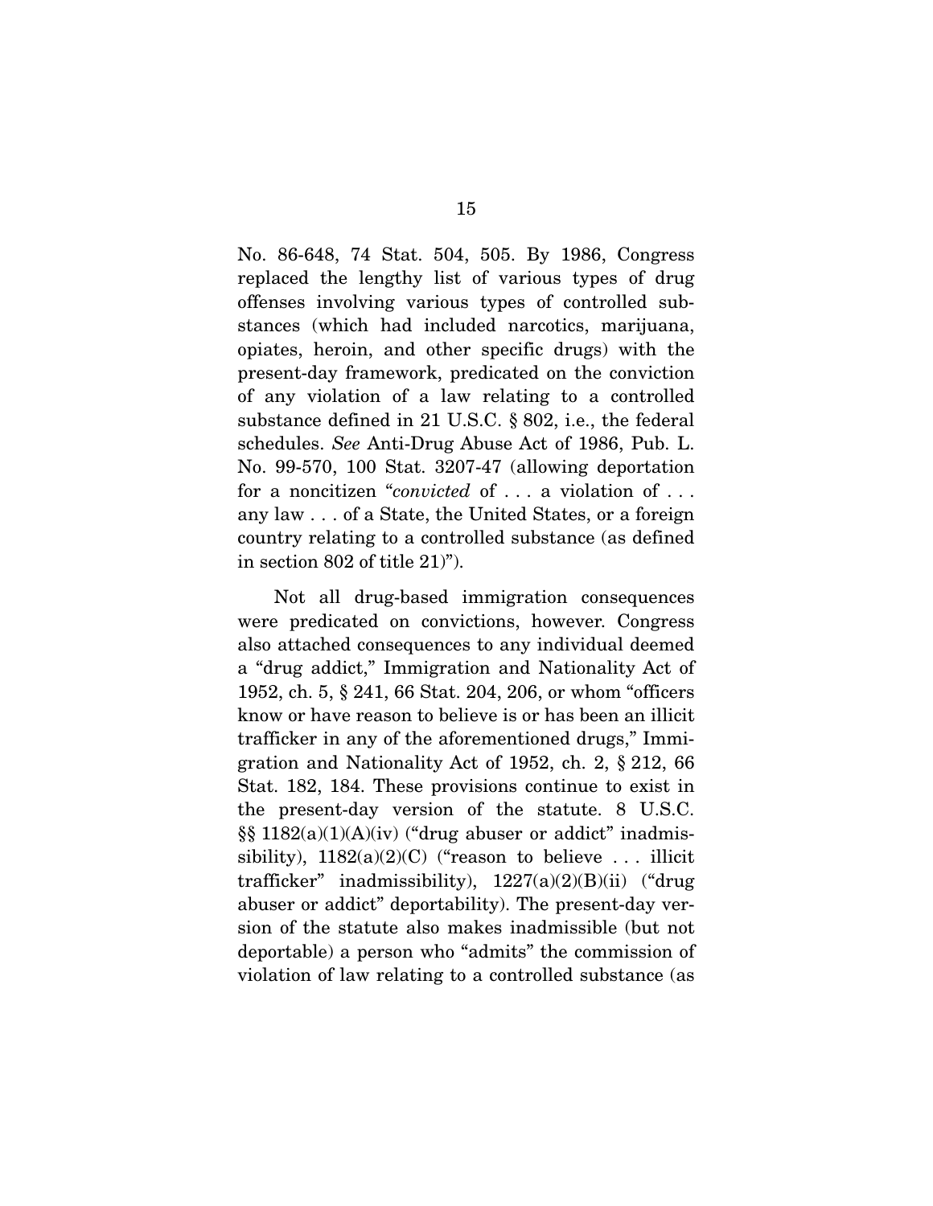No. 86-648, 74 Stat. 504, 505. By 1986, Congress replaced the lengthy list of various types of drug offenses involving various types of controlled substances (which had included narcotics, marijuana, opiates, heroin, and other specific drugs) with the present-day framework, predicated on the conviction of any violation of a law relating to a controlled substance defined in 21 U.S.C. § 802, i.e., the federal schedules. *See* Anti-Drug Abuse Act of 1986, Pub. L. No. 99-570, 100 Stat. 3207-47 (allowing deportation for a noncitizen "*convicted* of . . . a violation of . . . any law . . . of a State, the United States, or a foreign country relating to a controlled substance (as defined in section 802 of title 21)").

Not all drug-based immigration consequences were predicated on convictions, however. Congress also attached consequences to any individual deemed a "drug addict," Immigration and Nationality Act of 1952, ch. 5, § 241, 66 Stat. 204, 206, or whom "officers know or have reason to believe is or has been an illicit trafficker in any of the aforementioned drugs," Immigration and Nationality Act of 1952, ch. 2, § 212, 66 Stat. 182, 184. These provisions continue to exist in the present-day version of the statute. 8 U.S.C. §§ 1182(a)(1)(A)(iv) ("drug abuser or addict" inadmissibility), 1182(a)(2)(C) ("reason to believe . . . illicit trafficker" inadmissibility), 1227(a)(2)(B)(ii) ("drug abuser or addict" deportability). The present-day version of the statute also makes inadmissible (but not deportable) a person who "admits" the commission of violation of law relating to a controlled substance (as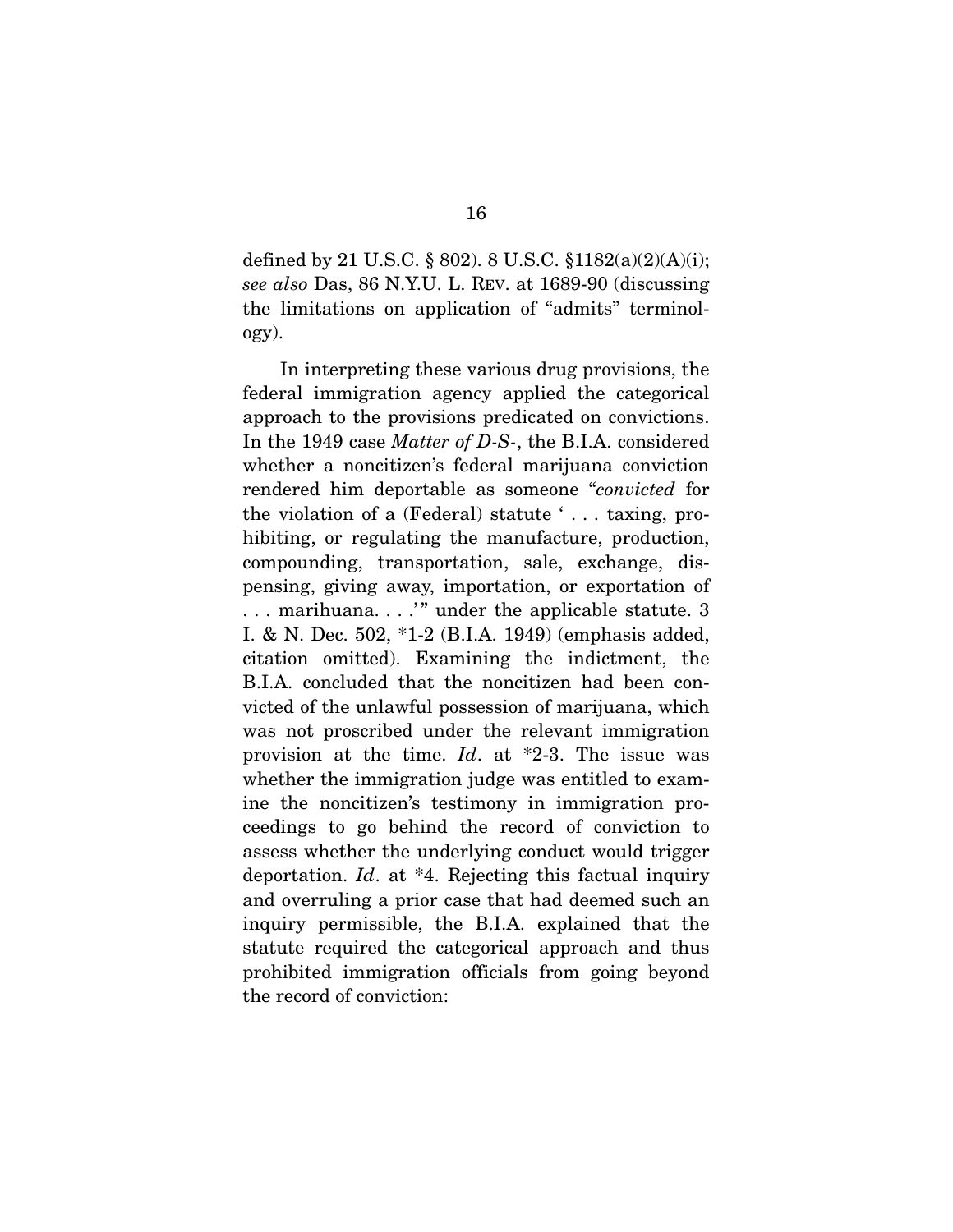defined by 21 U.S.C. § 802). 8 U.S.C. §1182(a)(2)(A)(i); *see also* Das, 86 N.Y.U. L. REV. at 1689-90 (discussing the limitations on application of "admits" terminology).

In interpreting these various drug provisions, the federal immigration agency applied the categorical approach to the provisions predicated on convictions. In the 1949 case *Matter of D-S-*, the B.I.A. considered whether a noncitizen's federal marijuana conviction rendered him deportable as someone "*convicted* for the violation of a (Federal) statute ' . . . taxing, prohibiting, or regulating the manufacture, production, compounding, transportation, sale, exchange, dispensing, giving away, importation, or exportation of . . . marihuana. . . .' " under the applicable statute. 3 I. & N. Dec. 502, \*1-2 (B.I.A. 1949) (emphasis added, citation omitted). Examining the indictment, the B.I.A. concluded that the noncitizen had been convicted of the unlawful possession of marijuana, which was not proscribed under the relevant immigration provision at the time. *Id*. at \*2-3. The issue was whether the immigration judge was entitled to examine the noncitizen's testimony in immigration proceedings to go behind the record of conviction to assess whether the underlying conduct would trigger deportation. *Id*. at \*4. Rejecting this factual inquiry and overruling a prior case that had deemed such an inquiry permissible, the B.I.A. explained that the statute required the categorical approach and thus prohibited immigration officials from going beyond the record of conviction: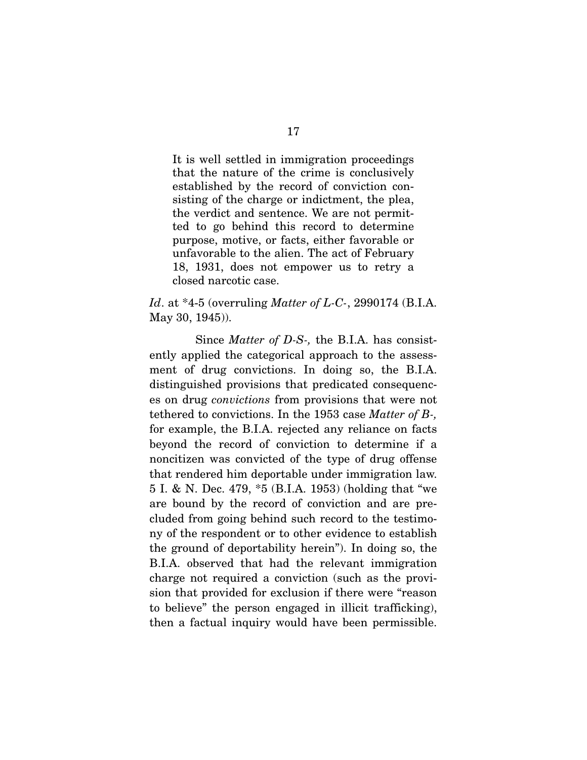> It is well settled in immigration proceedings that the nature of the crime is conclusively established by the record of conviction consisting of the charge or indictment, the plea, the verdict and sentence. We are not permitted to go behind this record to determine purpose, motive, or facts, either favorable or unfavorable to the alien. The act of February 18, 1931, does not empower us to retry a closed narcotic case.

*Id*. at *4-5 (overruling *Matter of L-C-*, 2990174 (B.I.A. May 30, 1945)).

Since *Matter of D-S-,* the B.I.A. has consistently applied the categorical approach to the assessment of drug convictions. In doing so, the B.I.A. distinguished provisions that predicated consequences on drug *convictions* from provisions that were not tethered to convictions. In the 1953 case *Matter of B-,* for example, the B.I.A. rejected any reliance on facts beyond the record of conviction to determine if a noncitizen was convicted of the type of drug offense that rendered him deportable under immigration law. 5 I. & N. Dec. 479, *5 (B.I.A. 1953) (holding that "we are bound by the record of conviction and are precluded from going behind such record to the testimony of the respondent or to other evidence to establish the ground of deportability herein"). In doing so, the B.I.A. observed that had the relevant immigration charge not required a conviction (such as the provision that provided for exclusion if there were "reason to believe" the person engaged in illicit trafficking), then a factual inquiry would have been permissible.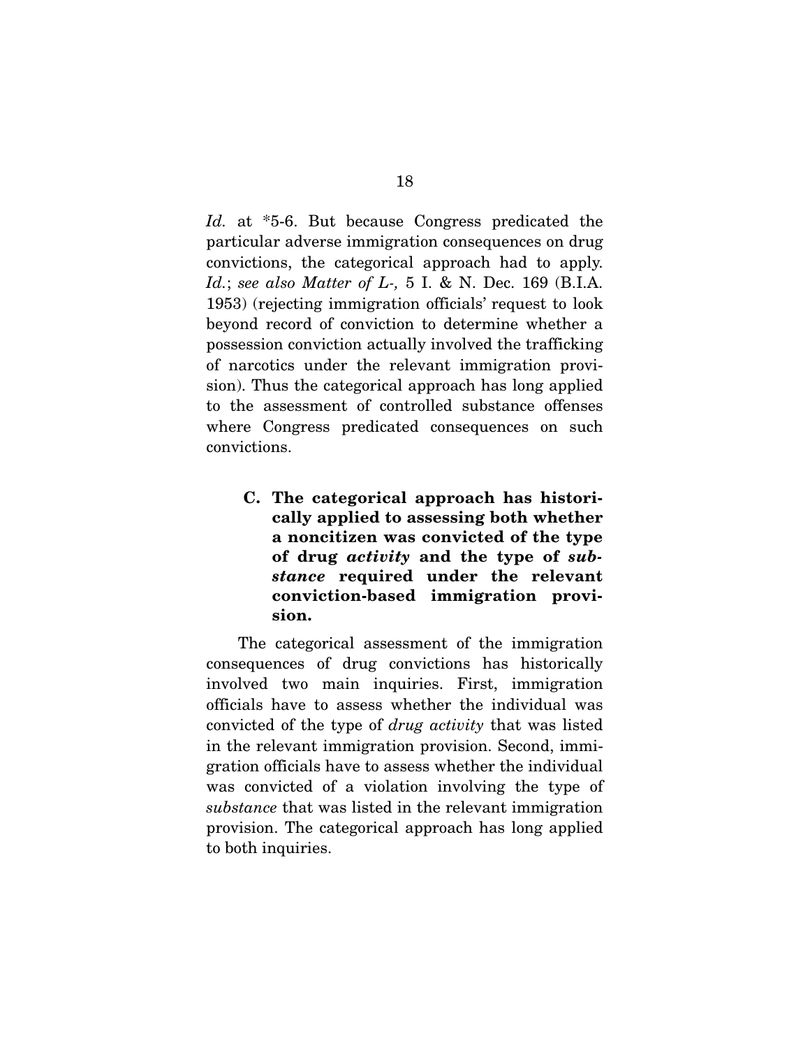*Id.* at *5-6. But because Congress predicated the particular adverse immigration consequences on drug convictions, the categorical approach had to apply. *Id.*; *see also Matter of L-,* 5 I. & N. Dec. 169 (B.I.A. 1953) (rejecting immigration officials' request to look beyond record of conviction to determine whether a possession conviction actually involved the trafficking of narcotics under the relevant immigration provision). Thus the categorical approach has long applied to the assessment of controlled substance offenses where Congress predicated consequences on such convictions.

### C. The categorical approach has historically applied to assessing both whether a noncitizen was convicted of the type of drug *activity* and the type of *substance* required under the relevant conviction-based immigration provision.

The categorical assessment of the immigration consequences of drug convictions has historically involved two main inquiries. First, immigration officials have to assess whether the individual was convicted of the type of *drug activity* that was listed in the relevant immigration provision. Second, immigration officials have to assess whether the individual was convicted of a violation involving the type of *substance* that was listed in the relevant immigration provision. The categorical approach has long applied to both inquiries.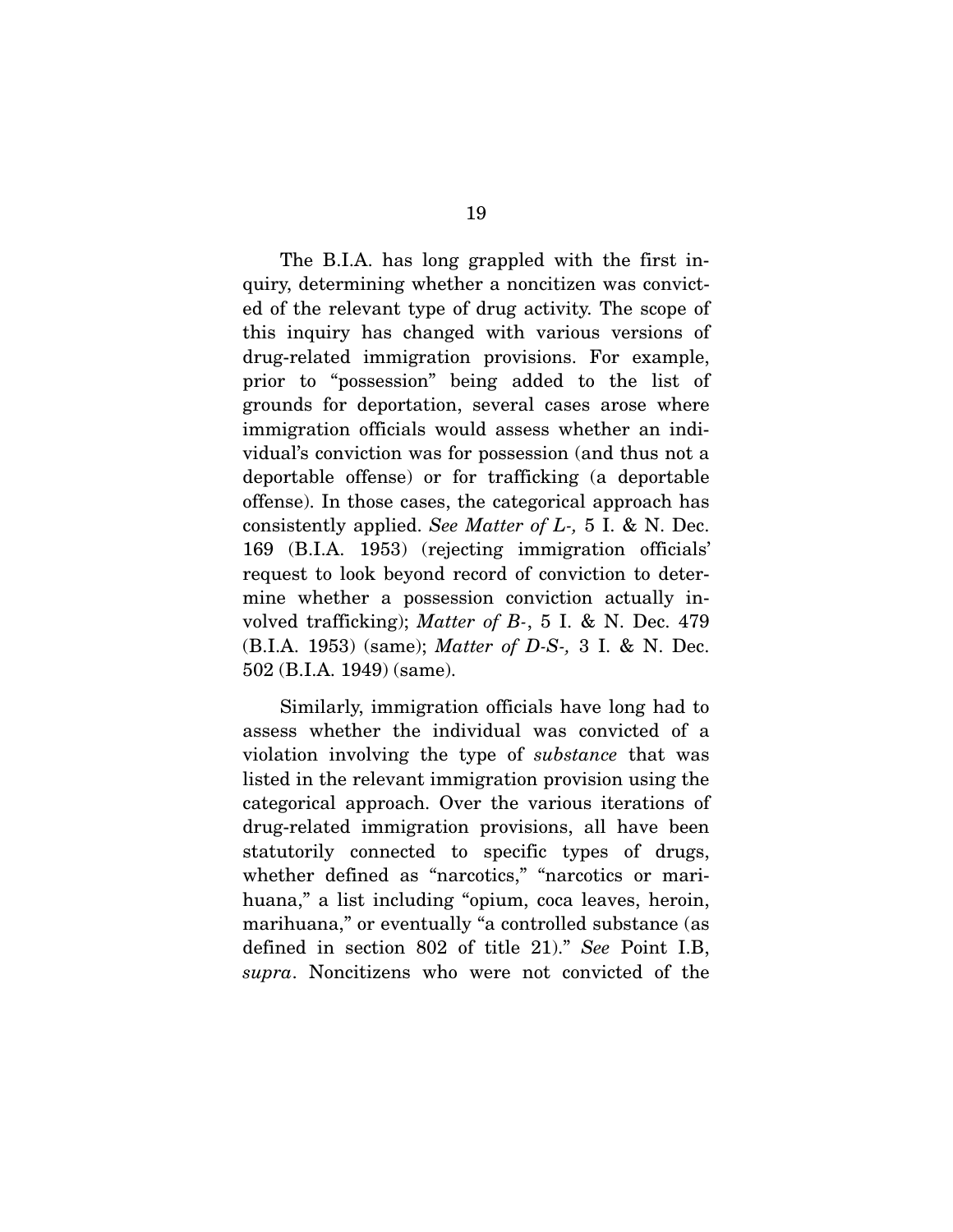The B.I.A. has long grappled with the first inquiry, determining whether a noncitizen was convicted of the relevant type of drug activity. The scope of this inquiry has changed with various versions of drug-related immigration provisions. For example, prior to "possession" being added to the list of grounds for deportation, several cases arose where immigration officials would assess whether an individual's conviction was for possession (and thus not a deportable offense) or for trafficking (a deportable offense). In those cases, the categorical approach has consistently applied. *See Matter of L-,* 5 I. & N. Dec. 169 (B.I.A. 1953) (rejecting immigration officials' request to look beyond record of conviction to determine whether a possession conviction actually involved trafficking); *Matter of B-*, 5 I. & N. Dec. 479 (B.I.A. 1953) (same); *Matter of D-S-,* 3 I. & N. Dec. 502 (B.I.A. 1949) (same).

Similarly, immigration officials have long had to assess whether the individual was convicted of a violation involving the type of *substance* that was listed in the relevant immigration provision using the categorical approach. Over the various iterations of drug-related immigration provisions, all have been statutorily connected to specific types of drugs, whether defined as "narcotics," "narcotics or marihuana," a list including "opium, coca leaves, heroin, marihuana," or eventually "a controlled substance (as defined in section 802 of title 21)." *See* Point I.B, *supra*. Noncitizens who were not convicted of the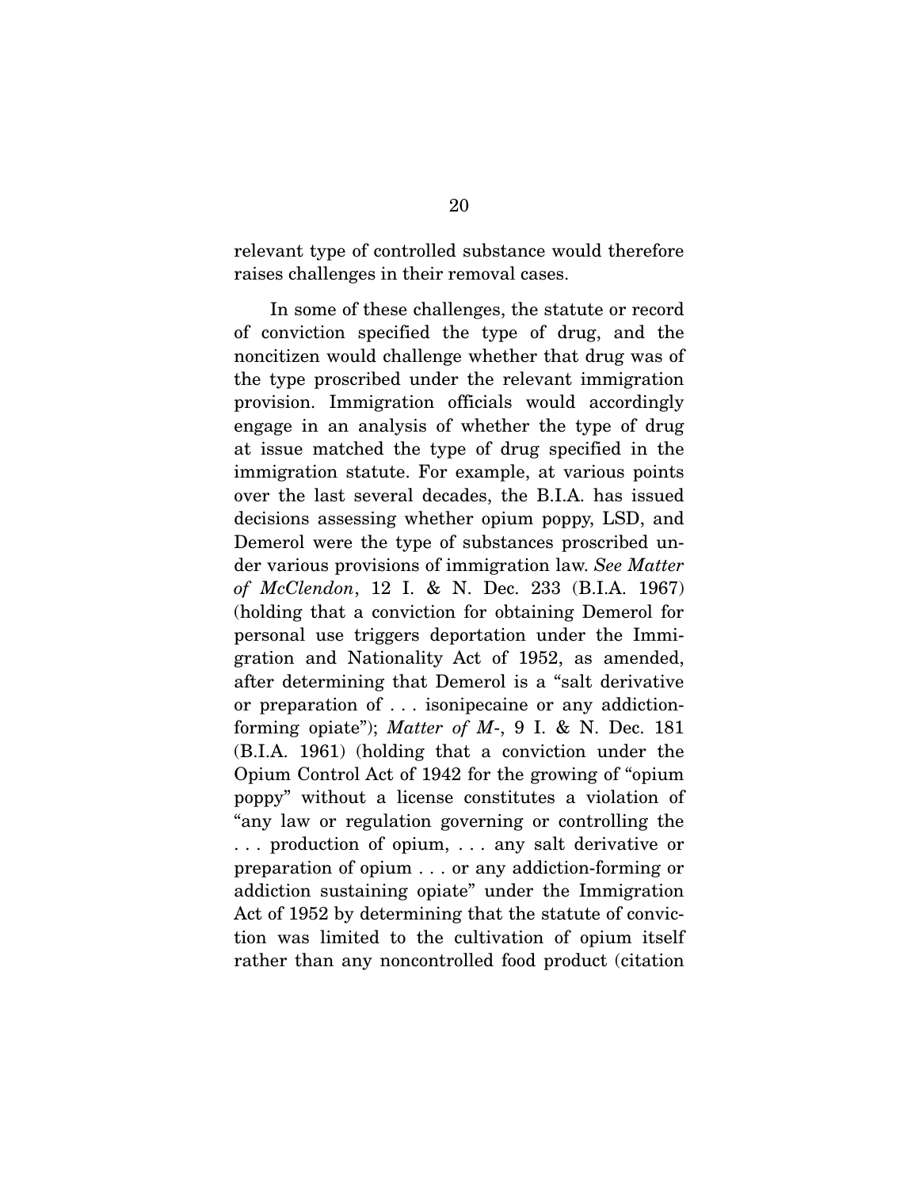relevant type of controlled substance would therefore raises challenges in their removal cases.

In some of these challenges, the statute or record of conviction specified the type of drug, and the noncitizen would challenge whether that drug was of the type proscribed under the relevant immigration provision. Immigration officials would accordingly engage in an analysis of whether the type of drug at issue matched the type of drug specified in the immigration statute. For example, at various points over the last several decades, the B.I.A. has issued decisions assessing whether opium poppy, LSD, and Demerol were the type of substances proscribed under various provisions of immigration law. *See Matter of McClendon*, 12 I. & N. Dec. 233 (B.I.A. 1967) (holding that a conviction for obtaining Demerol for personal use triggers deportation under the Immigration and Nationality Act of 1952, as amended, after determining that Demerol is a "salt derivative or preparation of . . . isonipecaine or any addiction-forming opiate"); *Matter of M-*, 9 I. & N. Dec. 181 (B.I.A. 1961) (holding that a conviction under the Opium Control Act of 1942 for the growing of "opium poppy" without a license constitutes a violation of "any law or regulation governing or controlling the . . . production of opium, . . . any salt derivative or preparation of opium . . . or any addiction-forming or addiction sustaining opiate" under the Immigration Act of 1952 by determining that the statute of conviction was limited to the cultivation of opium itself rather than any noncontrolled food product (citation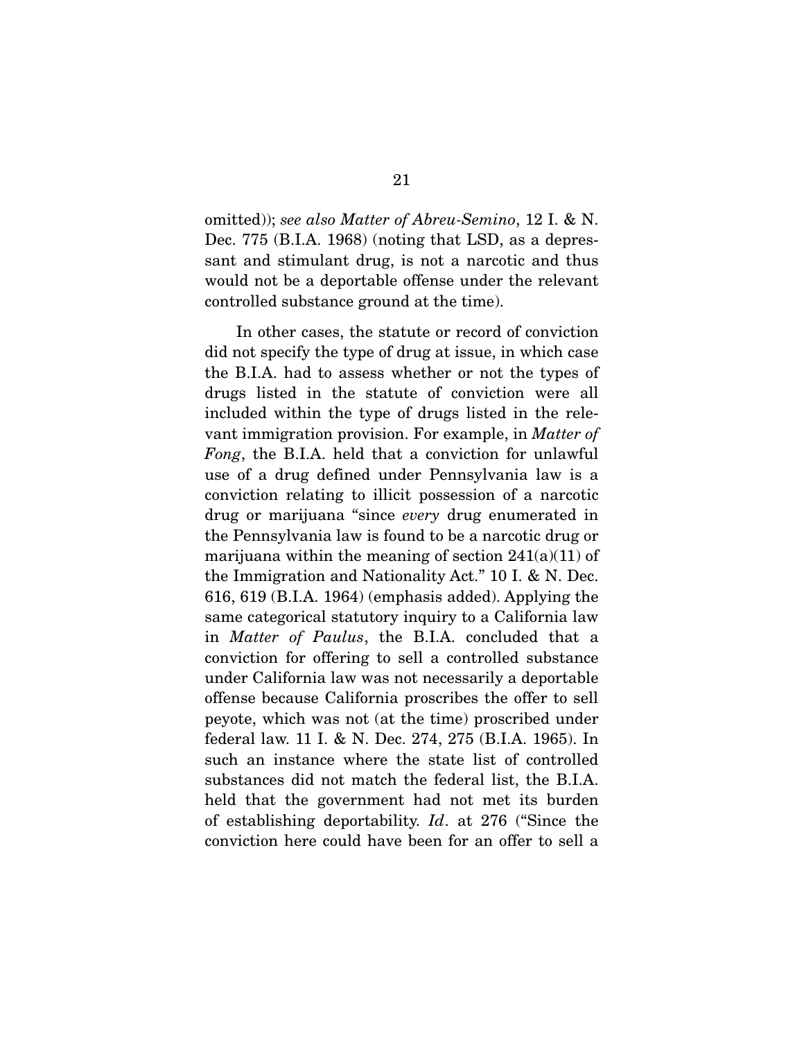omitted)); *see also Matter of Abreu-Semino*, 12 I. & N. Dec. 775 (B.I.A. 1968) (noting that LSD, as a depressant and stimulant drug, is not a narcotic and thus would not be a deportable offense under the relevant controlled substance ground at the time).

In other cases, the statute or record of conviction did not specify the type of drug at issue, in which case the B.I.A. had to assess whether or not the types of drugs listed in the statute of conviction were all included within the type of drugs listed in the relevant immigration provision. For example, in *Matter of Fong*, the B.I.A. held that a conviction for unlawful use of a drug defined under Pennsylvania law is a conviction relating to illicit possession of a narcotic drug or marijuana "since *every* drug enumerated in the Pennsylvania law is found to be a narcotic drug or marijuana within the meaning of section 241(a)(11) of the Immigration and Nationality Act." 10 I. & N. Dec. 616, 619 (B.I.A. 1964) (emphasis added). Applying the same categorical statutory inquiry to a California law in *Matter of Paulus*, the B.I.A. concluded that a conviction for offering to sell a controlled substance under California law was not necessarily a deportable offense because California proscribes the offer to sell peyote, which was not (at the time) proscribed under federal law. 11 I. & N. Dec. 274, 275 (B.I.A. 1965). In such an instance where the state list of controlled substances did not match the federal list, the B.I.A. held that the government had not met its burden of establishing deportability. *Id*. at 276 ("Since the conviction here could have been for an offer to sell a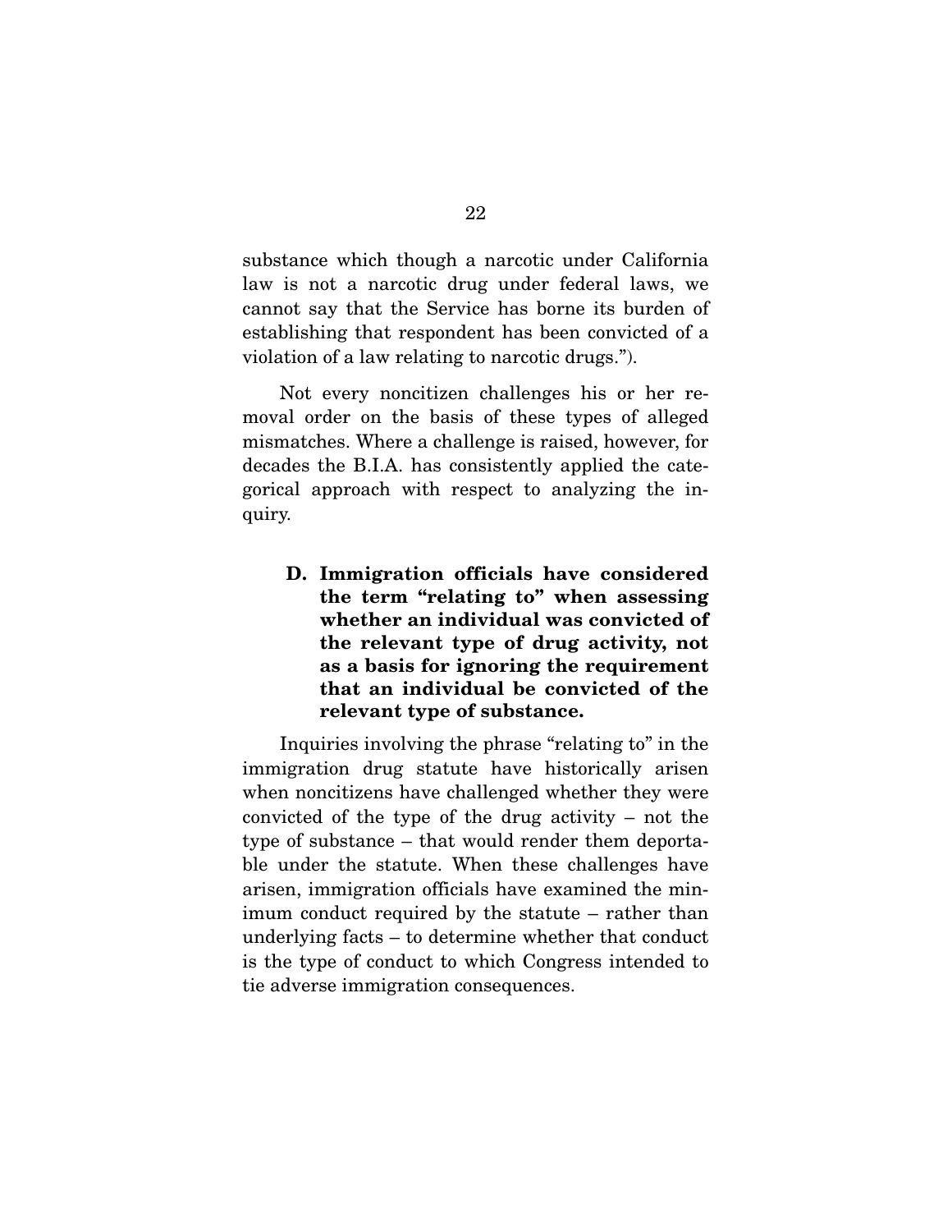substance which though a narcotic under California law is not a narcotic drug under federal laws, we cannot say that the Service has borne its burden of establishing that respondent has been convicted of a violation of a law relating to narcotic drugs.").

Not every noncitizen challenges his or her removal order on the basis of these types of alleged mismatches. Where a challenge is raised, however, for decades the B.I.A. has consistently applied the categorical approach with respect to analyzing the inquiry.

### D. Immigration officials have considered the term "relating to" when assessing whether an individual was convicted of the relevant type of drug activity, not as a basis for ignoring the requirement that an individual be convicted of the relevant type of substance.

Inquiries involving the phrase "relating to" in the immigration drug statute have historically arisen when noncitizens have challenged whether they were convicted of the type of the drug activity – not the type of substance – that would render them deportable under the statute. When these challenges have arisen, immigration officials have examined the minimum conduct required by the statute – rather than underlying facts – to determine whether that conduct is the type of conduct to which Congress intended to tie adverse immigration consequences.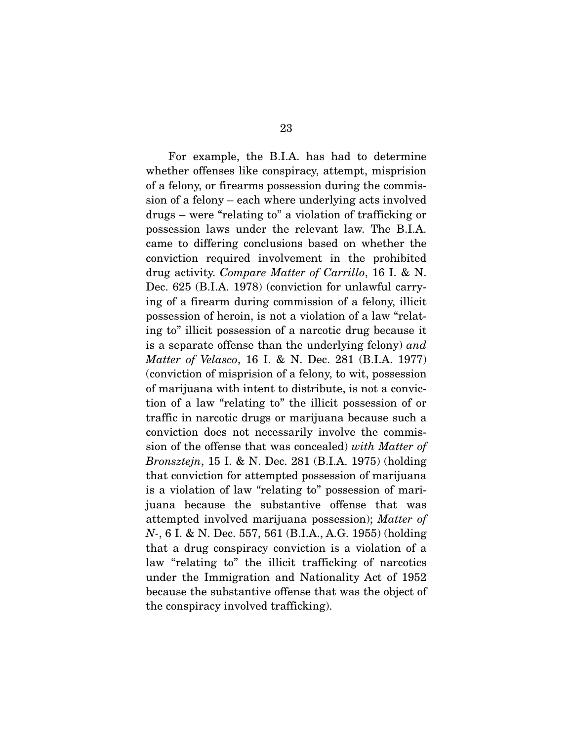For example, the B.I.A. has had to determine whether offenses like conspiracy, attempt, misprision of a felony, or firearms possession during the commission of a felony – each where underlying acts involved drugs – were "relating to" a violation of trafficking or possession laws under the relevant law. The B.I.A. came to differing conclusions based on whether the conviction required involvement in the prohibited drug activity. *Compare Matter of Carrillo*, 16 I. & N. Dec. 625 (B.I.A. 1978) (conviction for unlawful carrying of a firearm during commission of a felony, illicit possession of heroin, is not a violation of a law "relating to" illicit possession of a narcotic drug because it is a separate offense than the underlying felony) *and Matter of Velasco*, 16 I. & N. Dec. 281 (B.I.A. 1977) (conviction of misprision of a felony, to wit, possession of marijuana with intent to distribute, is not a conviction of a law "relating to" the illicit possession of or traffic in narcotic drugs or marijuana because such a conviction does not necessarily involve the commission of the offense that was concealed) *with Matter of Bronsztejn*, 15 I. & N. Dec. 281 (B.I.A. 1975) (holding that conviction for attempted possession of marijuana is a violation of law "relating to" possession of marijuana because the substantive offense that was attempted involved marijuana possession); *Matter of N-*, 6 I. & N. Dec. 557, 561 (B.I.A., A.G. 1955) (holding that a drug conspiracy conviction is a violation of a law "relating to" the illicit trafficking of narcotics under the Immigration and Nationality Act of 1952 because the substantive offense that was the object of the conspiracy involved trafficking).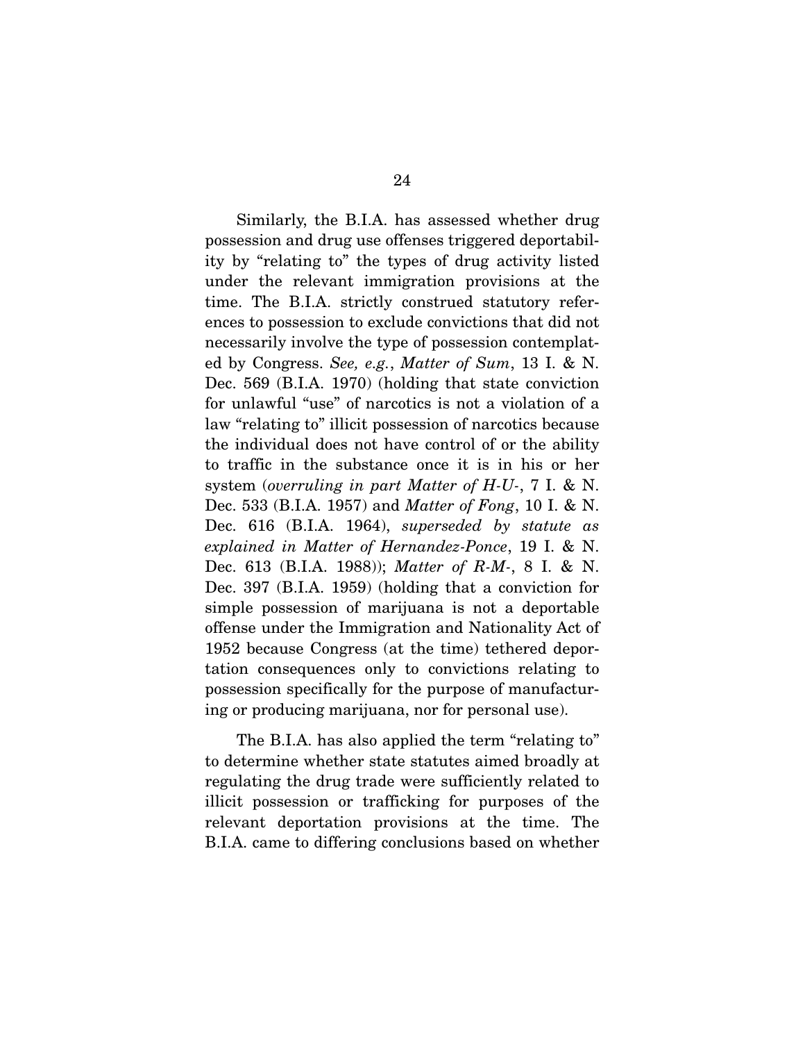Similarly, the B.I.A. has assessed whether drug possession and drug use offenses triggered deportability by "relating to" the types of drug activity listed under the relevant immigration provisions at the time. The B.I.A. strictly construed statutory references to possession to exclude convictions that did not necessarily involve the type of possession contemplated by Congress. *See, e.g.*, *Matter of Sum*, 13 I. & N. Dec. 569 (B.I.A. 1970) (holding that state conviction for unlawful "use" of narcotics is not a violation of a law "relating to" illicit possession of narcotics because the individual does not have control of or the ability to traffic in the substance once it is in his or her system (*overruling in part Matter of H-U-*, 7 I. & N. Dec. 533 (B.I.A. 1957) and *Matter of Fong*, 10 I. & N. Dec. 616 (B.I.A. 1964), *superseded by statute as explained in Matter of Hernandez-Ponce*, 19 I. & N. Dec. 613 (B.I.A. 1988)); *Matter of R-M-*, 8 I. & N. Dec. 397 (B.I.A. 1959) (holding that a conviction for simple possession of marijuana is not a deportable offense under the Immigration and Nationality Act of 1952 because Congress (at the time) tethered deportation consequences only to convictions relating to possession specifically for the purpose of manufacturing or producing marijuana, nor for personal use).

The B.I.A. has also applied the term "relating to" to determine whether state statutes aimed broadly at regulating the drug trade were sufficiently related to illicit possession or trafficking for purposes of the relevant deportation provisions at the time. The B.I.A. came to differing conclusions based on whether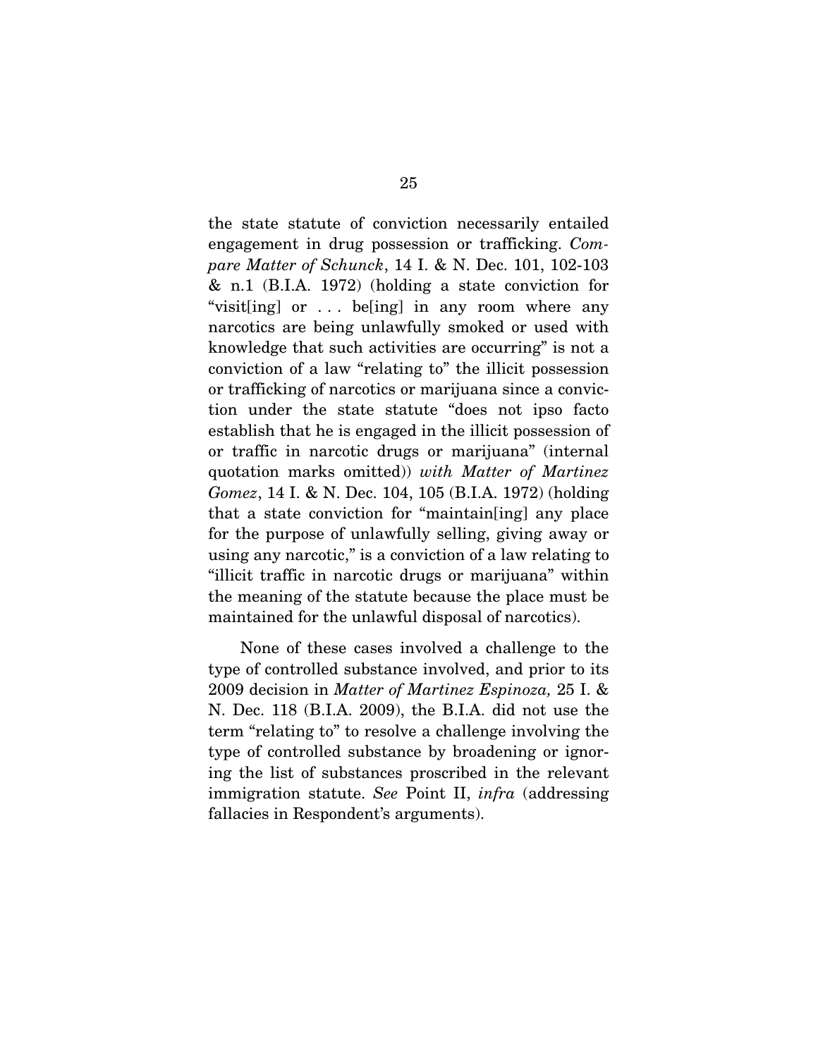the state statute of conviction necessarily entailed engagement in drug possession or trafficking. *Compare Matter of Schunck*, 14 I. & N. Dec. 101, 102-103 & n.1 (B.I.A. 1972) (holding a state conviction for "visit[ing] or . . . be[ing] in any room where any narcotics are being unlawfully smoked or used with knowledge that such activities are occurring" is not a conviction of a law "relating to" the illicit possession or trafficking of narcotics or marijuana since a conviction under the state statute "does not ipso facto establish that he is engaged in the illicit possession of or traffic in narcotic drugs or marijuana" (internal quotation marks omitted)) *with Matter of Martinez Gomez*, 14 I. & N. Dec. 104, 105 (B.I.A. 1972) (holding that a state conviction for "maintain[ing] any place for the purpose of unlawfully selling, giving away or using any narcotic," is a conviction of a law relating to "illicit traffic in narcotic drugs or marijuana" within the meaning of the statute because the place must be maintained for the unlawful disposal of narcotics).

None of these cases involved a challenge to the type of controlled substance involved, and prior to its 2009 decision in *Matter of Martinez Espinoza,* 25 I. & N. Dec. 118 (B.I.A. 2009), the B.I.A. did not use the term "relating to" to resolve a challenge involving the type of controlled substance by broadening or ignoring the list of substances proscribed in the relevant immigration statute. *See* Point II, *infra* (addressing fallacies in Respondent's arguments).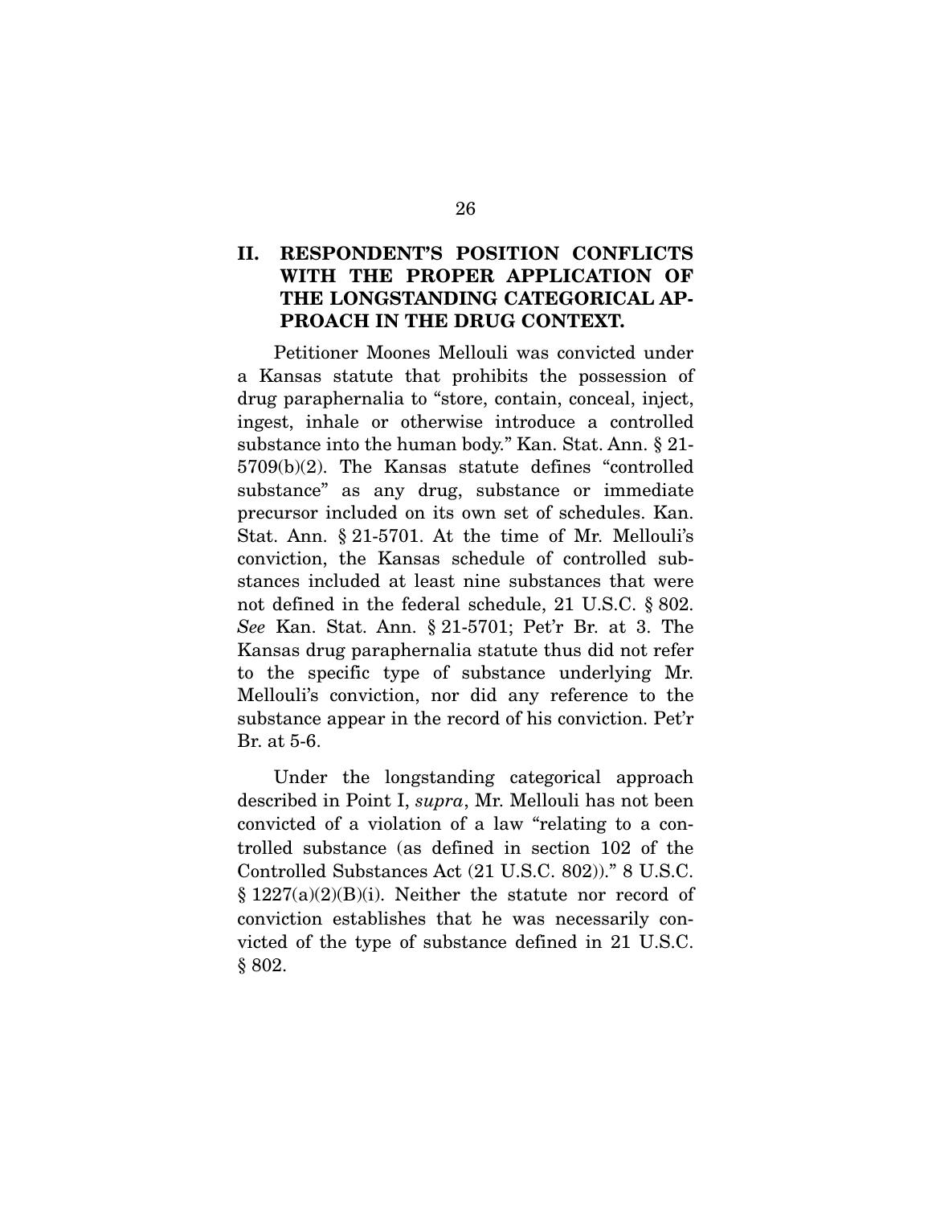## II. RESPONDENT'S POSITION CONFLICTS WITH THE PROPER APPLICATION OF THE LONGSTANDING CATEGORICAL APPROACH IN THE DRUG CONTEXT.

Petitioner Moones Mellouli was convicted under a Kansas statute that prohibits the possession of drug paraphernalia to "store, contain, conceal, inject, ingest, inhale or otherwise introduce a controlled substance into the human body." Kan. Stat. Ann. § 21-5709(b)(2). The Kansas statute defines "controlled substance" as any drug, substance or immediate precursor included on its own set of schedules. Kan. Stat. Ann. § 21-5701. At the time of Mr. Mellouli's conviction, the Kansas schedule of controlled substances included at least nine substances that were not defined in the federal schedule, 21 U.S.C. § 802. *See* Kan. Stat. Ann. § 21-5701; Pet'r Br. at 3. The Kansas drug paraphernalia statute thus did not refer to the specific type of substance underlying Mr. Mellouli's conviction, nor did any reference to the substance appear in the record of his conviction. Pet'r Br. at 5-6.

Under the longstanding categorical approach described in Point I, *supra*, Mr. Mellouli has not been convicted of a violation of a law "relating to a controlled substance (as defined in section 102 of the Controlled Substances Act (21 U.S.C. 802))." 8 U.S.C. § 1227(a)(2)(B)(i). Neither the statute nor record of conviction establishes that he was necessarily convicted of the type of substance defined in 21 U.S.C. § 802.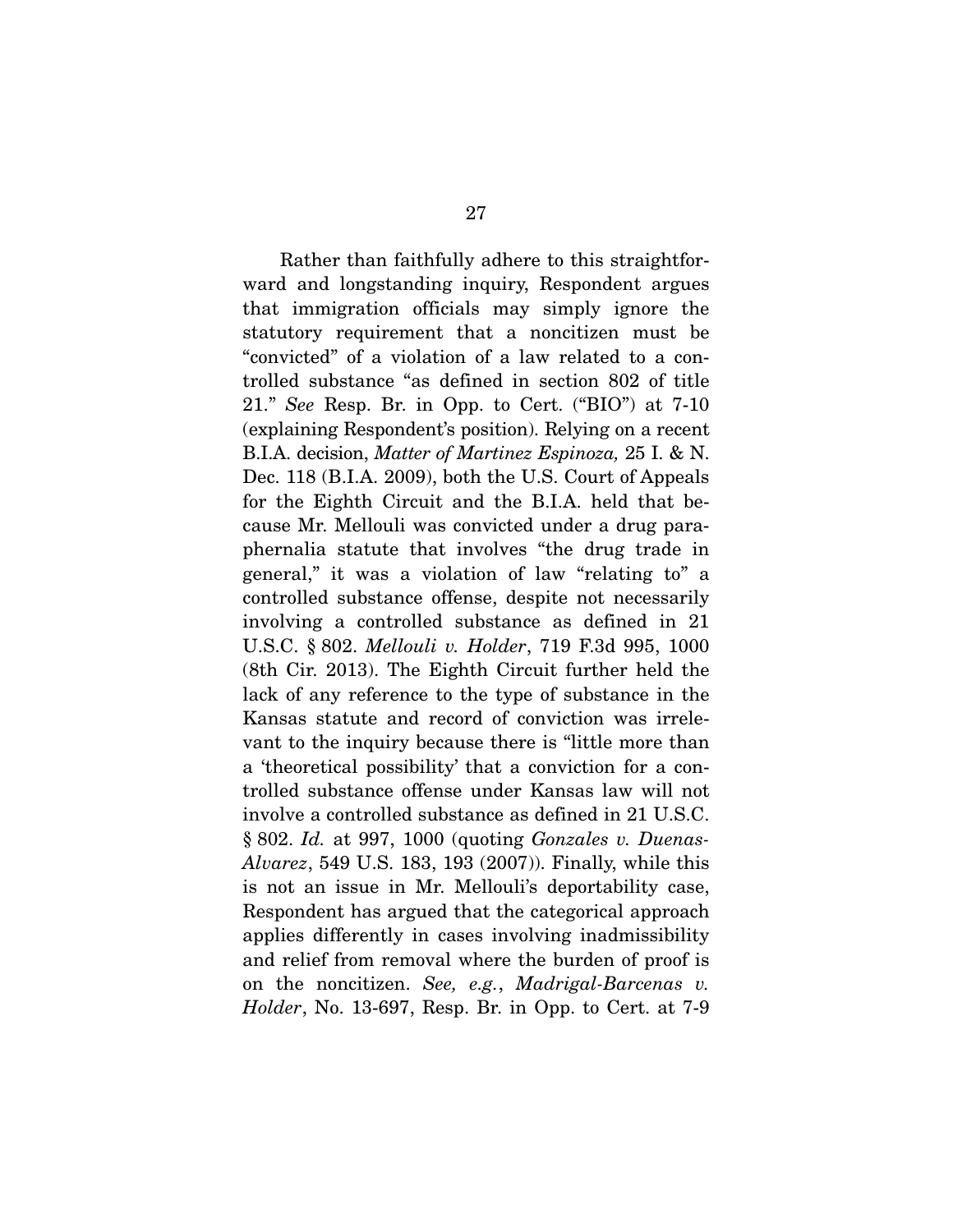Rather than faithfully adhere to this straightforward and longstanding inquiry, Respondent argues that immigration officials may simply ignore the statutory requirement that a noncitizen must be "convicted" of a violation of a law related to a controlled substance "as defined in section 802 of title 21." *See* Resp. Br. in Opp. to Cert. ("BIO") at 7-10 (explaining Respondent's position). Relying on a recent B.I.A. decision, *Matter of Martinez Espinoza,* 25 I. & N. Dec. 118 (B.I.A. 2009), both the U.S. Court of Appeals for the Eighth Circuit and the B.I.A. held that because Mr. Mellouli was convicted under a drug paraphernalia statute that involves "the drug trade in general," it was a violation of law "relating to" a controlled substance offense, despite not necessarily involving a controlled substance as defined in 21 U.S.C. § 802. *Mellouli v. Holder*, 719 F.3d 995, 1000 (8th Cir. 2013). The Eighth Circuit further held the lack of any reference to the type of substance in the Kansas statute and record of conviction was irrelevant to the inquiry because there is "little more than a 'theoretical possibility' that a conviction for a controlled substance offense under Kansas law will not involve a controlled substance as defined in 21 U.S.C. § 802. *Id.* at 997, 1000 (quoting *Gonzales v. Duenas-Alvarez*, 549 U.S. 183, 193 (2007)). Finally, while this is not an issue in Mr. Mellouli's deportability case, Respondent has argued that the categorical approach applies differently in cases involving inadmissibility and relief from removal where the burden of proof is on the noncitizen. *See, e.g.*, *Madrigal-Barcenas v. Holder*, No. 13-697, Resp. Br. in Opp. to Cert. at 7-9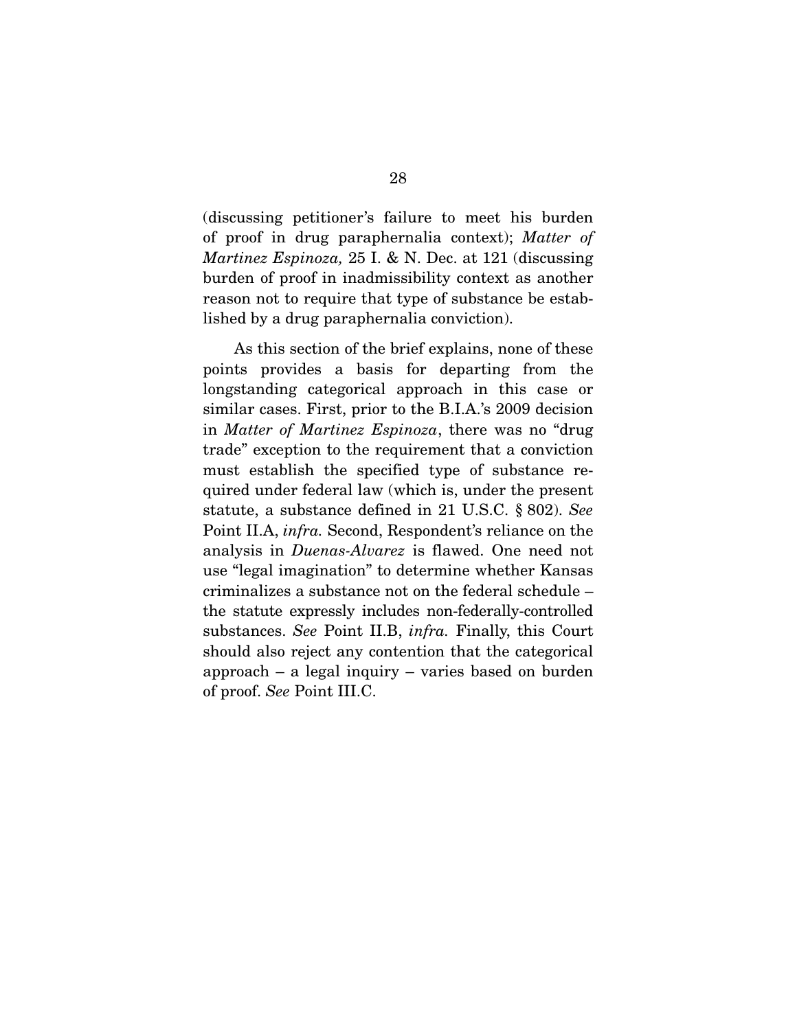(discussing petitioner's failure to meet his burden of proof in drug paraphernalia context); *Matter of Martinez Espinoza,* 25 I. & N. Dec. at 121 (discussing burden of proof in inadmissibility context as another reason not to require that type of substance be established by a drug paraphernalia conviction).

As this section of the brief explains, none of these points provides a basis for departing from the longstanding categorical approach in this case or similar cases. First, prior to the B.I.A.'s 2009 decision in *Matter of Martinez Espinoza*, there was no "drug trade" exception to the requirement that a conviction must establish the specified type of substance required under federal law (which is, under the present statute, a substance defined in 21 U.S.C. § 802). *See* Point II.A, *infra.* Second, Respondent's reliance on the analysis in *Duenas-Alvarez* is flawed. One need not use "legal imagination" to determine whether Kansas criminalizes a substance not on the federal schedule – the statute expressly includes non-federally-controlled substances. *See* Point II.B, *infra.* Finally, this Court should also reject any contention that the categorical approach – a legal inquiry – varies based on burden of proof. *See* Point III.C.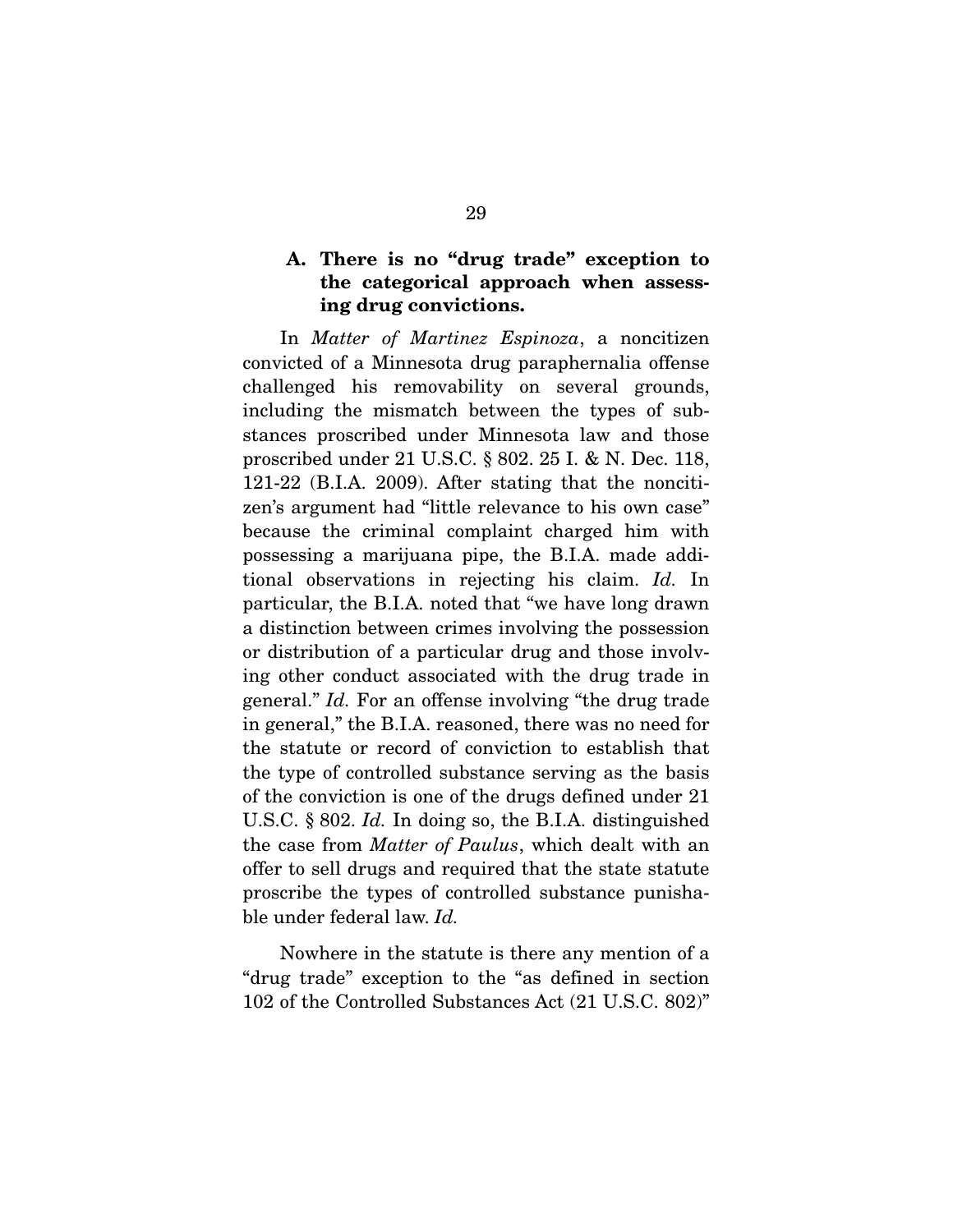### A. There is no "drug trade" exception to the categorical approach when assessing drug convictions.

In *Matter of Martinez Espinoza*, a noncitizen convicted of a Minnesota drug paraphernalia offense challenged his removability on several grounds, including the mismatch between the types of substances proscribed under Minnesota law and those proscribed under 21 U.S.C. § 802. 25 I. & N. Dec. 118, 121-22 (B.I.A. 2009). After stating that the noncitizen's argument had "little relevance to his own case" because the criminal complaint charged him with possessing a marijuana pipe, the B.I.A. made additional observations in rejecting his claim. *Id.* In particular, the B.I.A. noted that "we have long drawn a distinction between crimes involving the possession or distribution of a particular drug and those involving other conduct associated with the drug trade in general." *Id.* For an offense involving "the drug trade in general," the B.I.A. reasoned, there was no need for the statute or record of conviction to establish that the type of controlled substance serving as the basis of the conviction is one of the drugs defined under 21 U.S.C. § 802. *Id.* In doing so, the B.I.A. distinguished the case from *Matter of Paulus*, which dealt with an offer to sell drugs and required that the state statute proscribe the types of controlled substance punishable under federal law. *Id.*

Nowhere in the statute is there any mention of a "drug trade" exception to the "as defined in section 102 of the Controlled Substances Act (21 U.S.C. 802)"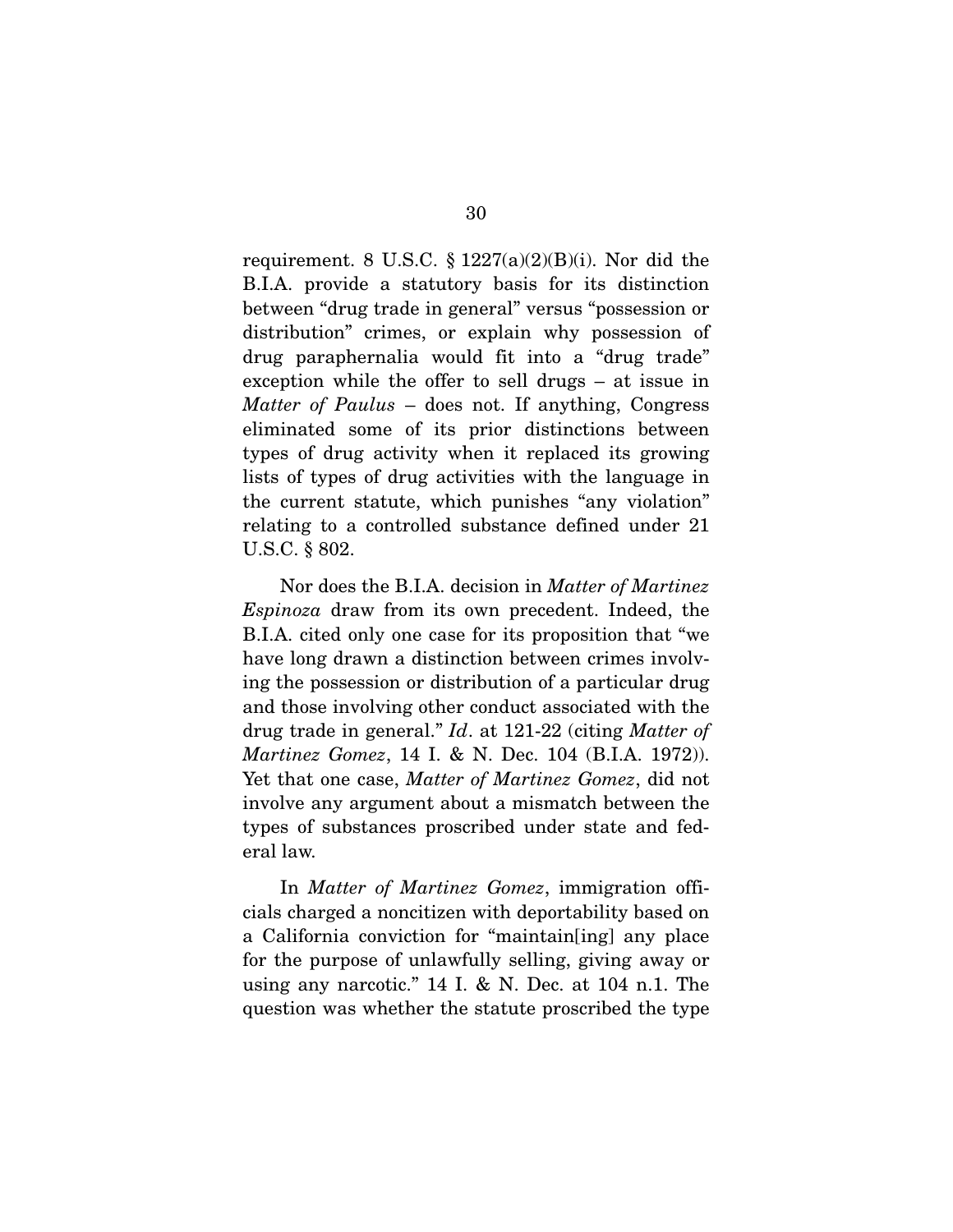requirement. 8 U.S.C. § 1227(a)(2)(B)(i). Nor did the B.I.A. provide a statutory basis for its distinction between "drug trade in general" versus "possession or distribution" crimes, or explain why possession of drug paraphernalia would fit into a "drug trade" exception while the offer to sell drugs – at issue in *Matter of Paulus* – does not. If anything, Congress eliminated some of its prior distinctions between types of drug activity when it replaced its growing lists of types of drug activities with the language in the current statute, which punishes "any violation" relating to a controlled substance defined under 21 U.S.C. § 802.

Nor does the B.I.A. decision in *Matter of Martinez Espinoza* draw from its own precedent. Indeed, the B.I.A. cited only one case for its proposition that "we have long drawn a distinction between crimes involving the possession or distribution of a particular drug and those involving other conduct associated with the drug trade in general." *Id*. at 121-22 (citing *Matter of Martinez Gomez*, 14 I. & N. Dec. 104 (B.I.A. 1972)). Yet that one case, *Matter of Martinez Gomez*, did not involve any argument about a mismatch between the types of substances proscribed under state and federal law.

In *Matter of Martinez Gomez*, immigration officials charged a noncitizen with deportability based on a California conviction for "maintain[ing] any place for the purpose of unlawfully selling, giving away or using any narcotic." 14 I. & N. Dec. at 104 n.1. The question was whether the statute proscribed the type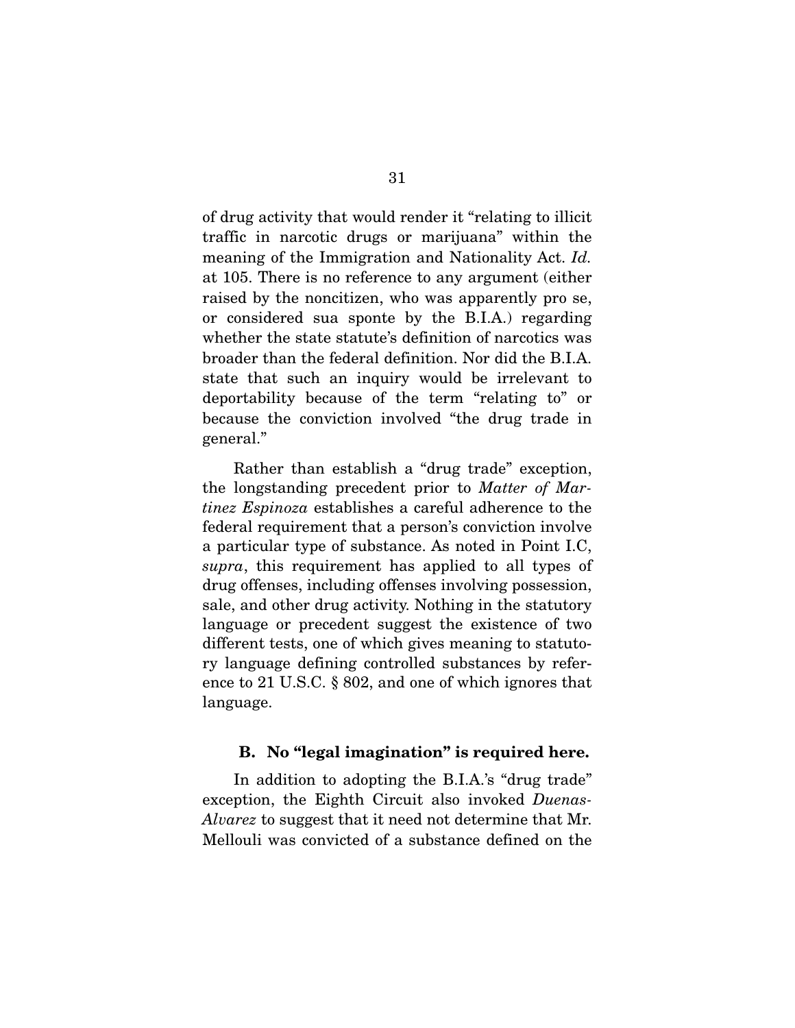of drug activity that would render it "relating to illicit traffic in narcotic drugs or marijuana" within the meaning of the Immigration and Nationality Act. *Id.* at 105. There is no reference to any argument (either raised by the noncitizen, who was apparently pro se, or considered sua sponte by the B.I.A.) regarding whether the state statute's definition of narcotics was broader than the federal definition. Nor did the B.I.A. state that such an inquiry would be irrelevant to deportability because of the term "relating to" or because the conviction involved "the drug trade in general."

Rather than establish a "drug trade" exception, the longstanding precedent prior to *Matter of Martinez Espinoza* establishes a careful adherence to the federal requirement that a person's conviction involve a particular type of substance. As noted in Point I.C, *supra*, this requirement has applied to all types of drug offenses, including offenses involving possession, sale, and other drug activity. Nothing in the statutory language or precedent suggest the existence of two different tests, one of which gives meaning to statutory language defining controlled substances by reference to 21 U.S.C. § 802, and one of which ignores that language.

### B. No "legal imagination" is required here.

In addition to adopting the B.I.A.'s "drug trade" exception, the Eighth Circuit also invoked *Duenas-Alvarez* to suggest that it need not determine that Mr. Mellouli was convicted of a substance defined on the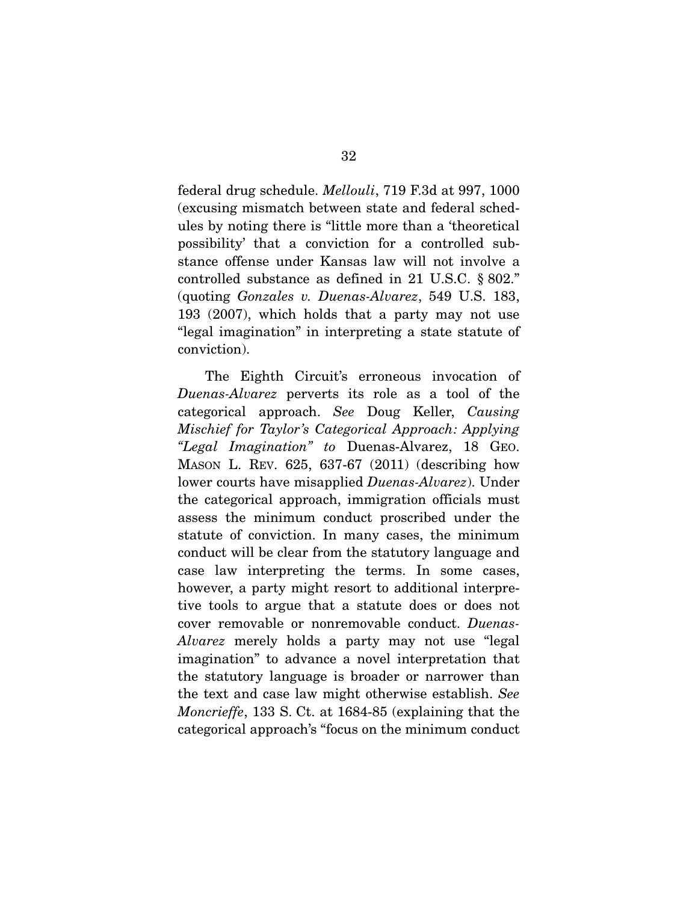federal drug schedule. *Mellouli*, 719 F.3d at 997, 1000 (excusing mismatch between state and federal schedules by noting there is "little more than a 'theoretical possibility' that a conviction for a controlled substance offense under Kansas law will not involve a controlled substance as defined in 21 U.S.C. § 802." (quoting *Gonzales v. Duenas-Alvarez*, 549 U.S. 183, 193 (2007), which holds that a party may not use "legal imagination" in interpreting a state statute of conviction).

The Eighth Circuit's erroneous invocation of *Duenas-Alvarez* perverts its role as a tool of the categorical approach. *See* Doug Keller, *Causing Mischief for Taylor's Categorical Approach: Applying "Legal Imagination" to* Duenas-Alvarez, 18 GEO. MASON L. REV. 625, 637-67 (2011) (describing how lower courts have misapplied *Duenas-Alvarez*). Under the categorical approach, immigration officials must assess the minimum conduct proscribed under the statute of conviction. In many cases, the minimum conduct will be clear from the statutory language and case law interpreting the terms. In some cases, however, a party might resort to additional interpretive tools to argue that a statute does or does not cover removable or nonremovable conduct. *Duenas-Alvarez* merely holds a party may not use "legal imagination" to advance a novel interpretation that the statutory language is broader or narrower than the text and case law might otherwise establish. *See Moncrieffe*, 133 S. Ct. at 1684-85 (explaining that the categorical approach's "focus on the minimum conduct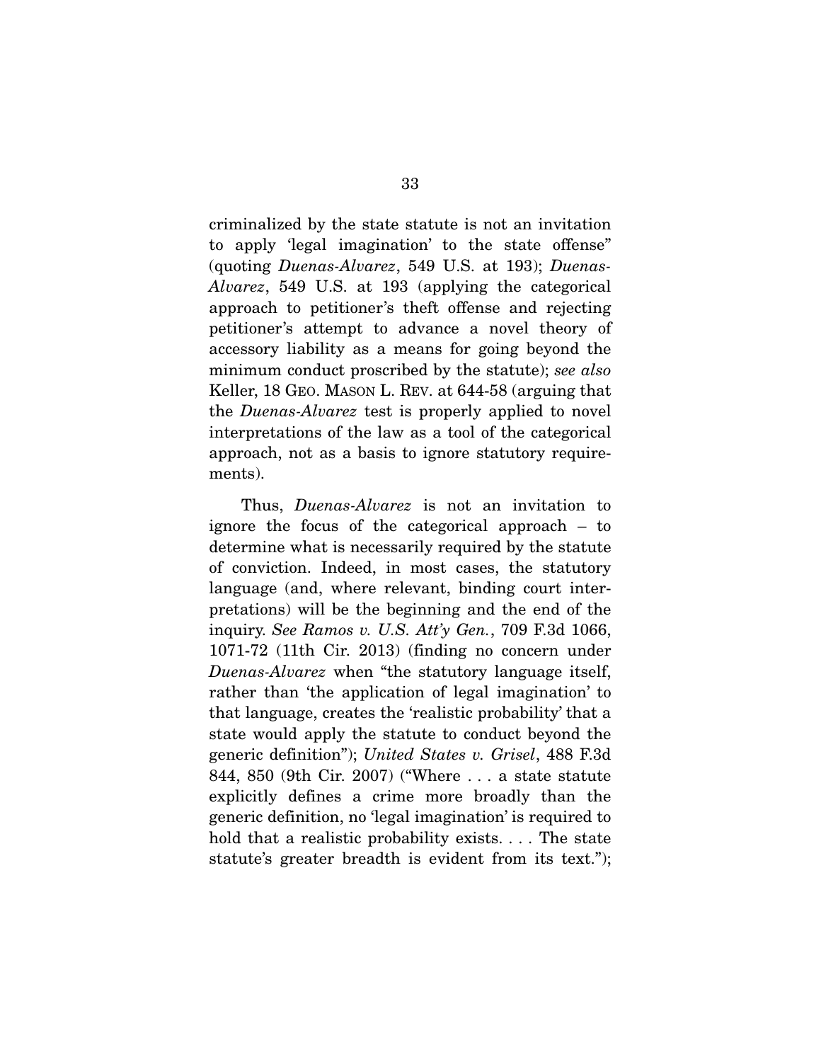criminalized by the state statute is not an invitation to apply 'legal imagination' to the state offense" (quoting *Duenas-Alvarez*, 549 U.S. at 193); *Duenas-Alvarez*, 549 U.S. at 193 (applying the categorical approach to petitioner's theft offense and rejecting petitioner's attempt to advance a novel theory of accessory liability as a means for going beyond the minimum conduct proscribed by the statute); *see also* Keller, 18 GEO. MASON L. REV. at 644-58 (arguing that the *Duenas-Alvarez* test is properly applied to novel interpretations of the law as a tool of the categorical approach, not as a basis to ignore statutory requirements).

Thus, *Duenas-Alvarez* is not an invitation to ignore the focus of the categorical approach – to determine what is necessarily required by the statute of conviction. Indeed, in most cases, the statutory language (and, where relevant, binding court interpretations) will be the beginning and the end of the inquiry. *See Ramos v. U.S. Att'y Gen.*, 709 F.3d 1066, 1071-72 (11th Cir. 2013) (finding no concern under *Duenas-Alvarez* when "the statutory language itself, rather than 'the application of legal imagination' to that language, creates the 'realistic probability' that a state would apply the statute to conduct beyond the generic definition"); *United States v. Grisel*, 488 F.3d 844, 850 (9th Cir. 2007) ("Where . . . a state statute explicitly defines a crime more broadly than the generic definition, no 'legal imagination' is required to hold that a realistic probability exists. . . . The state statute's greater breadth is evident from its text.");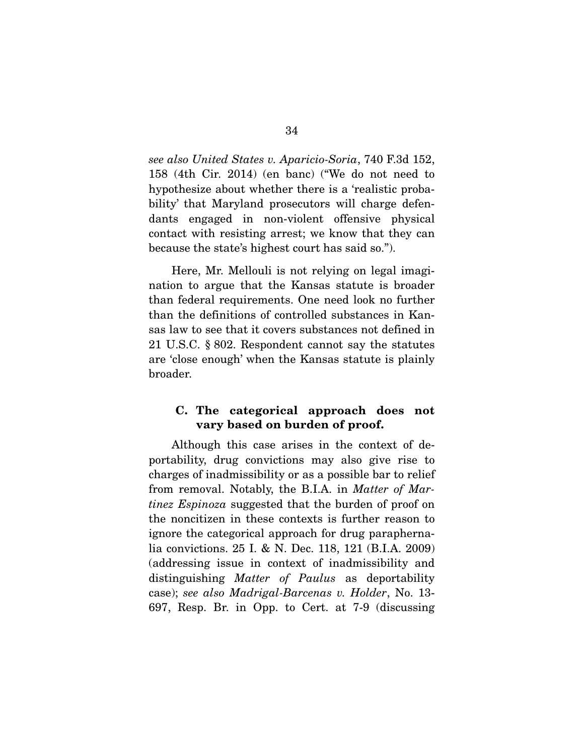*see also United States v. Aparicio-Soria*, 740 F.3d 152, 158 (4th Cir. 2014) (en banc) ("We do not need to hypothesize about whether there is a 'realistic probability' that Maryland prosecutors will charge defendants engaged in non-violent offensive physical contact with resisting arrest; we know that they can because the state's highest court has said so.").

Here, Mr. Mellouli is not relying on legal imagination to argue that the Kansas statute is broader than federal requirements. One need look no further than the definitions of controlled substances in Kansas law to see that it covers substances not defined in 21 U.S.C. § 802. Respondent cannot say the statutes are 'close enough' when the Kansas statute is plainly broader.

### C. The categorical approach does not vary based on burden of proof.

Although this case arises in the context of deportability, drug convictions may also give rise to charges of inadmissibility or as a possible bar to relief from removal. Notably, the B.I.A. in *Matter of Martinez Espinoza* suggested that the burden of proof on the noncitizen in these contexts is further reason to ignore the categorical approach for drug paraphernalia convictions. 25 I. & N. Dec. 118, 121 (B.I.A. 2009) (addressing issue in context of inadmissibility and distinguishing *Matter of Paulus* as deportability case); *see also Madrigal-Barcenas v. Holder*, No. 13-697, Resp. Br. in Opp. to Cert. at 7-9 (discussing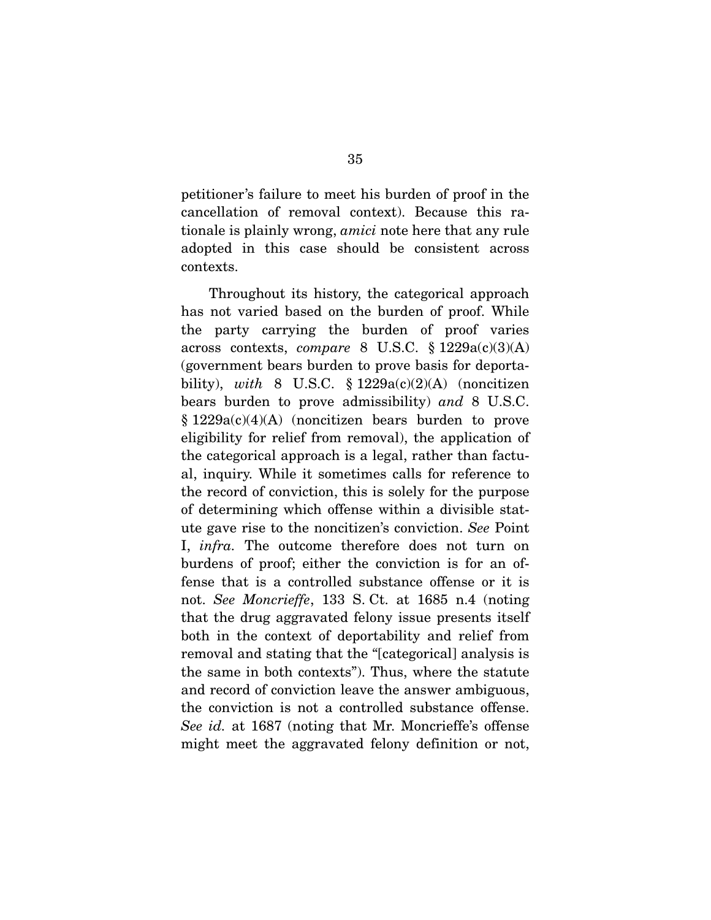petitioner's failure to meet his burden of proof in the cancellation of removal context). Because this rationale is plainly wrong, *amici* note here that any rule adopted in this case should be consistent across contexts.

Throughout its history, the categorical approach has not varied based on the burden of proof. While the party carrying the burden of proof varies across contexts, *compare* 8 U.S.C. § 1229a(c)(3)(A) (government bears burden to prove basis for deportability), *with* 8 U.S.C. § 1229a(c)(2)(A) (noncitizen bears burden to prove admissibility) *and* 8 U.S.C. § 1229a(c)(4)(A) (noncitizen bears burden to prove eligibility for relief from removal), the application of the categorical approach is a legal, rather than factual, inquiry. While it sometimes calls for reference to the record of conviction, this is solely for the purpose of determining which offense within a divisible statute gave rise to the noncitizen's conviction. *See* Point I, *infra*. The outcome therefore does not turn on burdens of proof; either the conviction is for an offense that is a controlled substance offense or it is not. *See Moncrieffe*, 133 S. Ct. at 1685 n.4 (noting that the drug aggravated felony issue presents itself both in the context of deportability and relief from removal and stating that the "[categorical] analysis is the same in both contexts"). Thus, where the statute and record of conviction leave the answer ambiguous, the conviction is not a controlled substance offense. *See id.* at 1687 (noting that Mr. Moncrieffe's offense might meet the aggravated felony definition or not,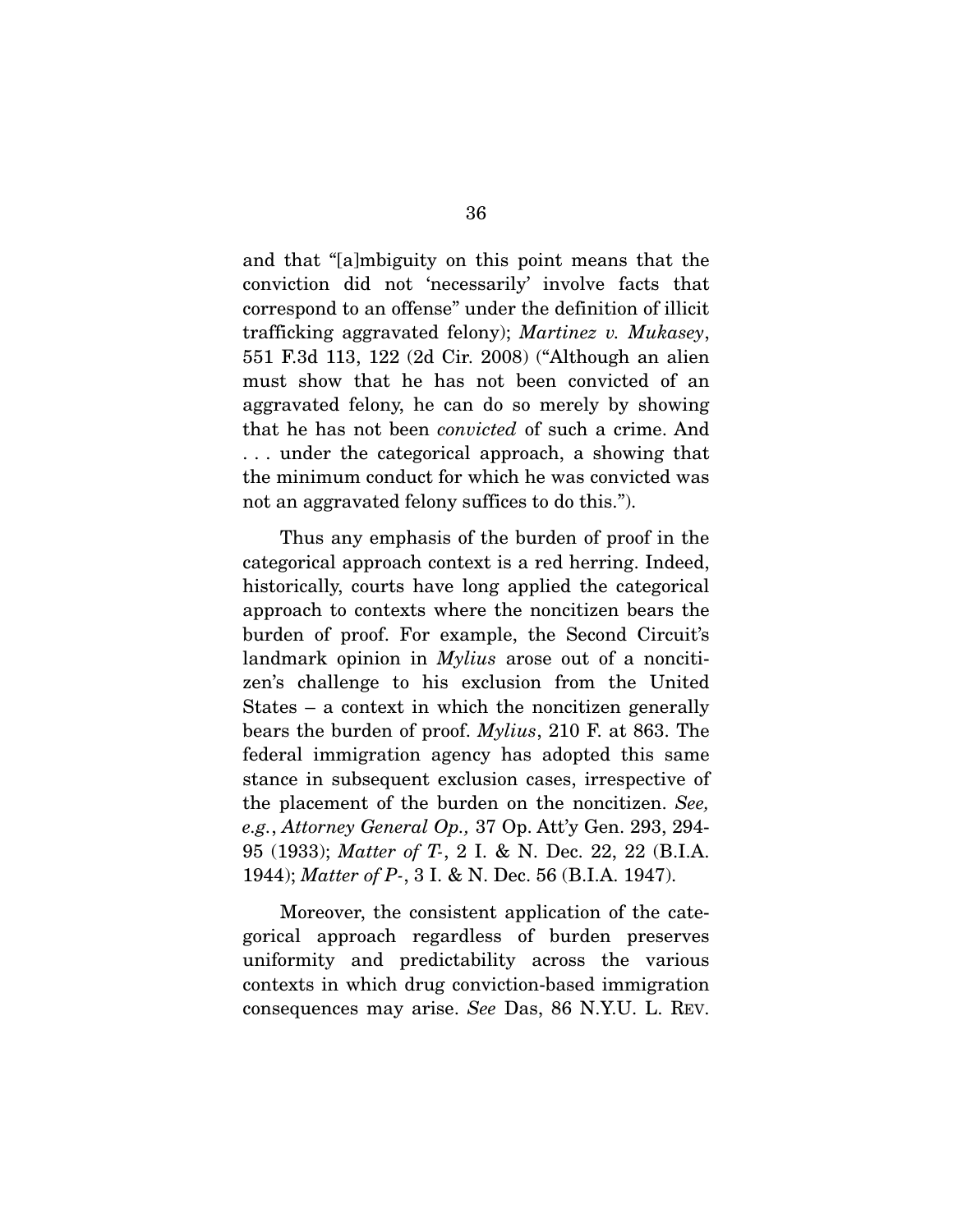and that "[a]mbiguity on this point means that the conviction did not 'necessarily' involve facts that correspond to an offense" under the definition of illicit trafficking aggravated felony); *Martinez v. Mukasey*, 551 F.3d 113, 122 (2d Cir. 2008) ("Although an alien must show that he has not been convicted of an aggravated felony, he can do so merely by showing that he has not been *convicted* of such a crime. And . . . under the categorical approach, a showing that the minimum conduct for which he was convicted was not an aggravated felony suffices to do this.").

Thus any emphasis of the burden of proof in the categorical approach context is a red herring. Indeed, historically, courts have long applied the categorical approach to contexts where the noncitizen bears the burden of proof. For example, the Second Circuit's landmark opinion in *Mylius* arose out of a noncitizen's challenge to his exclusion from the United States – a context in which the noncitizen generally bears the burden of proof. *Mylius*, 210 F. at 863. The federal immigration agency has adopted this same stance in subsequent exclusion cases, irrespective of the placement of the burden on the noncitizen. *See, e.g.*, *Attorney General Op.,* 37 Op. Att'y Gen. 293, 294-95 (1933); *Matter of T-*, 2 I. & N. Dec. 22, 22 (B.I.A. 1944); *Matter of P-*, 3 I. & N. Dec. 56 (B.I.A. 1947).

Moreover, the consistent application of the categorical approach regardless of burden preserves uniformity and predictability across the various contexts in which drug conviction-based immigration consequences may arise. *See* Das, 86 N.Y.U. L. REV.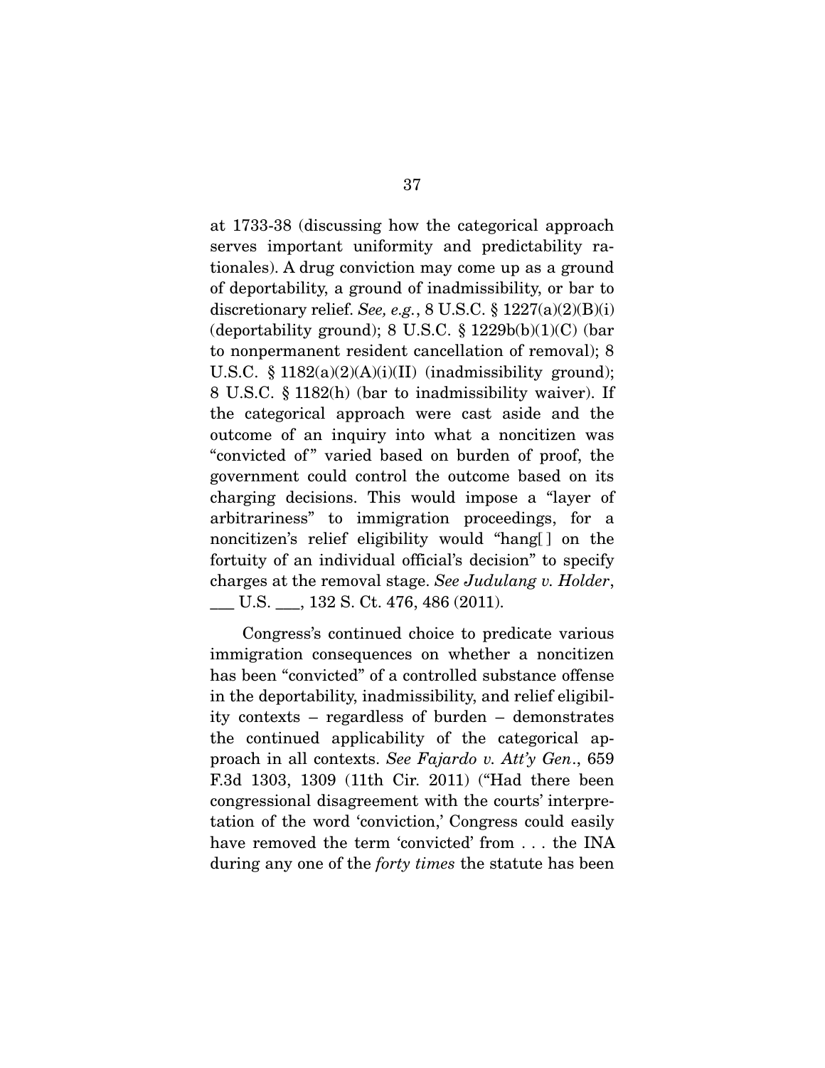at 1733-38 (discussing how the categorical approach serves important uniformity and predictability rationales). A drug conviction may come up as a ground of deportability, a ground of inadmissibility, or bar to discretionary relief. *See, e.g.*, 8 U.S.C. § 1227(a)(2)(B)(i) (deportability ground); 8 U.S.C. § 1229b(b)(1)(C) (bar to nonpermanent resident cancellation of removal); 8 U.S.C. § 1182(a)(2)(A)(i)(II) (inadmissibility ground); 8 U.S.C. § 1182(h) (bar to inadmissibility waiver). If the categorical approach were cast aside and the outcome of an inquiry into what a noncitizen was "convicted of" varied based on burden of proof, the government could control the outcome based on its charging decisions. This would impose a "layer of arbitrariness" to immigration proceedings, for a noncitizen's relief eligibility would "hang[ ] on the fortuity of an individual official's decision" to specify charges at the removal stage. *See Judulang v. Holder*, ___ U.S. ___, 132 S. Ct. 476, 486 (2011).

Congress's continued choice to predicate various immigration consequences on whether a noncitizen has been "convicted" of a controlled substance offense in the deportability, inadmissibility, and relief eligibility contexts – regardless of burden – demonstrates the continued applicability of the categorical approach in all contexts. *See Fajardo v. Att'y Gen.*, 659 F.3d 1303, 1309 (11th Cir. 2011) ("Had there been congressional disagreement with the courts' interpretation of the word 'conviction,' Congress could easily have removed the term 'convicted' from . . . the INA during any one of the *forty times* the statute has been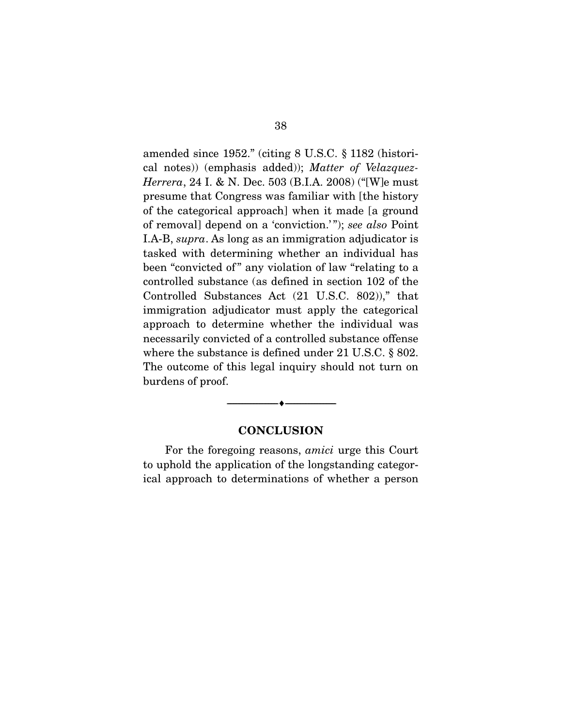amended since 1952." (citing 8 U.S.C. § 1182 (historical notes)) (emphasis added)); *Matter of Velazquez-Herrera*, 24 I. & N. Dec. 503 (B.I.A. 2008) ("[W]e must presume that Congress was familiar with [the history of the categorical approach] when it made [a ground of removal] depend on a 'conviction.'"); *see also* Point I.A-B, *supra*. As long as an immigration adjudicator is tasked with determining whether an individual has been "convicted of" any violation of law "relating to a controlled substance (as defined in section 102 of the Controlled Substances Act (21 U.S.C. 802))," that immigration adjudicator must apply the categorical approach to determine whether the individual was necessarily convicted of a controlled substance offense where the substance is defined under 21 U.S.C. § 802. The outcome of this legal inquiry should not turn on burdens of proof.

---

## CONCLUSION

For the foregoing reasons, *amici* urge this Court to uphold the application of the longstanding categorical approach to determinations of whether a person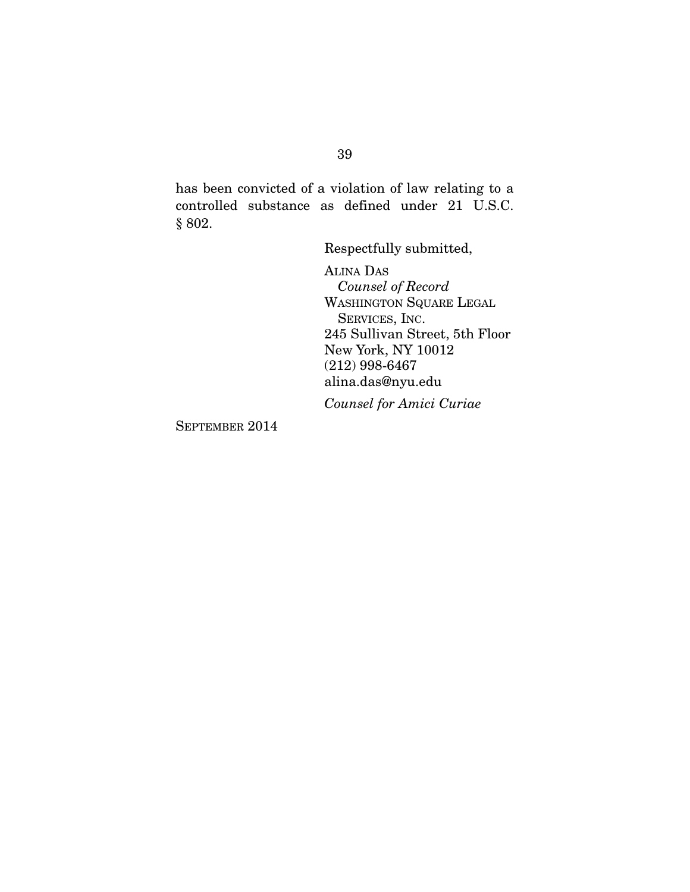has been convicted of a violation of law relating to a controlled substance as defined under 21 U.S.C. § 802.

Respectfully submitted,

ALINA DAS
*Counsel of Record*
WASHINGTON SQUARE LEGAL SERVICES, INC.
245 Sullivan Street, 5th Floor
New York, NY 10012
(212) 998-6467
alina.das@nyu.edu

*Counsel for Amici Curiae*

SEPTEMBER 2014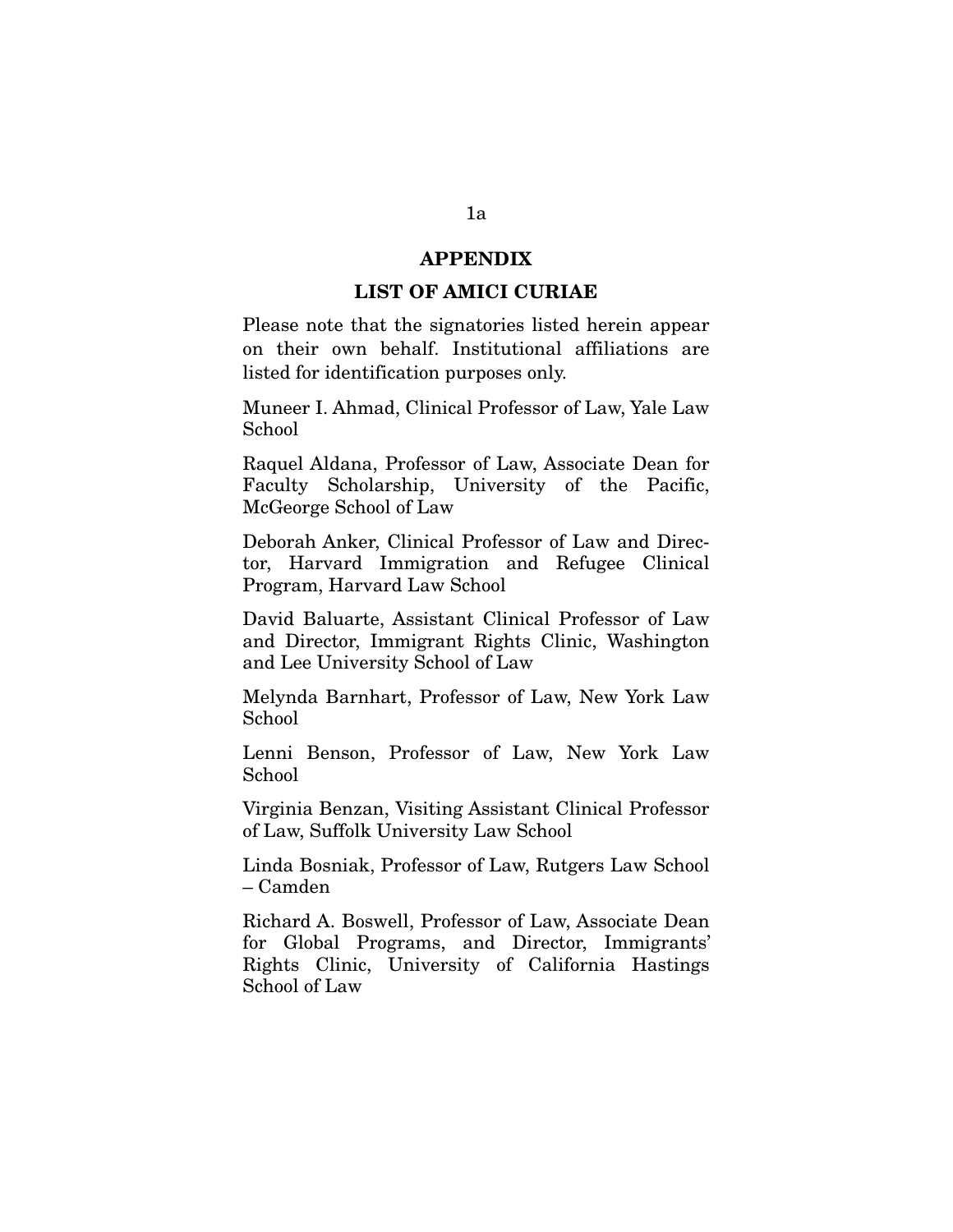## APPENDIX

### LIST OF AMICI CURIAE

Please note that the signatories listed herein appear on their own behalf. Institutional affiliations are listed for identification purposes only.

Muneer I. Ahmad, Clinical Professor of Law, Yale Law School

Raquel Aldana, Professor of Law, Associate Dean for Faculty Scholarship, University of the Pacific, McGeorge School of Law

Deborah Anker, Clinical Professor of Law and Director, Harvard Immigration and Refugee Clinical Program, Harvard Law School

David Baluarte, Assistant Clinical Professor of Law and Director, Immigrant Rights Clinic, Washington and Lee University School of Law

Melynda Barnhart, Professor of Law, New York Law School

Lenni Benson, Professor of Law, New York Law School

Virginia Benzan, Visiting Assistant Clinical Professor of Law, Suffolk University Law School

Linda Bosniak, Professor of Law, Rutgers Law School – Camden

Richard A. Boswell, Professor of Law, Associate Dean for Global Programs, and Director, Immigrants' Rights Clinic, University of California Hastings School of Law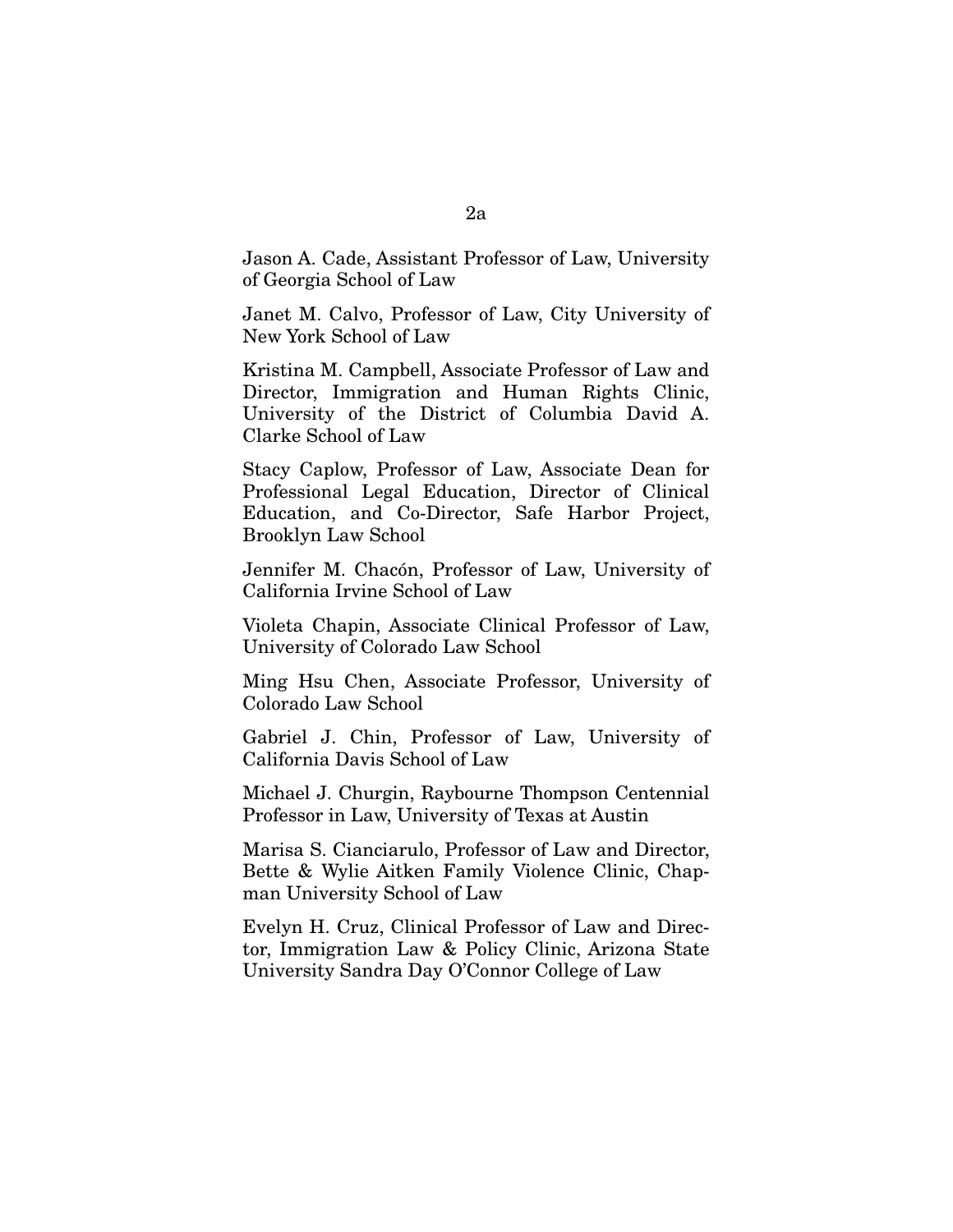Jason A. Cade, Assistant Professor of Law, University of Georgia School of Law

Janet M. Calvo, Professor of Law, City University of New York School of Law

Kristina M. Campbell, Associate Professor of Law and Director, Immigration and Human Rights Clinic, University of the District of Columbia David A. Clarke School of Law

Stacy Caplow, Professor of Law, Associate Dean for Professional Legal Education, Director of Clinical Education, and Co-Director, Safe Harbor Project, Brooklyn Law School

Jennifer M. Chacón, Professor of Law, University of California Irvine School of Law

Violeta Chapin, Associate Clinical Professor of Law, University of Colorado Law School

Ming Hsu Chen, Associate Professor, University of Colorado Law School

Gabriel J. Chin, Professor of Law, University of California Davis School of Law

Michael J. Churgin, Raybourne Thompson Centennial Professor in Law, University of Texas at Austin

Marisa S. Cianciarulo, Professor of Law and Director, Bette & Wylie Aitken Family Violence Clinic, Chapman University School of Law

Evelyn H. Cruz, Clinical Professor of Law and Director, Immigration Law & Policy Clinic, Arizona State University Sandra Day O'Connor College of Law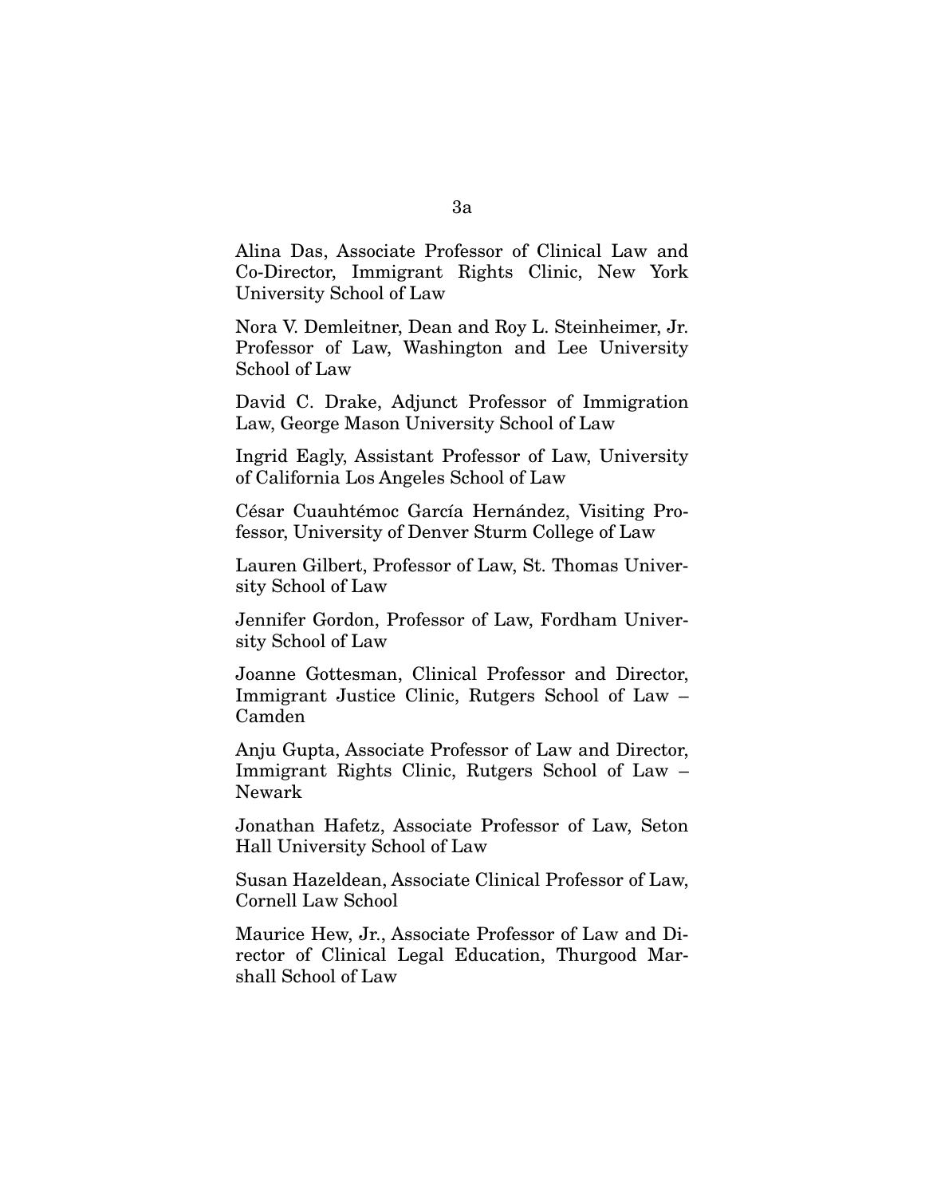Alina Das, Associate Professor of Clinical Law and Co-Director, Immigrant Rights Clinic, New York University School of Law

Nora V. Demleitner, Dean and Roy L. Steinheimer, Jr. Professor of Law, Washington and Lee University School of Law

David C. Drake, Adjunct Professor of Immigration Law, George Mason University School of Law

Ingrid Eagly, Assistant Professor of Law, University of California Los Angeles School of Law

César Cuauhtémoc García Hernández, Visiting Professor, University of Denver Sturm College of Law

Lauren Gilbert, Professor of Law, St. Thomas University School of Law

Jennifer Gordon, Professor of Law, Fordham University School of Law

Joanne Gottesman, Clinical Professor and Director, Immigrant Justice Clinic, Rutgers School of Law – Camden

Anju Gupta, Associate Professor of Law and Director, Immigrant Rights Clinic, Rutgers School of Law – Newark

Jonathan Hafetz, Associate Professor of Law, Seton Hall University School of Law

Susan Hazeldean, Associate Clinical Professor of Law, Cornell Law School

Maurice Hew, Jr., Associate Professor of Law and Director of Clinical Legal Education, Thurgood Marshall School of Law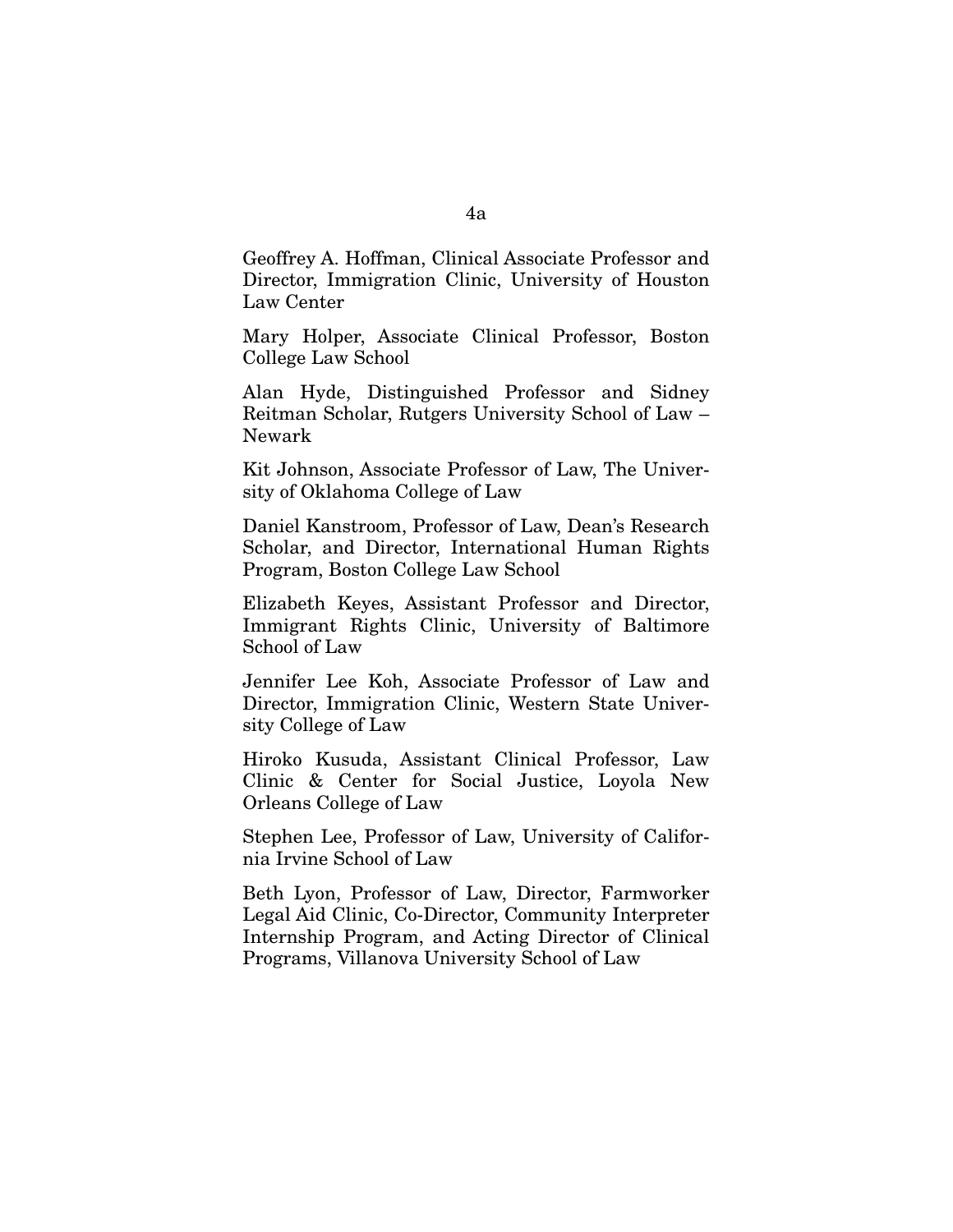Geoffrey A. Hoffman, Clinical Associate Professor and Director, Immigration Clinic, University of Houston Law Center

Mary Holper, Associate Clinical Professor, Boston College Law School

Alan Hyde, Distinguished Professor and Sidney Reitman Scholar, Rutgers University School of Law – Newark

Kit Johnson, Associate Professor of Law, The University of Oklahoma College of Law

Daniel Kanstroom, Professor of Law, Dean's Research Scholar, and Director, International Human Rights Program, Boston College Law School

Elizabeth Keyes, Assistant Professor and Director, Immigrant Rights Clinic, University of Baltimore School of Law

Jennifer Lee Koh, Associate Professor of Law and Director, Immigration Clinic, Western State University College of Law

Hiroko Kusuda, Assistant Clinical Professor, Law Clinic & Center for Social Justice, Loyola New Orleans College of Law

Stephen Lee, Professor of Law, University of California Irvine School of Law

Beth Lyon, Professor of Law, Director, Farmworker Legal Aid Clinic, Co-Director, Community Interpreter Internship Program, and Acting Director of Clinical Programs, Villanova University School of Law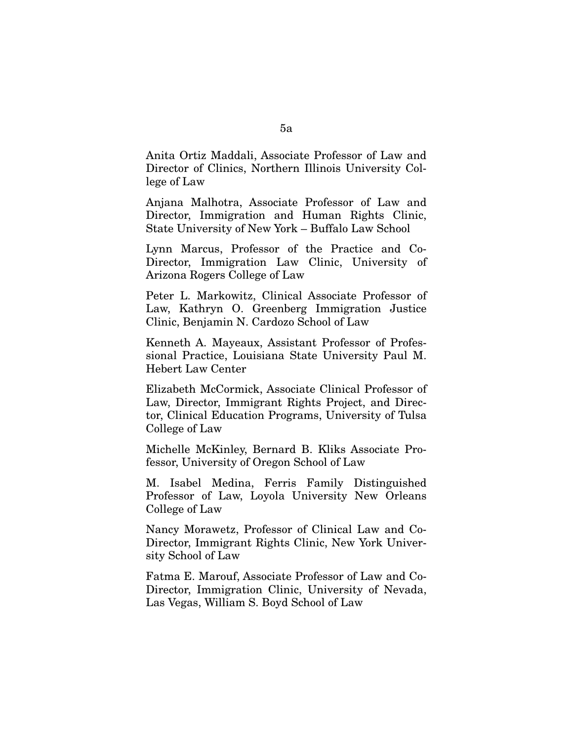Anita Ortiz Maddali, Associate Professor of Law and Director of Clinics, Northern Illinois University College of Law

Anjana Malhotra, Associate Professor of Law and Director, Immigration and Human Rights Clinic, State University of New York – Buffalo Law School

Lynn Marcus, Professor of the Practice and Co-Director, Immigration Law Clinic, University of Arizona Rogers College of Law

Peter L. Markowitz, Clinical Associate Professor of Law, Kathryn O. Greenberg Immigration Justice Clinic, Benjamin N. Cardozo School of Law

Kenneth A. Mayeaux, Assistant Professor of Professional Practice, Louisiana State University Paul M. Hebert Law Center

Elizabeth McCormick, Associate Clinical Professor of Law, Director, Immigrant Rights Project, and Director, Clinical Education Programs, University of Tulsa College of Law

Michelle McKinley, Bernard B. Kliks Associate Professor, University of Oregon School of Law

M. Isabel Medina, Ferris Family Distinguished Professor of Law, Loyola University New Orleans College of Law

Nancy Morawetz, Professor of Clinical Law and Co-Director, Immigrant Rights Clinic, New York University School of Law

Fatma E. Marouf, Associate Professor of Law and Co-Director, Immigration Clinic, University of Nevada, Las Vegas, William S. Boyd School of Law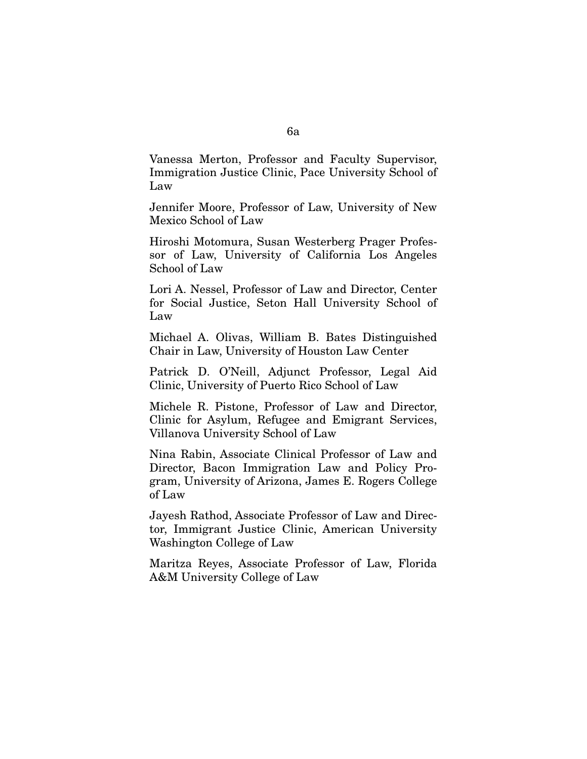Vanessa Merton, Professor and Faculty Supervisor, Immigration Justice Clinic, Pace University School of Law

Jennifer Moore, Professor of Law, University of New Mexico School of Law

Hiroshi Motomura, Susan Westerberg Prager Professor of Law, University of California Los Angeles School of Law

Lori A. Nessel, Professor of Law and Director, Center for Social Justice, Seton Hall University School of Law

Michael A. Olivas, William B. Bates Distinguished Chair in Law, University of Houston Law Center

Patrick D. O'Neill, Adjunct Professor, Legal Aid Clinic, University of Puerto Rico School of Law

Michele R. Pistone, Professor of Law and Director, Clinic for Asylum, Refugee and Emigrant Services, Villanova University School of Law

Nina Rabin, Associate Clinical Professor of Law and Director, Bacon Immigration Law and Policy Program, University of Arizona, James E. Rogers College of Law

Jayesh Rathod, Associate Professor of Law and Director, Immigrant Justice Clinic, American University Washington College of Law

Maritza Reyes, Associate Professor of Law, Florida A&M University College of Law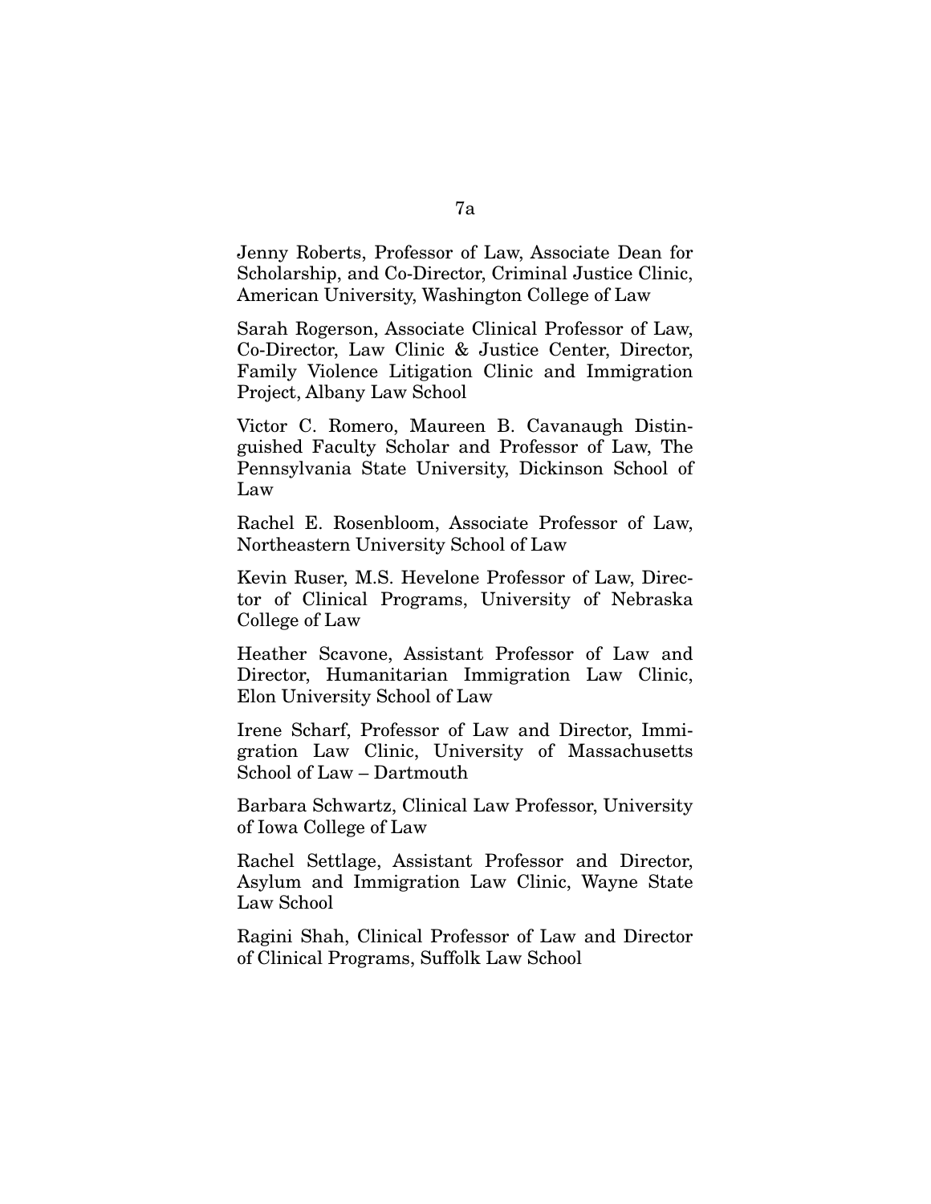Jenny Roberts, Professor of Law, Associate Dean for Scholarship, and Co-Director, Criminal Justice Clinic, American University, Washington College of Law

Sarah Rogerson, Associate Clinical Professor of Law, Co-Director, Law Clinic & Justice Center, Director, Family Violence Litigation Clinic and Immigration Project, Albany Law School

Victor C. Romero, Maureen B. Cavanaugh Distinguished Faculty Scholar and Professor of Law, The Pennsylvania State University, Dickinson School of Law

Rachel E. Rosenbloom, Associate Professor of Law, Northeastern University School of Law

Kevin Ruser, M.S. Hevelone Professor of Law, Director of Clinical Programs, University of Nebraska College of Law

Heather Scavone, Assistant Professor of Law and Director, Humanitarian Immigration Law Clinic, Elon University School of Law

Irene Scharf, Professor of Law and Director, Immigration Law Clinic, University of Massachusetts School of Law – Dartmouth

Barbara Schwartz, Clinical Law Professor, University of Iowa College of Law

Rachel Settlage, Assistant Professor and Director, Asylum and Immigration Law Clinic, Wayne State Law School

Ragini Shah, Clinical Professor of Law and Director of Clinical Programs, Suffolk Law School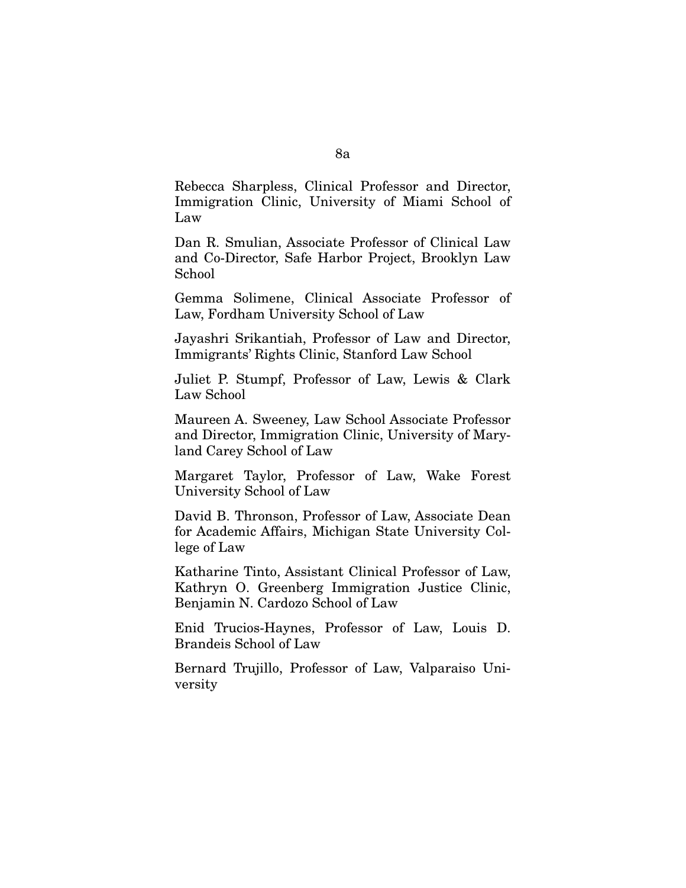Rebecca Sharpless, Clinical Professor and Director, Immigration Clinic, University of Miami School of Law

Dan R. Smulian, Associate Professor of Clinical Law and Co-Director, Safe Harbor Project, Brooklyn Law School

Gemma Solimene, Clinical Associate Professor of Law, Fordham University School of Law

Jayashri Srikantiah, Professor of Law and Director, Immigrants' Rights Clinic, Stanford Law School

Juliet P. Stumpf, Professor of Law, Lewis & Clark Law School

Maureen A. Sweeney, Law School Associate Professor and Director, Immigration Clinic, University of Maryland Carey School of Law

Margaret Taylor, Professor of Law, Wake Forest University School of Law

David B. Thronson, Professor of Law, Associate Dean for Academic Affairs, Michigan State University College of Law

Katharine Tinto, Assistant Clinical Professor of Law, Kathryn O. Greenberg Immigration Justice Clinic, Benjamin N. Cardozo School of Law

Enid Trucios-Haynes, Professor of Law, Louis D. Brandeis School of Law

Bernard Trujillo, Professor of Law, Valparaiso University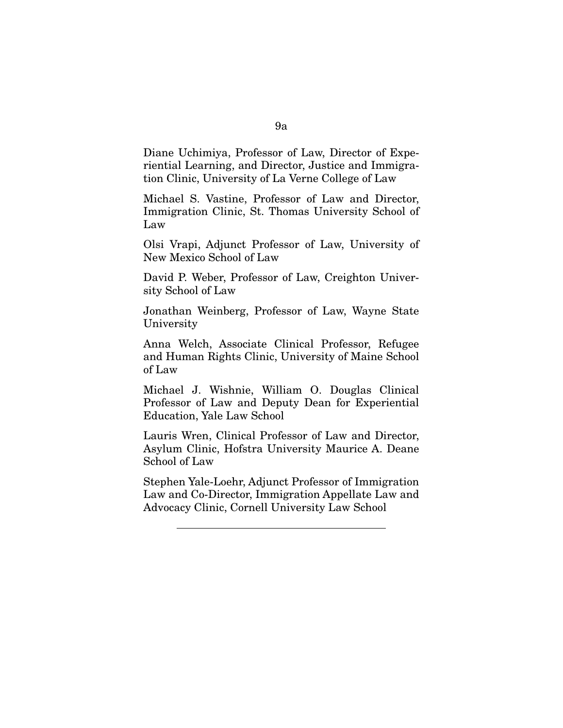Diane Uchimiya, Professor of Law, Director of Experiential Learning, and Director, Justice and Immigration Clinic, University of La Verne College of Law

Michael S. Vastine, Professor of Law and Director, Immigration Clinic, St. Thomas University School of Law

Olsi Vrapi, Adjunct Professor of Law, University of New Mexico School of Law

David P. Weber, Professor of Law, Creighton University School of Law

Jonathan Weinberg, Professor of Law, Wayne State University

Anna Welch, Associate Clinical Professor, Refugee and Human Rights Clinic, University of Maine School of Law

Michael J. Wishnie, William O. Douglas Clinical Professor of Law and Deputy Dean for Experiential Education, Yale Law School

Lauris Wren, Clinical Professor of Law and Director, Asylum Clinic, Hofstra University Maurice A. Deane School of Law

Stephen Yale-Loehr, Adjunct Professor of Immigration Law and Co-Director, Immigration Appellate Law and Advocacy Clinic, Cornell University Law School